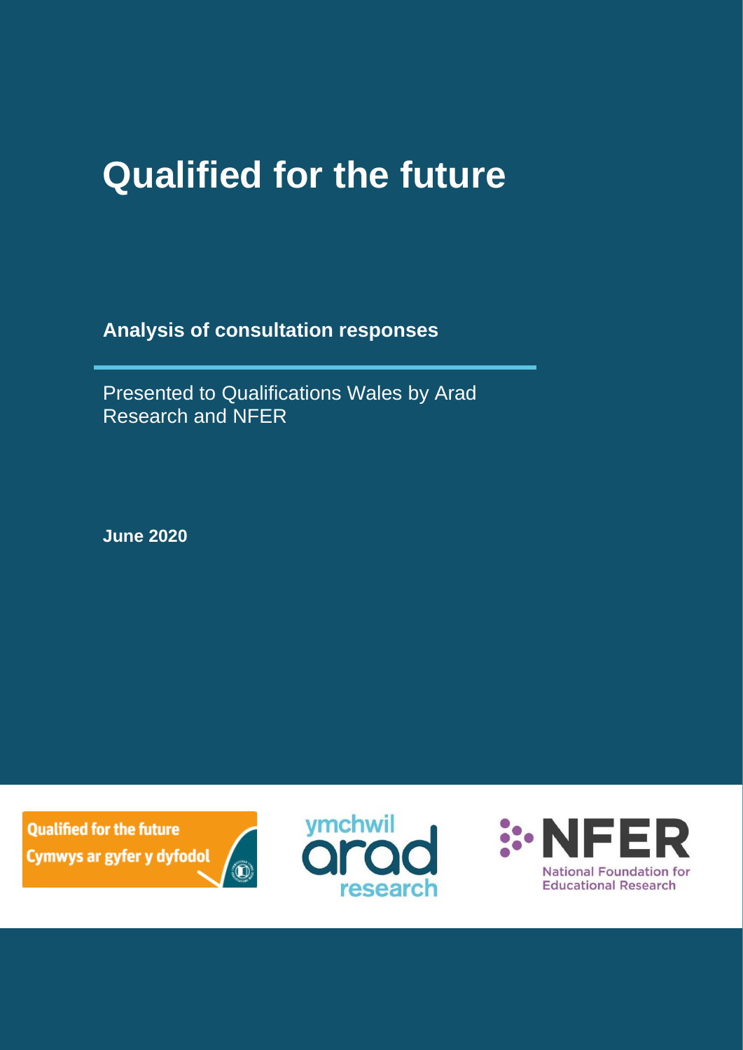# Qualified for the future

**Analysis of consultation responses**

Presented to Qualifications Wales by Arad Research and NFER

**June 2020**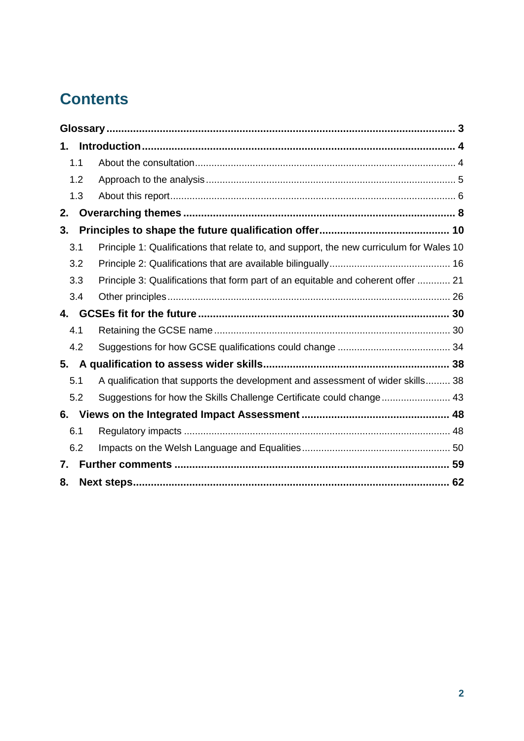# Contents

**Glossary** ..... **3**

**1. Introduction** ..... **4**

- 1.1 About the consultation ..... 4
- 1.2 Approach to the analysis ..... 5
- 1.3 About this report ..... 6

**2. Overarching themes** ..... **8**

**3. Principles to shape the future qualification offer** ..... **10**

- 3.1 Principle 1: Qualifications that relate to, and support, the new curriculum for Wales 10
- 3.2 Principle 2: Qualifications that are available bilingually ..... 16
- 3.3 Principle 3: Qualifications that form part of an equitable and coherent offer ..... 21
- 3.4 Other principles ..... 26

**4. GCSEs fit for the future** ..... **30**

- 4.1 Retaining the GCSE name ..... 30
- 4.2 Suggestions for how GCSE qualifications could change ..... 34

**5. A qualification to assess wider skills** ..... **38**

- 5.1 A qualification that supports the development and assessment of wider skills ..... 38
- 5.2 Suggestions for how the Skills Challenge Certificate could change ..... 43

**6. Views on the Integrated Impact Assessment** ..... **48**

- 6.1 Regulatory impacts ..... 48
- 6.2 Impacts on the Welsh Language and Equalities ..... 50

**7. Further comments** ..... **59**

**8. Next steps** ..... **62**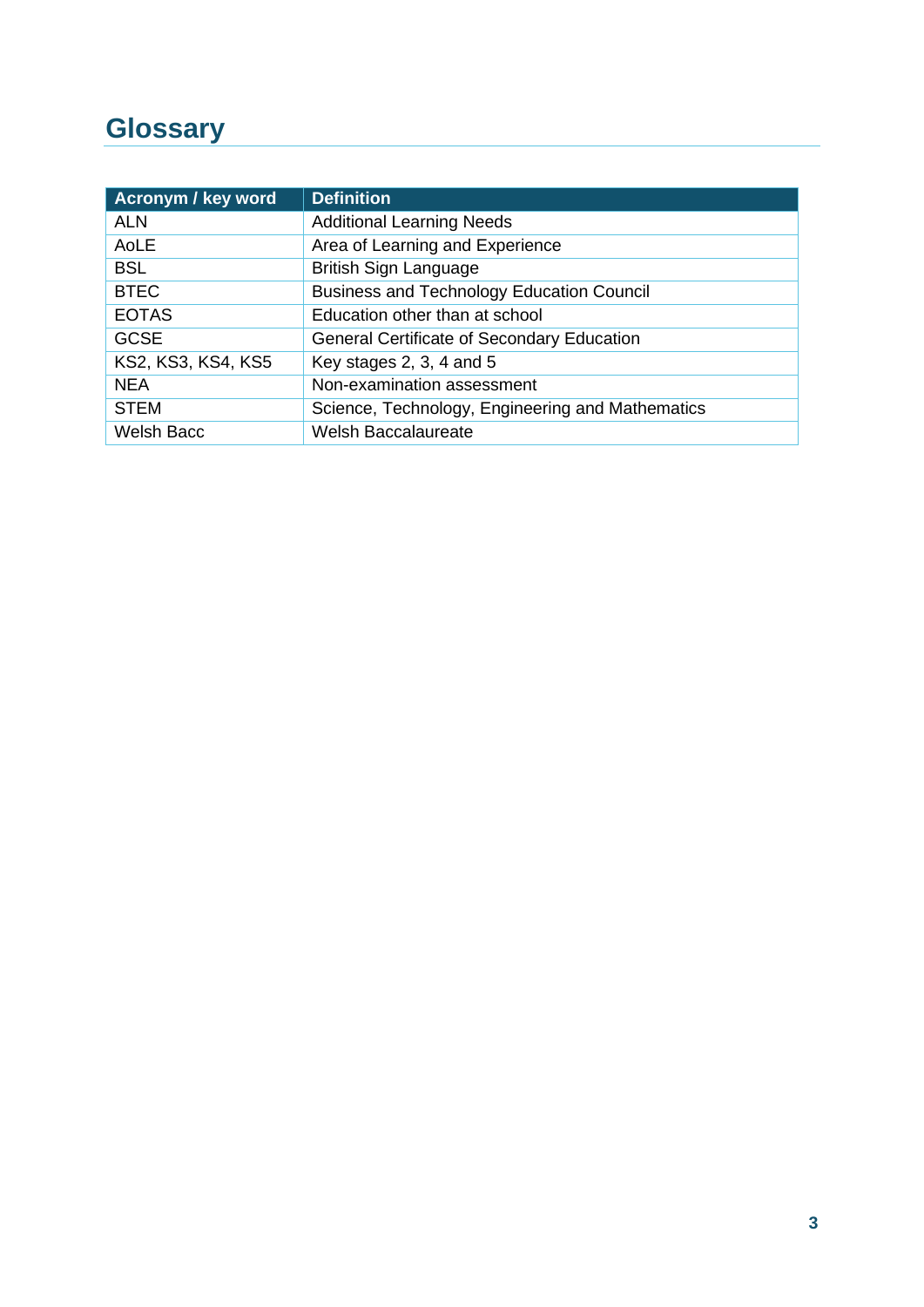# Glossary

| Acronym / key word | Definition |
| --- | --- |
| ALN | Additional Learning Needs |
| AoLE | Area of Learning and Experience |
| BSL | British Sign Language |
| BTEC | Business and Technology Education Council |
| EOTAS | Education other than at school |
| GCSE | General Certificate of Secondary Education |
| KS2, KS3, KS4, KS5 | Key stages 2, 3, 4 and 5 |
| NEA | Non-examination assessment |
| STEM | Science, Technology, Engineering and Mathematics |
| Welsh Bacc | Welsh Baccalaureate |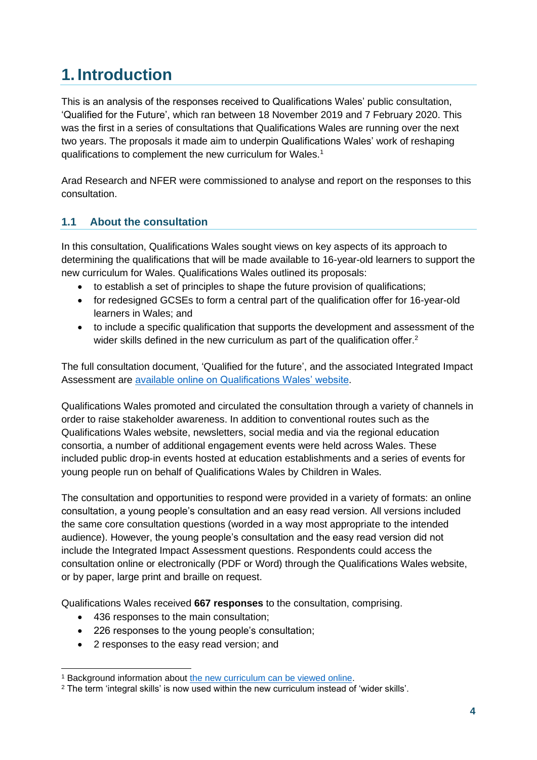# 1. Introduction

This is an analysis of the responses received to Qualifications Wales' public consultation, 'Qualified for the Future', which ran between 18 November 2019 and 7 February 2020. This was the first in a series of consultations that Qualifications Wales are running over the next two years. The proposals it made aim to underpin Qualifications Wales' work of reshaping qualifications to complement the new curriculum for Wales.[1]

Arad Research and NFER were commissioned to analyse and report on the responses to this consultation.

## 1.1 About the consultation

In this consultation, Qualifications Wales sought views on key aspects of its approach to determining the qualifications that will be made available to 16-year-old learners to support the new curriculum for Wales. Qualifications Wales outlined its proposals:

- to establish a set of principles to shape the future provision of qualifications;
- for redesigned GCSEs to form a central part of the qualification offer for 16-year-old learners in Wales; and
- to include a specific qualification that supports the development and assessment of the wider skills defined in the new curriculum as part of the qualification offer.[2]

The full consultation document, 'Qualified for the future', and the associated Integrated Impact Assessment are available online on Qualifications Wales' website.

Qualifications Wales promoted and circulated the consultation through a variety of channels in order to raise stakeholder awareness. In addition to conventional routes such as the Qualifications Wales website, newsletters, social media and via the regional education consortia, a number of additional engagement events were held across Wales. These included public drop-in events hosted at education establishments and a series of events for young people run on behalf of Qualifications Wales by Children in Wales.

The consultation and opportunities to respond were provided in a variety of formats: an online consultation, a young people's consultation and an easy read version. All versions included the same core consultation questions (worded in a way most appropriate to the intended audience). However, the young people's consultation and the easy read version did not include the Integrated Impact Assessment questions. Respondents could access the consultation online or electronically (PDF or Word) through the Qualifications Wales website, or by paper, large print and braille on request.

Qualifications Wales received **667 responses** to the consultation, comprising.

- 436 responses to the main consultation;
- 226 responses to the young people's consultation;
- 2 responses to the easy read version; and

[1] Background information about the new curriculum can be viewed online.

[2] The term 'integral skills' is now used within the new curriculum instead of 'wider skills'.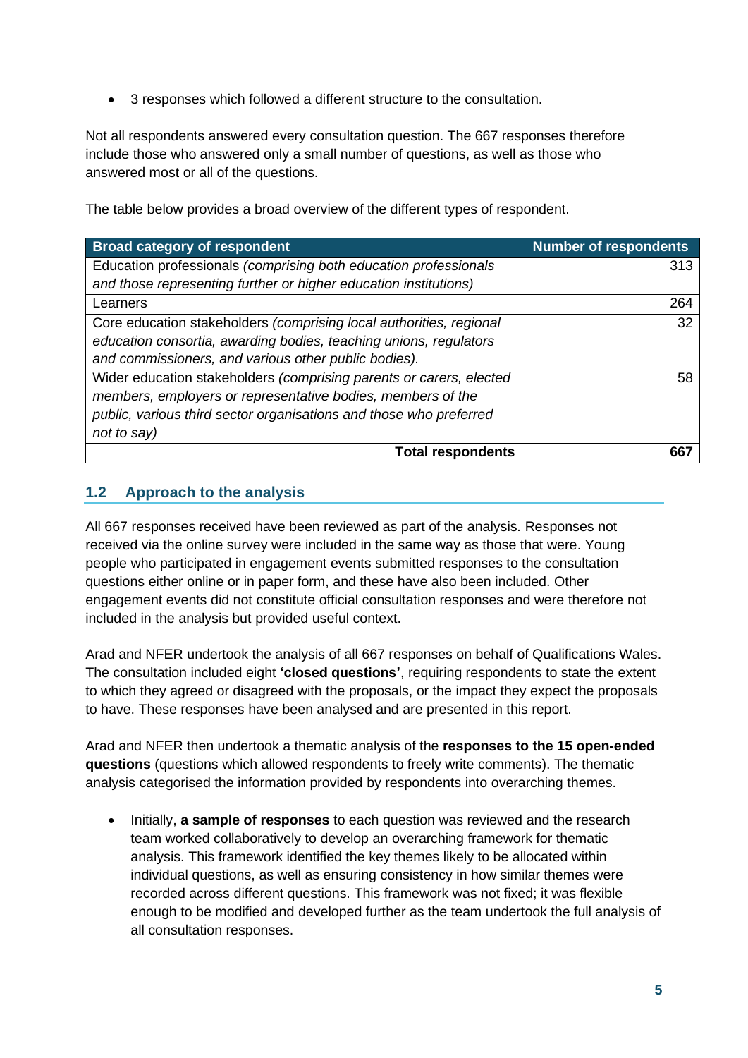- 3 responses which followed a different structure to the consultation.

Not all respondents answered every consultation question. The 667 responses therefore include those who answered only a small number of questions, as well as those who answered most or all of the questions.

The table below provides a broad overview of the different types of respondent.

| Broad category of respondent | Number of respondents |
|---|---|
| Education professionals *(comprising both education professionals and those representing further or higher education institutions)* | 313 |
| Learners | 264 |
| Core education stakeholders *(comprising local authorities, regional education consortia, awarding bodies, teaching unions, regulators and commissioners, and various other public bodies).* | 32 |
| Wider education stakeholders *(comprising parents or carers, elected members, employers or representative bodies, members of the public, various third sector organisations and those who preferred not to say)* | 58 |
| **Total respondents** | **667** |

## 1.2 Approach to the analysis

All 667 responses received have been reviewed as part of the analysis. Responses not received via the online survey were included in the same way as those that were. Young people who participated in engagement events submitted responses to the consultation questions either online or in paper form, and these have also been included. Other engagement events did not constitute official consultation responses and were therefore not included in the analysis but provided useful context.

Arad and NFER undertook the analysis of all 667 responses on behalf of Qualifications Wales. The consultation included eight **'closed questions'**, requiring respondents to state the extent to which they agreed or disagreed with the proposals, or the impact they expect the proposals to have. These responses have been analysed and are presented in this report.

Arad and NFER then undertook a thematic analysis of the **responses to the 15 open-ended questions** (questions which allowed respondents to freely write comments). The thematic analysis categorised the information provided by respondents into overarching themes.

- Initially, **a sample of responses** to each question was reviewed and the research team worked collaboratively to develop an overarching framework for thematic analysis. This framework identified the key themes likely to be allocated within individual questions, as well as ensuring consistency in how similar themes were recorded across different questions. This framework was not fixed; it was flexible enough to be modified and developed further as the team undertook the full analysis of all consultation responses.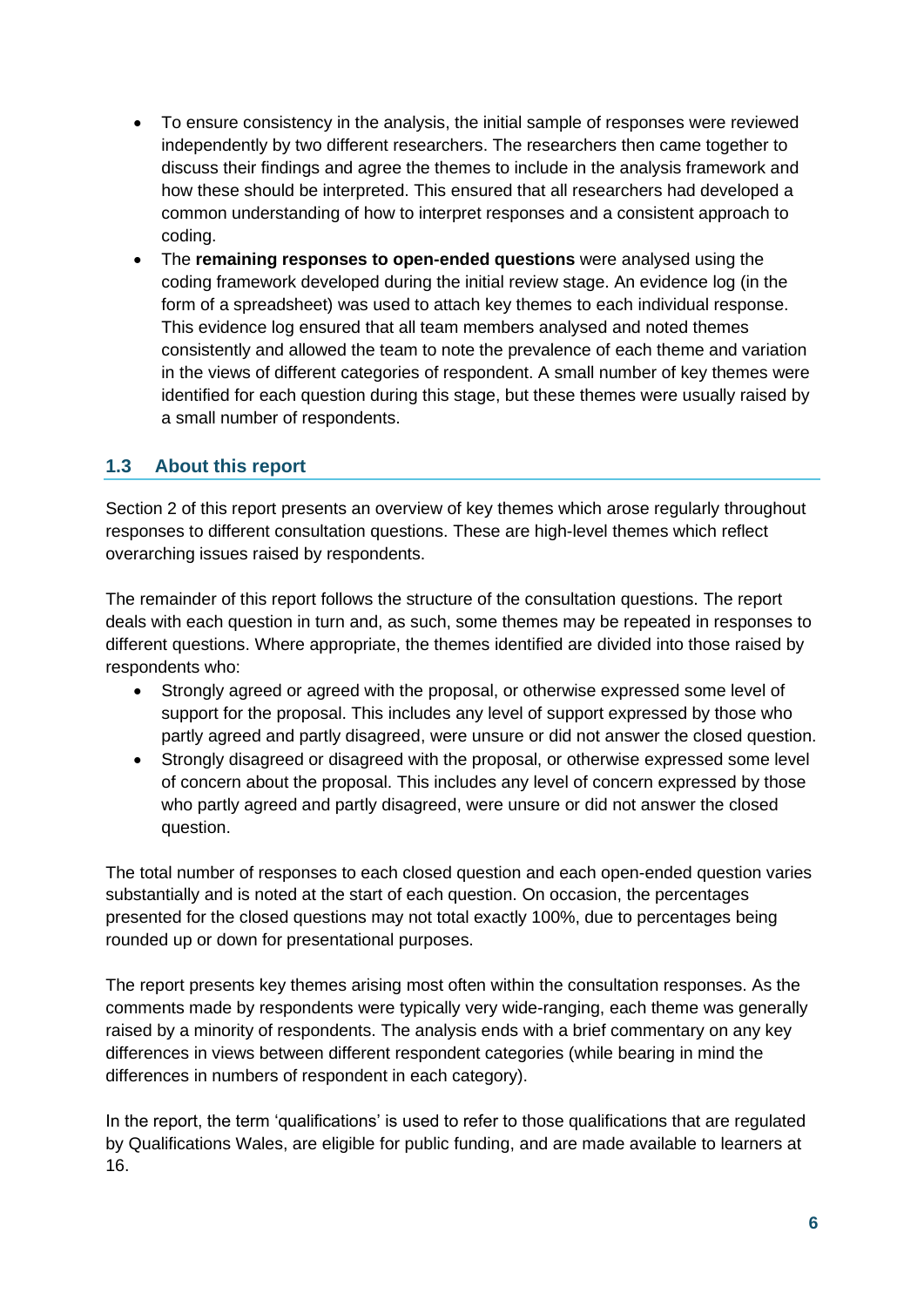- To ensure consistency in the analysis, the initial sample of responses were reviewed independently by two different researchers. The researchers then came together to discuss their findings and agree the themes to include in the analysis framework and how these should be interpreted. This ensured that all researchers had developed a common understanding of how to interpret responses and a consistent approach to coding.
- The **remaining responses to open-ended questions** were analysed using the coding framework developed during the initial review stage. An evidence log (in the form of a spreadsheet) was used to attach key themes to each individual response. This evidence log ensured that all team members analysed and noted themes consistently and allowed the team to note the prevalence of each theme and variation in the views of different categories of respondent. A small number of key themes were identified for each question during this stage, but these themes were usually raised by a small number of respondents.

## 1.3 About this report

Section 2 of this report presents an overview of key themes which arose regularly throughout responses to different consultation questions. These are high-level themes which reflect overarching issues raised by respondents.

The remainder of this report follows the structure of the consultation questions. The report deals with each question in turn and, as such, some themes may be repeated in responses to different questions. Where appropriate, the themes identified are divided into those raised by respondents who:

- Strongly agreed or agreed with the proposal, or otherwise expressed some level of support for the proposal. This includes any level of support expressed by those who partly agreed and partly disagreed, were unsure or did not answer the closed question.
- Strongly disagreed or disagreed with the proposal, or otherwise expressed some level of concern about the proposal. This includes any level of concern expressed by those who partly agreed and partly disagreed, were unsure or did not answer the closed question.

The total number of responses to each closed question and each open-ended question varies substantially and is noted at the start of each question. On occasion, the percentages presented for the closed questions may not total exactly 100%, due to percentages being rounded up or down for presentational purposes.

The report presents key themes arising most often within the consultation responses. As the comments made by respondents were typically very wide-ranging, each theme was generally raised by a minority of respondents. The analysis ends with a brief commentary on any key differences in views between different respondent categories (while bearing in mind the differences in numbers of respondent in each category).

In the report, the term 'qualifications' is used to refer to those qualifications that are regulated by Qualifications Wales, are eligible for public funding, and are made available to learners at 16.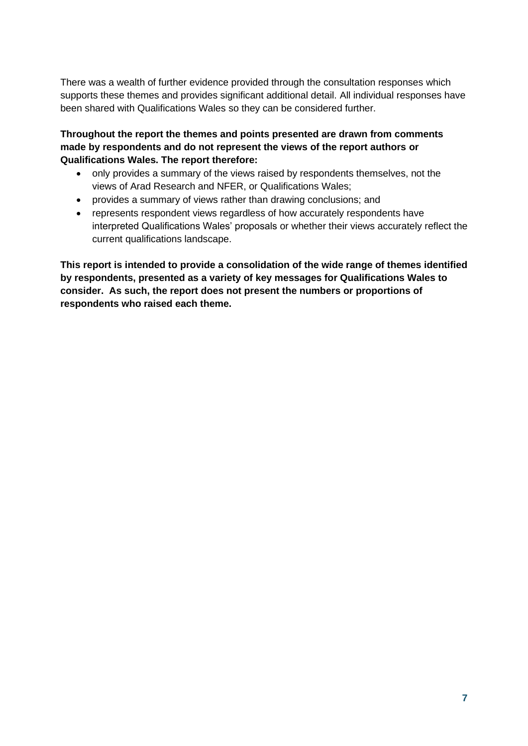There was a wealth of further evidence provided through the consultation responses which supports these themes and provides significant additional detail. All individual responses have been shared with Qualifications Wales so they can be considered further.

**Throughout the report the themes and points presented are drawn from comments made by respondents and do not represent the views of the report authors or Qualifications Wales. The report therefore:**

- only provides a summary of the views raised by respondents themselves, not the views of Arad Research and NFER, or Qualifications Wales;
- provides a summary of views rather than drawing conclusions; and
- represents respondent views regardless of how accurately respondents have interpreted Qualifications Wales' proposals or whether their views accurately reflect the current qualifications landscape.

**This report is intended to provide a consolidation of the wide range of themes identified by respondents, presented as a variety of key messages for Qualifications Wales to consider. As such, the report does not present the numbers or proportions of respondents who raised each theme.**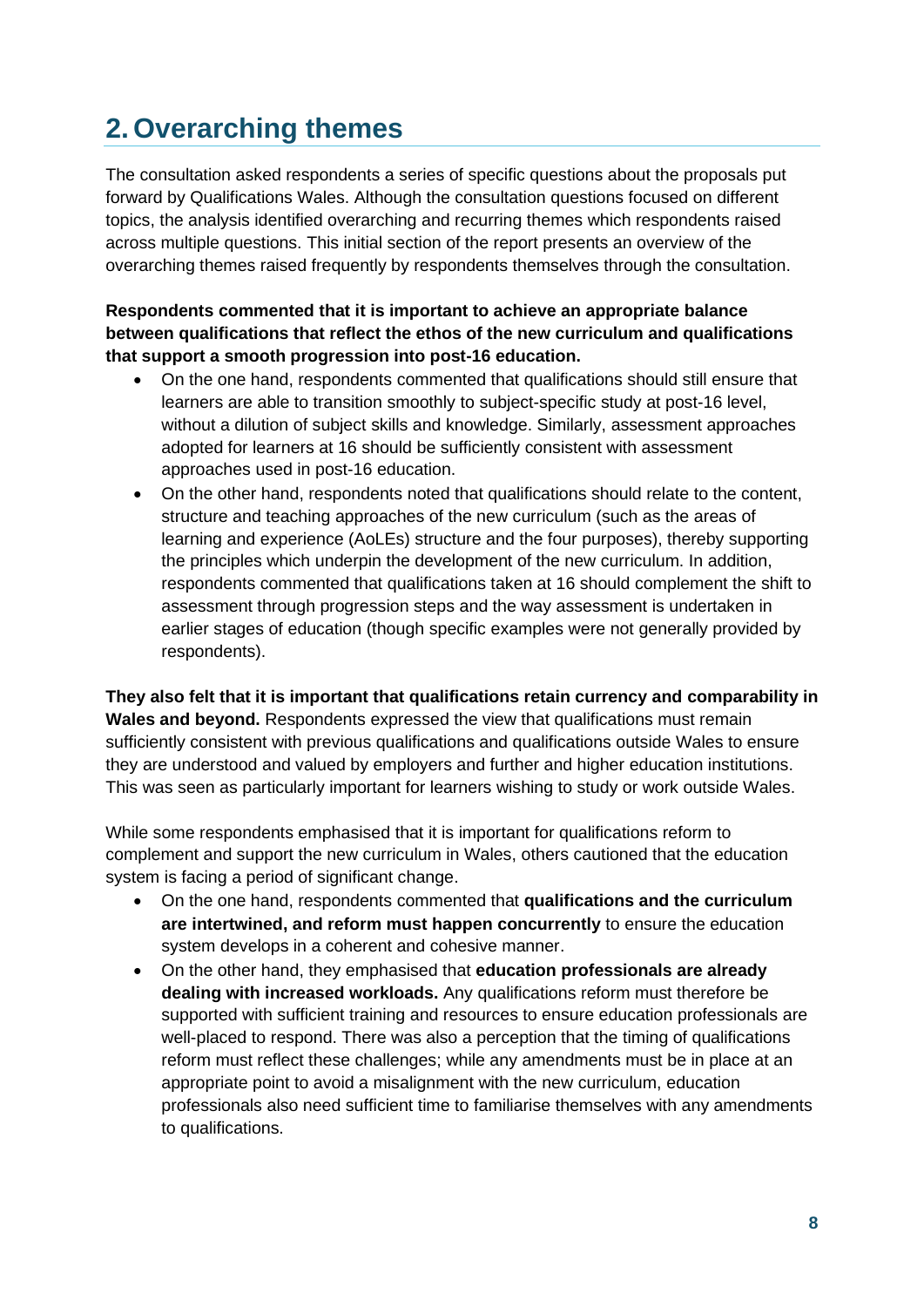## 2. Overarching themes

The consultation asked respondents a series of specific questions about the proposals put forward by Qualifications Wales. Although the consultation questions focused on different topics, the analysis identified overarching and recurring themes which respondents raised across multiple questions. This initial section of the report presents an overview of the overarching themes raised frequently by respondents themselves through the consultation.

**Respondents commented that it is important to achieve an appropriate balance between qualifications that reflect the ethos of the new curriculum and qualifications that support a smooth progression into post-16 education.**

- On the one hand, respondents commented that qualifications should still ensure that learners are able to transition smoothly to subject-specific study at post-16 level, without a dilution of subject skills and knowledge. Similarly, assessment approaches adopted for learners at 16 should be sufficiently consistent with assessment approaches used in post-16 education.
- On the other hand, respondents noted that qualifications should relate to the content, structure and teaching approaches of the new curriculum (such as the areas of learning and experience (AoLEs) structure and the four purposes), thereby supporting the principles which underpin the development of the new curriculum. In addition, respondents commented that qualifications taken at 16 should complement the shift to assessment through progression steps and the way assessment is undertaken in earlier stages of education (though specific examples were not generally provided by respondents).

**They also felt that it is important that qualifications retain currency and comparability in Wales and beyond.** Respondents expressed the view that qualifications must remain sufficiently consistent with previous qualifications and qualifications outside Wales to ensure they are understood and valued by employers and further and higher education institutions. This was seen as particularly important for learners wishing to study or work outside Wales.

While some respondents emphasised that it is important for qualifications reform to complement and support the new curriculum in Wales, others cautioned that the education system is facing a period of significant change.

- On the one hand, respondents commented that **qualifications and the curriculum are intertwined, and reform must happen concurrently** to ensure the education system develops in a coherent and cohesive manner.
- On the other hand, they emphasised that **education professionals are already dealing with increased workloads.** Any qualifications reform must therefore be supported with sufficient training and resources to ensure education professionals are well-placed to respond. There was also a perception that the timing of qualifications reform must reflect these challenges; while any amendments must be in place at an appropriate point to avoid a misalignment with the new curriculum, education professionals also need sufficient time to familiarise themselves with any amendments to qualifications.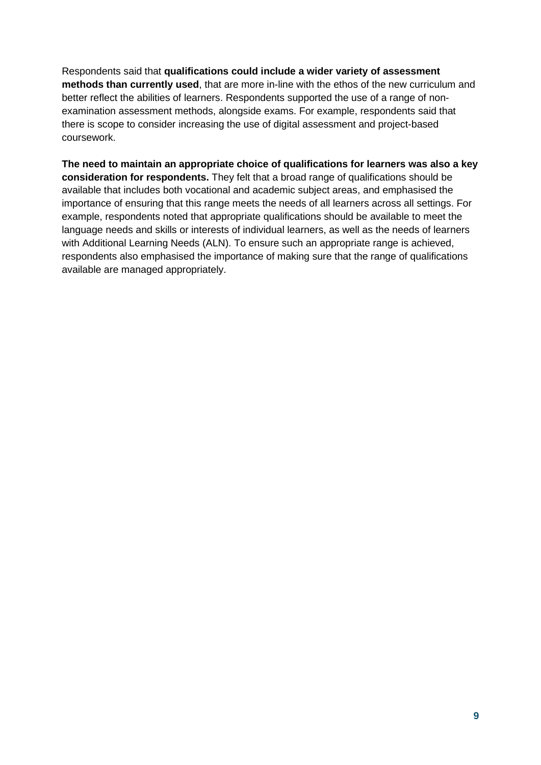Respondents said that **qualifications could include a wider variety of assessment methods than currently used**, that are more in-line with the ethos of the new curriculum and better reflect the abilities of learners. Respondents supported the use of a range of non-examination assessment methods, alongside exams. For example, respondents said that there is scope to consider increasing the use of digital assessment and project-based coursework.

**The need to maintain an appropriate choice of qualifications for learners was also a key consideration for respondents.** They felt that a broad range of qualifications should be available that includes both vocational and academic subject areas, and emphasised the importance of ensuring that this range meets the needs of all learners across all settings. For example, respondents noted that appropriate qualifications should be available to meet the language needs and skills or interests of individual learners, as well as the needs of learners with Additional Learning Needs (ALN). To ensure such an appropriate range is achieved, respondents also emphasised the importance of making sure that the range of qualifications available are managed appropriately.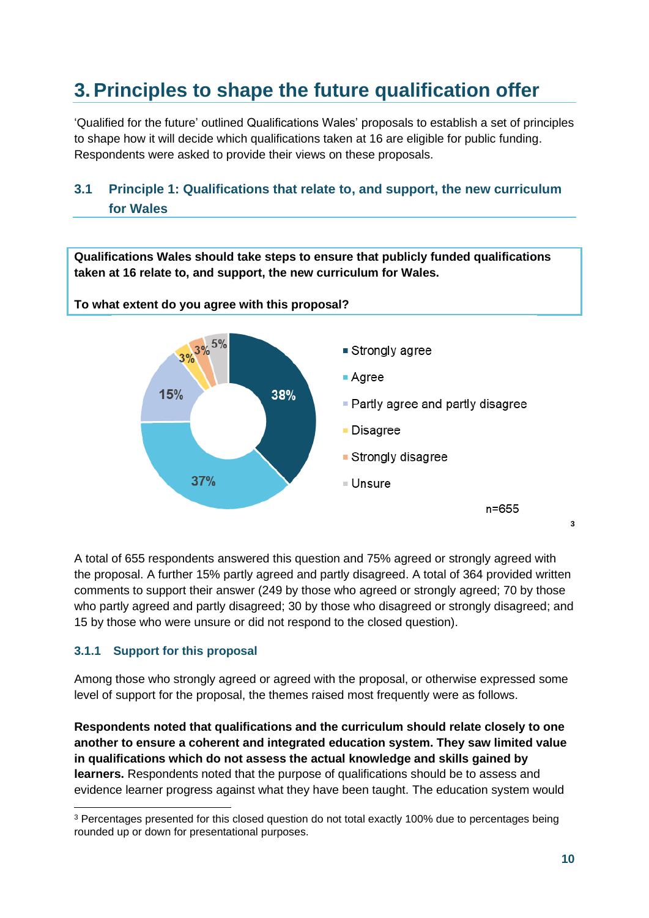# 3. Principles to shape the future qualification offer

'Qualified for the future' outlined Qualifications Wales' proposals to establish a set of principles to shape how it will decide which qualifications taken at 16 are eligible for public funding. Respondents were asked to provide their views on these proposals.

## 3.1 Principle 1: Qualifications that relate to, and support, the new curriculum for Wales

**Qualifications Wales should take steps to ensure that publicly funded qualifications taken at 16 relate to, and support, the new curriculum for Wales.**

**To what extent do you agree with this proposal?**

| Response | Percentage |
|---|---|
| Strongly agree | 38% |
| Agree | 37% |
| Partly agree and partly disagree | 15% |
| Disagree | 3% |
| Strongly disagree | 3% |
| Unsure | 5% |

n=655 [3]

A total of 655 respondents answered this question and 75% agreed or strongly agreed with the proposal. A further 15% partly agreed and partly disagreed. A total of 364 provided written comments to support their answer (249 by those who agreed or strongly agreed; 70 by those who partly agreed and partly disagreed; 30 by those who disagreed or strongly disagreed; and 15 by those who were unsure or did not respond to the closed question).

### 3.1.1 Support for this proposal

Among those who strongly agreed or agreed with the proposal, or otherwise expressed some level of support for the proposal, the themes raised most frequently were as follows.

**Respondents noted that qualifications and the curriculum should relate closely to one another to ensure a coherent and integrated education system. They saw limited value in qualifications which do not assess the actual knowledge and skills gained by learners.** Respondents noted that the purpose of qualifications should be to assess and evidence learner progress against what they have been taught. The education system would

[3] Percentages presented for this closed question do not total exactly 100% due to percentages being rounded up or down for presentational purposes.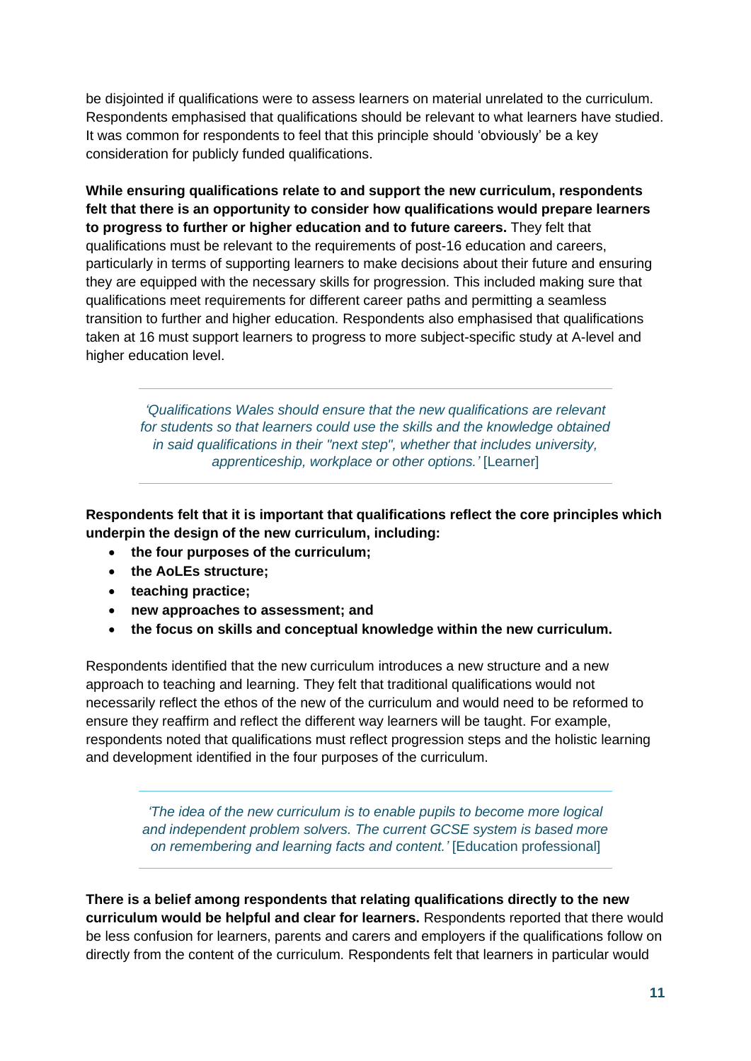be disjointed if qualifications were to assess learners on material unrelated to the curriculum. Respondents emphasised that qualifications should be relevant to what learners have studied. It was common for respondents to feel that this principle should 'obviously' be a key consideration for publicly funded qualifications.

**While ensuring qualifications relate to and support the new curriculum, respondents felt that there is an opportunity to consider how qualifications would prepare learners to progress to further or higher education and to future careers.** They felt that qualifications must be relevant to the requirements of post-16 education and careers, particularly in terms of supporting learners to make decisions about their future and ensuring they are equipped with the necessary skills for progression. This included making sure that qualifications meet requirements for different career paths and permitting a seamless transition to further and higher education. Respondents also emphasised that qualifications taken at 16 must support learners to progress to more subject-specific study at A-level and higher education level.

> *'Qualifications Wales should ensure that the new qualifications are relevant for students so that learners could use the skills and the knowledge obtained in said qualifications in their "next step", whether that includes university, apprenticeship, workplace or other options.'* [Learner]

**Respondents felt that it is important that qualifications reflect the core principles which underpin the design of the new curriculum, including:**

- **the four purposes of the curriculum;**
- **the AoLEs structure;**
- **teaching practice;**
- **new approaches to assessment; and**
- **the focus on skills and conceptual knowledge within the new curriculum.**

Respondents identified that the new curriculum introduces a new structure and a new approach to teaching and learning. They felt that traditional qualifications would not necessarily reflect the ethos of the new of the curriculum and would need to be reformed to ensure they reaffirm and reflect the different way learners will be taught. For example, respondents noted that qualifications must reflect progression steps and the holistic learning and development identified in the four purposes of the curriculum.

> *'The idea of the new curriculum is to enable pupils to become more logical and independent problem solvers. The current GCSE system is based more on remembering and learning facts and content.'* [Education professional]

**There is a belief among respondents that relating qualifications directly to the new curriculum would be helpful and clear for learners.** Respondents reported that there would be less confusion for learners, parents and carers and employers if the qualifications follow on directly from the content of the curriculum. Respondents felt that learners in particular would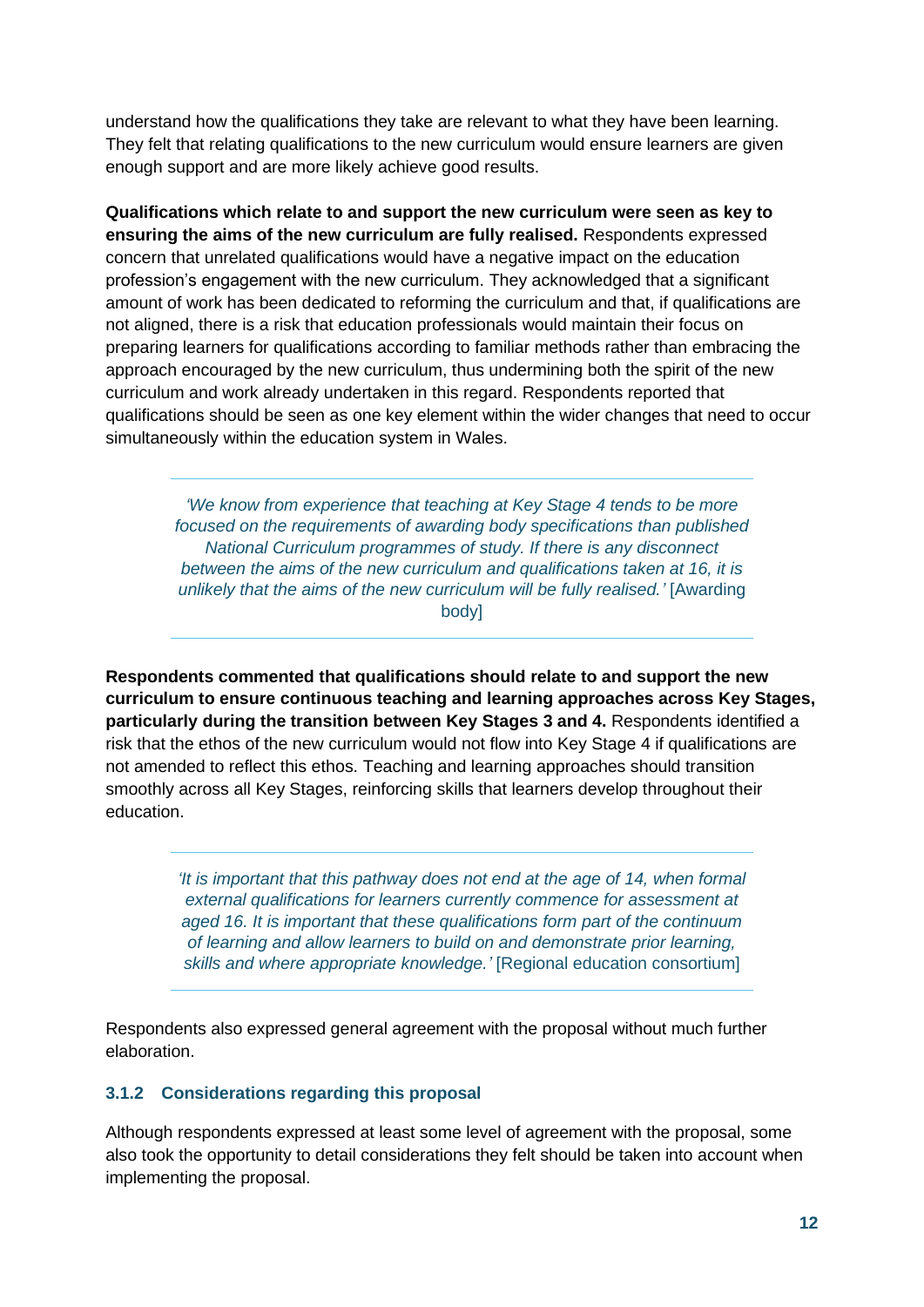understand how the qualifications they take are relevant to what they have been learning. They felt that relating qualifications to the new curriculum would ensure learners are given enough support and are more likely achieve good results.

**Qualifications which relate to and support the new curriculum were seen as key to ensuring the aims of the new curriculum are fully realised.** Respondents expressed concern that unrelated qualifications would have a negative impact on the education profession's engagement with the new curriculum. They acknowledged that a significant amount of work has been dedicated to reforming the curriculum and that, if qualifications are not aligned, there is a risk that education professionals would maintain their focus on preparing learners for qualifications according to familiar methods rather than embracing the approach encouraged by the new curriculum, thus undermining both the spirit of the new curriculum and work already undertaken in this regard. Respondents reported that qualifications should be seen as one key element within the wider changes that need to occur simultaneously within the education system in Wales.

> *'We know from experience that teaching at Key Stage 4 tends to be more focused on the requirements of awarding body specifications than published National Curriculum programmes of study. If there is any disconnect between the aims of the new curriculum and qualifications taken at 16, it is unlikely that the aims of the new curriculum will be fully realised.'* [Awarding body]

**Respondents commented that qualifications should relate to and support the new curriculum to ensure continuous teaching and learning approaches across Key Stages, particularly during the transition between Key Stages 3 and 4.** Respondents identified a risk that the ethos of the new curriculum would not flow into Key Stage 4 if qualifications are not amended to reflect this ethos. Teaching and learning approaches should transition smoothly across all Key Stages, reinforcing skills that learners develop throughout their education.

> *'It is important that this pathway does not end at the age of 14, when formal external qualifications for learners currently commence for assessment at aged 16. It is important that these qualifications form part of the continuum of learning and allow learners to build on and demonstrate prior learning, skills and where appropriate knowledge.'* [Regional education consortium]

Respondents also expressed general agreement with the proposal without much further elaboration.

### 3.1.2 Considerations regarding this proposal

Although respondents expressed at least some level of agreement with the proposal, some also took the opportunity to detail considerations they felt should be taken into account when implementing the proposal.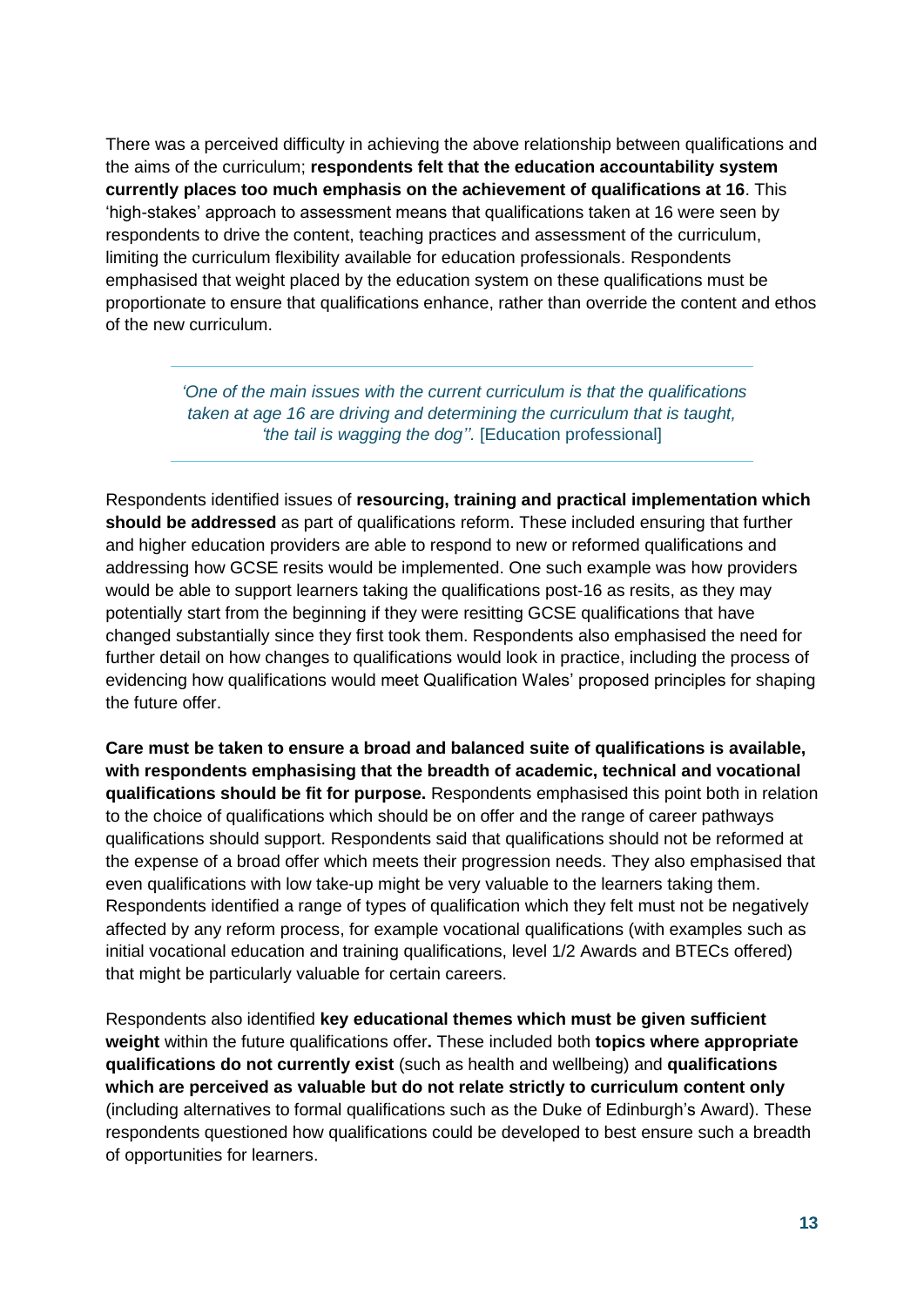There was a perceived difficulty in achieving the above relationship between qualifications and the aims of the curriculum; **respondents felt that the education accountability system currently places too much emphasis on the achievement of qualifications at 16**. This 'high-stakes' approach to assessment means that qualifications taken at 16 were seen by respondents to drive the content, teaching practices and assessment of the curriculum, limiting the curriculum flexibility available for education professionals. Respondents emphasised that weight placed by the education system on these qualifications must be proportionate to ensure that qualifications enhance, rather than override the content and ethos of the new curriculum.

> *'One of the main issues with the current curriculum is that the qualifications taken at age 16 are driving and determining the curriculum that is taught, 'the tail is wagging the dog''.* [Education professional]

Respondents identified issues of **resourcing, training and practical implementation which should be addressed** as part of qualifications reform. These included ensuring that further and higher education providers are able to respond to new or reformed qualifications and addressing how GCSE resits would be implemented. One such example was how providers would be able to support learners taking the qualifications post-16 as resits, as they may potentially start from the beginning if they were resitting GCSE qualifications that have changed substantially since they first took them. Respondents also emphasised the need for further detail on how changes to qualifications would look in practice, including the process of evidencing how qualifications would meet Qualification Wales' proposed principles for shaping the future offer.

**Care must be taken to ensure a broad and balanced suite of qualifications is available, with respondents emphasising that the breadth of academic, technical and vocational qualifications should be fit for purpose.** Respondents emphasised this point both in relation to the choice of qualifications which should be on offer and the range of career pathways qualifications should support. Respondents said that qualifications should not be reformed at the expense of a broad offer which meets their progression needs. They also emphasised that even qualifications with low take-up might be very valuable to the learners taking them. Respondents identified a range of types of qualification which they felt must not be negatively affected by any reform process, for example vocational qualifications (with examples such as initial vocational education and training qualifications, level 1/2 Awards and BTECs offered) that might be particularly valuable for certain careers.

Respondents also identified **key educational themes which must be given sufficient weight** within the future qualifications offer**.** These included both **topics where appropriate qualifications do not currently exist** (such as health and wellbeing) and **qualifications which are perceived as valuable but do not relate strictly to curriculum content only** (including alternatives to formal qualifications such as the Duke of Edinburgh's Award). These respondents questioned how qualifications could be developed to best ensure such a breadth of opportunities for learners.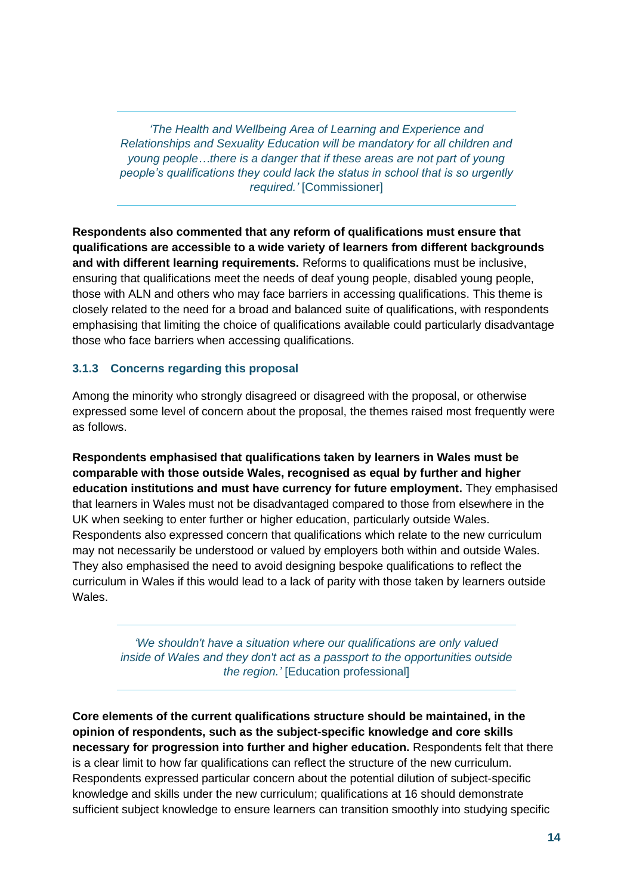> *'The Health and Wellbeing Area of Learning and Experience and Relationships and Sexuality Education will be mandatory for all children and young people…there is a danger that if these areas are not part of young people's qualifications they could lack the status in school that is so urgently required.'* [Commissioner]

**Respondents also commented that any reform of qualifications must ensure that qualifications are accessible to a wide variety of learners from different backgrounds and with different learning requirements.** Reforms to qualifications must be inclusive, ensuring that qualifications meet the needs of deaf young people, disabled young people, those with ALN and others who may face barriers in accessing qualifications. This theme is closely related to the need for a broad and balanced suite of qualifications, with respondents emphasising that limiting the choice of qualifications available could particularly disadvantage those who face barriers when accessing qualifications.

### 3.1.3 Concerns regarding this proposal

Among the minority who strongly disagreed or disagreed with the proposal, or otherwise expressed some level of concern about the proposal, the themes raised most frequently were as follows.

**Respondents emphasised that qualifications taken by learners in Wales must be comparable with those outside Wales, recognised as equal by further and higher education institutions and must have currency for future employment.** They emphasised that learners in Wales must not be disadvantaged compared to those from elsewhere in the UK when seeking to enter further or higher education, particularly outside Wales. Respondents also expressed concern that qualifications which relate to the new curriculum may not necessarily be understood or valued by employers both within and outside Wales. They also emphasised the need to avoid designing bespoke qualifications to reflect the curriculum in Wales if this would lead to a lack of parity with those taken by learners outside Wales.

> *'We shouldn't have a situation where our qualifications are only valued inside of Wales and they don't act as a passport to the opportunities outside the region.'* [Education professional]

**Core elements of the current qualifications structure should be maintained, in the opinion of respondents, such as the subject-specific knowledge and core skills necessary for progression into further and higher education.** Respondents felt that there is a clear limit to how far qualifications can reflect the structure of the new curriculum. Respondents expressed particular concern about the potential dilution of subject-specific knowledge and skills under the new curriculum; qualifications at 16 should demonstrate sufficient subject knowledge to ensure learners can transition smoothly into studying specific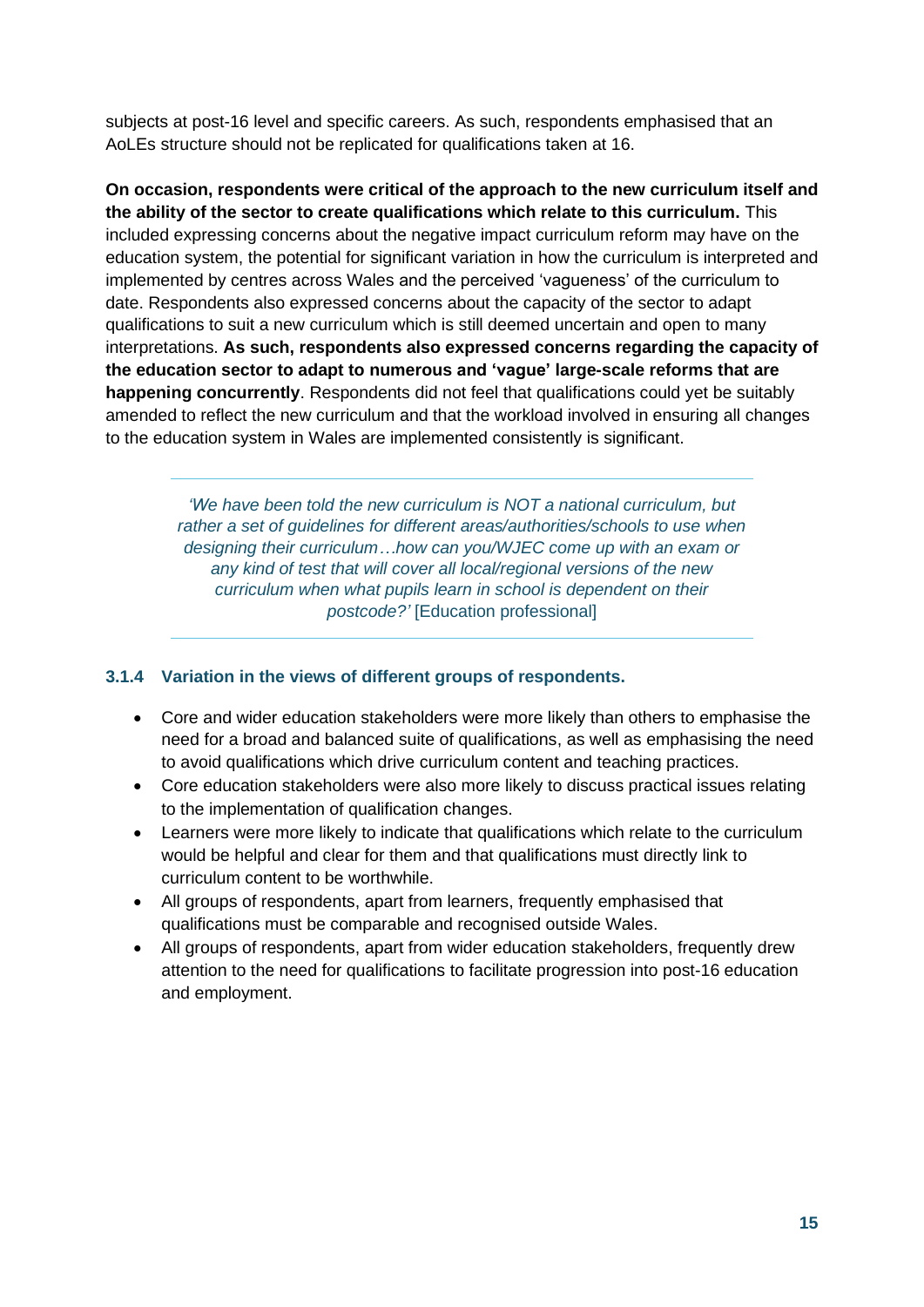subjects at post-16 level and specific careers. As such, respondents emphasised that an AoLEs structure should not be replicated for qualifications taken at 16.

**On occasion, respondents were critical of the approach to the new curriculum itself and the ability of the sector to create qualifications which relate to this curriculum.** This included expressing concerns about the negative impact curriculum reform may have on the education system, the potential for significant variation in how the curriculum is interpreted and implemented by centres across Wales and the perceived 'vagueness' of the curriculum to date. Respondents also expressed concerns about the capacity of the sector to adapt qualifications to suit a new curriculum which is still deemed uncertain and open to many interpretations. **As such, respondents also expressed concerns regarding the capacity of the education sector to adapt to numerous and 'vague' large-scale reforms that are happening concurrently**. Respondents did not feel that qualifications could yet be suitably amended to reflect the new curriculum and that the workload involved in ensuring all changes to the education system in Wales are implemented consistently is significant.

> *'We have been told the new curriculum is NOT a national curriculum, but rather a set of guidelines for different areas/authorities/schools to use when designing their curriculum…how can you/WJEC come up with an exam or any kind of test that will cover all local/regional versions of the new curriculum when what pupils learn in school is dependent on their postcode?'* [Education professional]

### 3.1.4 Variation in the views of different groups of respondents.

- Core and wider education stakeholders were more likely than others to emphasise the need for a broad and balanced suite of qualifications, as well as emphasising the need to avoid qualifications which drive curriculum content and teaching practices.
- Core education stakeholders were also more likely to discuss practical issues relating to the implementation of qualification changes.
- Learners were more likely to indicate that qualifications which relate to the curriculum would be helpful and clear for them and that qualifications must directly link to curriculum content to be worthwhile.
- All groups of respondents, apart from learners, frequently emphasised that qualifications must be comparable and recognised outside Wales.
- All groups of respondents, apart from wider education stakeholders, frequently drew attention to the need for qualifications to facilitate progression into post-16 education and employment.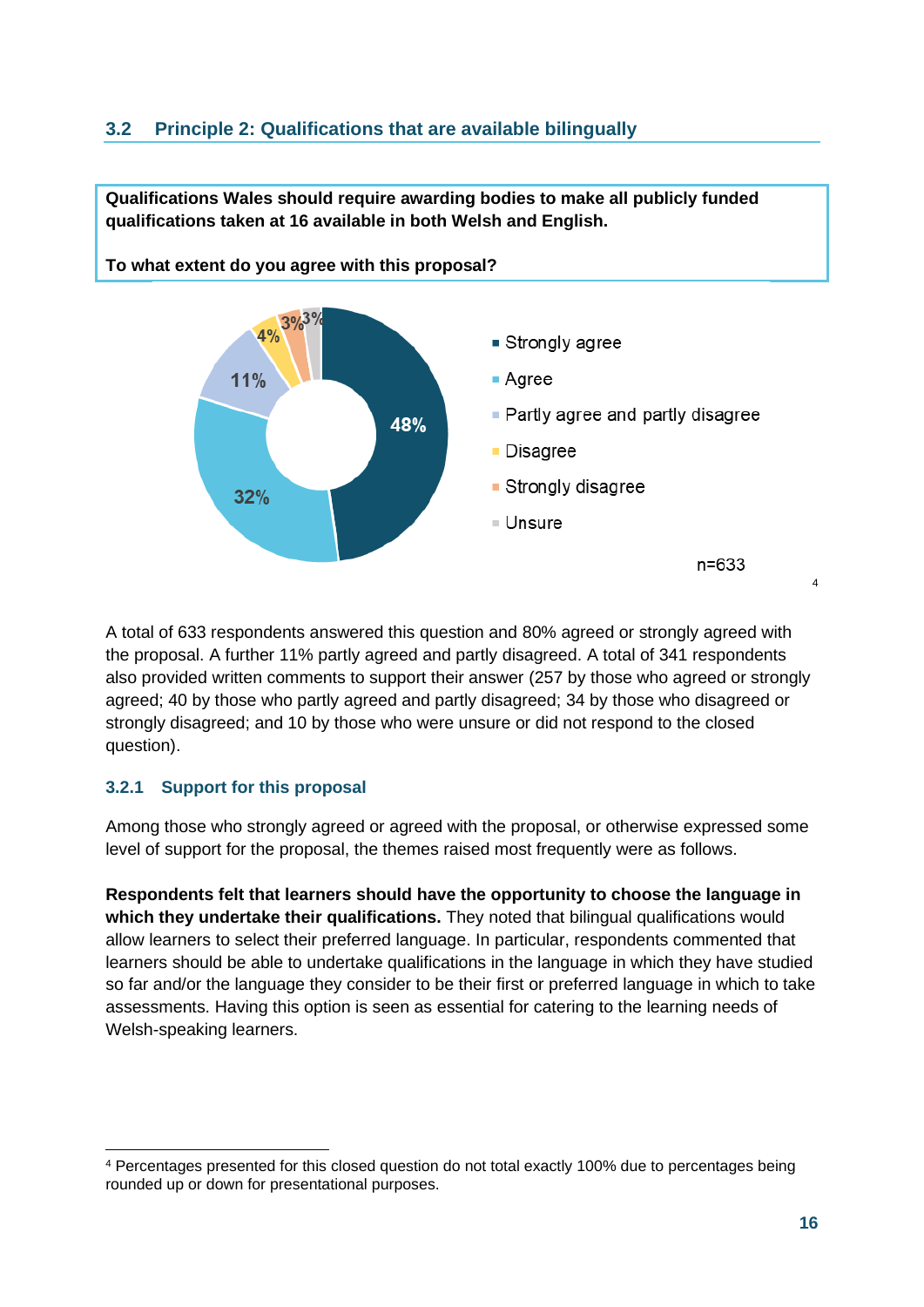## 3.2 Principle 2: Qualifications that are available bilingually

**Qualifications Wales should require awarding bodies to make all publicly funded qualifications taken at 16 available in both Welsh and English.**

**To what extent do you agree with this proposal?**

| Response | % |
|---|---|
| Strongly agree | 48% |
| Agree | 32% |
| Partly agree and partly disagree | 11% |
| Disagree | 4% |
| Strongly disagree | 3% |
| Unsure | 3% |

n=633 [4]

A total of 633 respondents answered this question and 80% agreed or strongly agreed with the proposal. A further 11% partly agreed and partly disagreed. A total of 341 respondents also provided written comments to support their answer (257 by those who agreed or strongly agreed; 40 by those who partly agreed and partly disagreed; 34 by those who disagreed or strongly disagreed; and 10 by those who were unsure or did not respond to the closed question).

### 3.2.1 Support for this proposal

Among those who strongly agreed or agreed with the proposal, or otherwise expressed some level of support for the proposal, the themes raised most frequently were as follows.

**Respondents felt that learners should have the opportunity to choose the language in which they undertake their qualifications.** They noted that bilingual qualifications would allow learners to select their preferred language. In particular, respondents commented that learners should be able to undertake qualifications in the language in which they have studied so far and/or the language they consider to be their first or preferred language in which to take assessments. Having this option is seen as essential for catering to the learning needs of Welsh-speaking learners.

[4] Percentages presented for this closed question do not total exactly 100% due to percentages being rounded up or down for presentational purposes.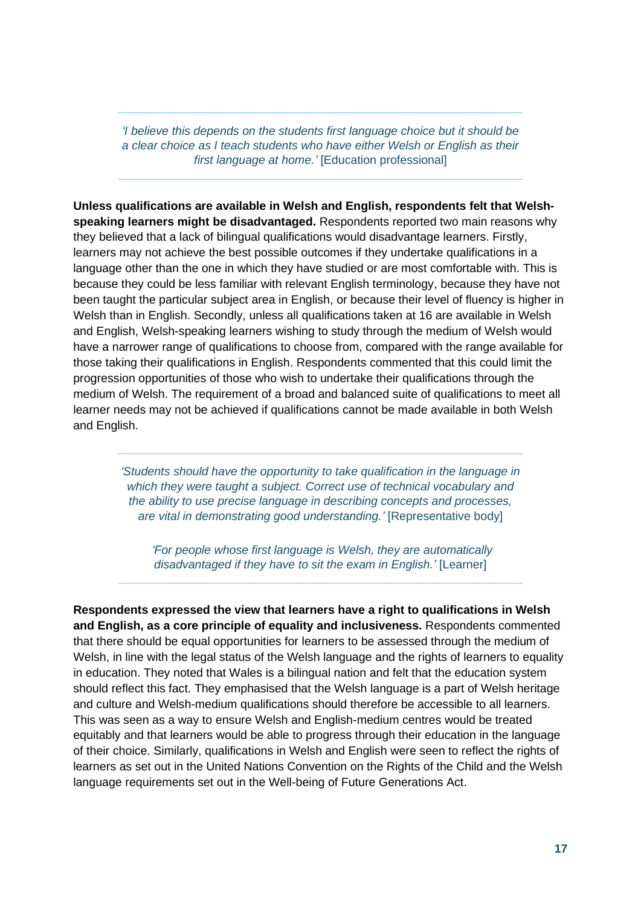> *'I believe this depends on the students first language choice but it should be a clear choice as I teach students who have either Welsh or English as their first language at home.'* [Education professional]

**Unless qualifications are available in Welsh and English, respondents felt that Welsh-speaking learners might be disadvantaged.** Respondents reported two main reasons why they believed that a lack of bilingual qualifications would disadvantage learners. Firstly, learners may not achieve the best possible outcomes if they undertake qualifications in a language other than the one in which they have studied or are most comfortable with. This is because they could be less familiar with relevant English terminology, because they have not been taught the particular subject area in English, or because their level of fluency is higher in Welsh than in English. Secondly, unless all qualifications taken at 16 are available in Welsh and English, Welsh-speaking learners wishing to study through the medium of Welsh would have a narrower range of qualifications to choose from, compared with the range available for those taking their qualifications in English. Respondents commented that this could limit the progression opportunities of those who wish to undertake their qualifications through the medium of Welsh. The requirement of a broad and balanced suite of qualifications to meet all learner needs may not be achieved if qualifications cannot be made available in both Welsh and English.

> *'Students should have the opportunity to take qualification in the language in which they were taught a subject. Correct use of technical vocabulary and the ability to use precise language in describing concepts and processes, are vital in demonstrating good understanding.'* [Representative body]
>
> *'For people whose first language is Welsh, they are automatically disadvantaged if they have to sit the exam in English.'* [Learner]

**Respondents expressed the view that learners have a right to qualifications in Welsh and English, as a core principle of equality and inclusiveness.** Respondents commented that there should be equal opportunities for learners to be assessed through the medium of Welsh, in line with the legal status of the Welsh language and the rights of learners to equality in education. They noted that Wales is a bilingual nation and felt that the education system should reflect this fact. They emphasised that the Welsh language is a part of Welsh heritage and culture and Welsh-medium qualifications should therefore be accessible to all learners. This was seen as a way to ensure Welsh and English-medium centres would be treated equitably and that learners would be able to progress through their education in the language of their choice. Similarly, qualifications in Welsh and English were seen to reflect the rights of learners as set out in the United Nations Convention on the Rights of the Child and the Welsh language requirements set out in the Well-being of Future Generations Act.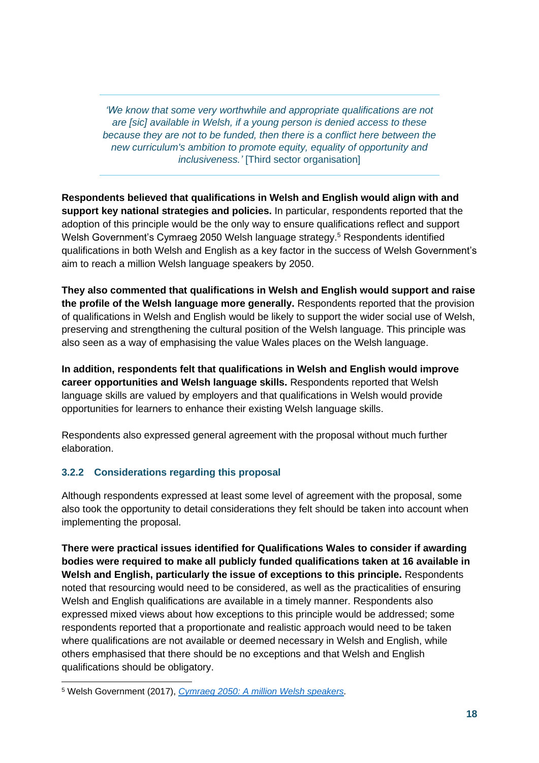> *'We know that some very worthwhile and appropriate qualifications are not are [sic] available in Welsh, if a young person is denied access to these because they are not to be funded, then there is a conflict here between the new curriculum's ambition to promote equity, equality of opportunity and inclusiveness.'* [Third sector organisation]

**Respondents believed that qualifications in Welsh and English would align with and support key national strategies and policies.** In particular, respondents reported that the adoption of this principle would be the only way to ensure qualifications reflect and support Welsh Government's Cymraeg 2050 Welsh language strategy.[5] Respondents identified qualifications in both Welsh and English as a key factor in the success of Welsh Government's aim to reach a million Welsh language speakers by 2050.

**They also commented that qualifications in Welsh and English would support and raise the profile of the Welsh language more generally.** Respondents reported that the provision of qualifications in Welsh and English would be likely to support the wider social use of Welsh, preserving and strengthening the cultural position of the Welsh language. This principle was also seen as a way of emphasising the value Wales places on the Welsh language.

**In addition, respondents felt that qualifications in Welsh and English would improve career opportunities and Welsh language skills.** Respondents reported that Welsh language skills are valued by employers and that qualifications in Welsh would provide opportunities for learners to enhance their existing Welsh language skills.

Respondents also expressed general agreement with the proposal without much further elaboration.

### 3.2.2 Considerations regarding this proposal

Although respondents expressed at least some level of agreement with the proposal, some also took the opportunity to detail considerations they felt should be taken into account when implementing the proposal.

**There were practical issues identified for Qualifications Wales to consider if awarding bodies were required to make all publicly funded qualifications taken at 16 available in Welsh and English, particularly the issue of exceptions to this principle.** Respondents noted that resourcing would need to be considered, as well as the practicalities of ensuring Welsh and English qualifications are available in a timely manner. Respondents also expressed mixed views about how exceptions to this principle would be addressed; some respondents reported that a proportionate and realistic approach would need to be taken where qualifications are not available or deemed necessary in Welsh and English, while others emphasised that there should be no exceptions and that Welsh and English qualifications should be obligatory.

---

[5] Welsh Government (2017), *Cymraeg 2050: A million Welsh speakers.*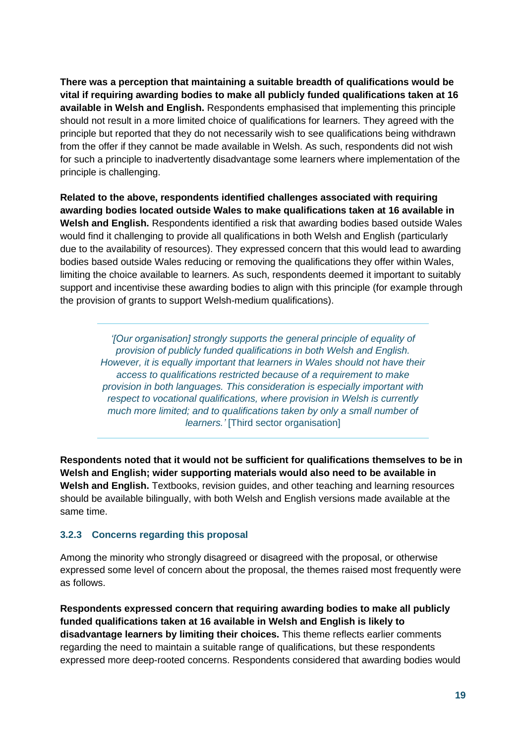**There was a perception that maintaining a suitable breadth of qualifications would be vital if requiring awarding bodies to make all publicly funded qualifications taken at 16 available in Welsh and English.** Respondents emphasised that implementing this principle should not result in a more limited choice of qualifications for learners. They agreed with the principle but reported that they do not necessarily wish to see qualifications being withdrawn from the offer if they cannot be made available in Welsh. As such, respondents did not wish for such a principle to inadvertently disadvantage some learners where implementation of the principle is challenging.

**Related to the above, respondents identified challenges associated with requiring awarding bodies located outside Wales to make qualifications taken at 16 available in Welsh and English.** Respondents identified a risk that awarding bodies based outside Wales would find it challenging to provide all qualifications in both Welsh and English (particularly due to the availability of resources). They expressed concern that this would lead to awarding bodies based outside Wales reducing or removing the qualifications they offer within Wales, limiting the choice available to learners. As such, respondents deemed it important to suitably support and incentivise these awarding bodies to align with this principle (for example through the provision of grants to support Welsh-medium qualifications).

> *'[Our organisation] strongly supports the general principle of equality of provision of publicly funded qualifications in both Welsh and English. However, it is equally important that learners in Wales should not have their access to qualifications restricted because of a requirement to make provision in both languages. This consideration is especially important with respect to vocational qualifications, where provision in Welsh is currently much more limited; and to qualifications taken by only a small number of learners.'* [Third sector organisation]

**Respondents noted that it would not be sufficient for qualifications themselves to be in Welsh and English; wider supporting materials would also need to be available in Welsh and English.** Textbooks, revision guides, and other teaching and learning resources should be available bilingually, with both Welsh and English versions made available at the same time.

### 3.2.3 Concerns regarding this proposal

Among the minority who strongly disagreed or disagreed with the proposal, or otherwise expressed some level of concern about the proposal, the themes raised most frequently were as follows.

**Respondents expressed concern that requiring awarding bodies to make all publicly funded qualifications taken at 16 available in Welsh and English is likely to disadvantage learners by limiting their choices.** This theme reflects earlier comments regarding the need to maintain a suitable range of qualifications, but these respondents expressed more deep-rooted concerns. Respondents considered that awarding bodies would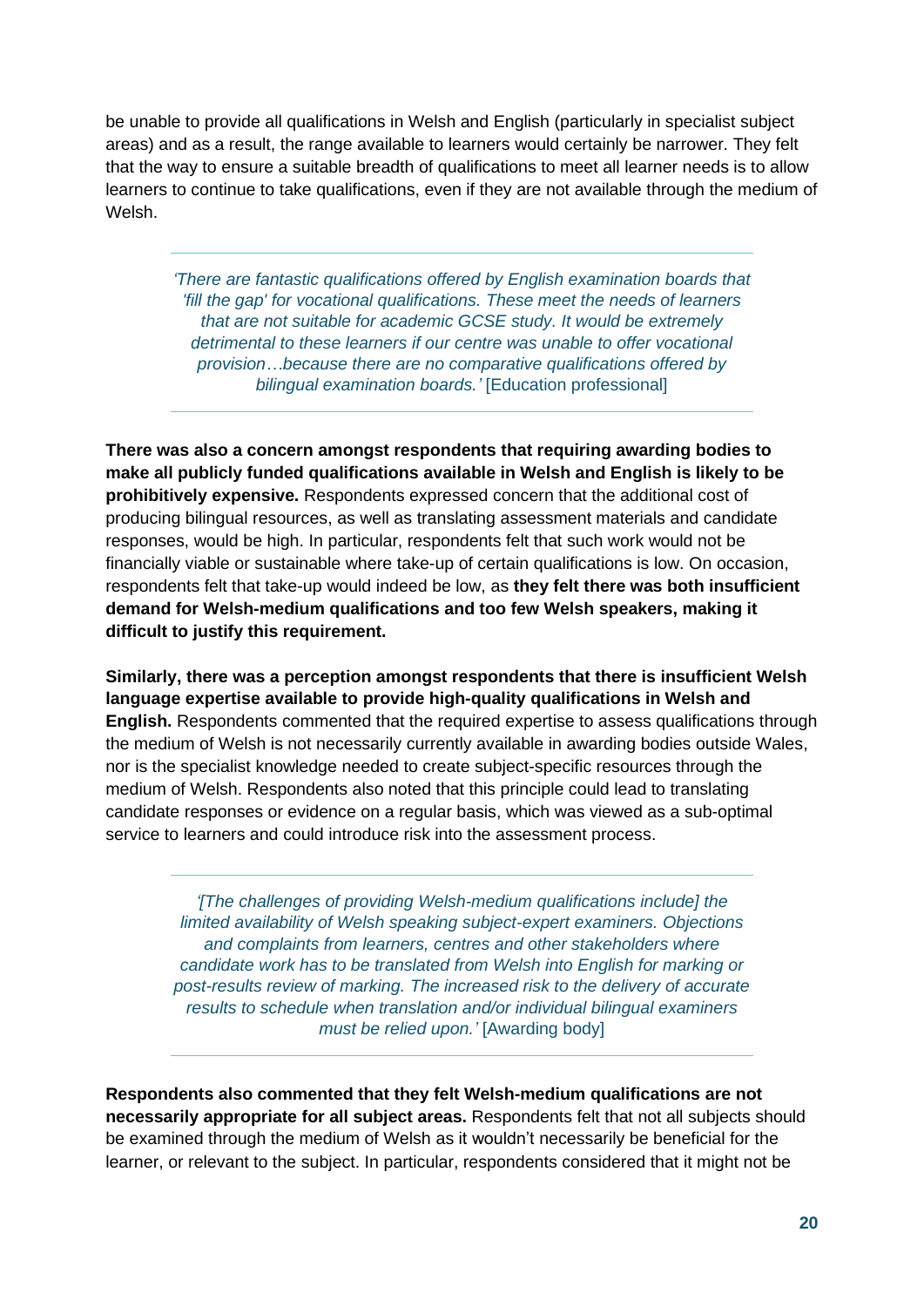be unable to provide all qualifications in Welsh and English (particularly in specialist subject areas) and as a result, the range available to learners would certainly be narrower. They felt that the way to ensure a suitable breadth of qualifications to meet all learner needs is to allow learners to continue to take qualifications, even if they are not available through the medium of Welsh.

> *'There are fantastic qualifications offered by English examination boards that 'fill the gap' for vocational qualifications. These meet the needs of learners that are not suitable for academic GCSE study. It would be extremely detrimental to these learners if our centre was unable to offer vocational provision…because there are no comparative qualifications offered by bilingual examination boards.'* [Education professional]

**There was also a concern amongst respondents that requiring awarding bodies to make all publicly funded qualifications available in Welsh and English is likely to be prohibitively expensive.** Respondents expressed concern that the additional cost of producing bilingual resources, as well as translating assessment materials and candidate responses, would be high. In particular, respondents felt that such work would not be financially viable or sustainable where take-up of certain qualifications is low. On occasion, respondents felt that take-up would indeed be low, as **they felt there was both insufficient demand for Welsh-medium qualifications and too few Welsh speakers, making it difficult to justify this requirement.**

**Similarly, there was a perception amongst respondents that there is insufficient Welsh language expertise available to provide high-quality qualifications in Welsh and English.** Respondents commented that the required expertise to assess qualifications through the medium of Welsh is not necessarily currently available in awarding bodies outside Wales, nor is the specialist knowledge needed to create subject-specific resources through the medium of Welsh. Respondents also noted that this principle could lead to translating candidate responses or evidence on a regular basis, which was viewed as a sub-optimal service to learners and could introduce risk into the assessment process.

> *'[The challenges of providing Welsh-medium qualifications include] the limited availability of Welsh speaking subject-expert examiners. Objections and complaints from learners, centres and other stakeholders where candidate work has to be translated from Welsh into English for marking or post-results review of marking. The increased risk to the delivery of accurate results to schedule when translation and/or individual bilingual examiners must be relied upon.'* [Awarding body]

**Respondents also commented that they felt Welsh-medium qualifications are not necessarily appropriate for all subject areas.** Respondents felt that not all subjects should be examined through the medium of Welsh as it wouldn't necessarily be beneficial for the learner, or relevant to the subject. In particular, respondents considered that it might not be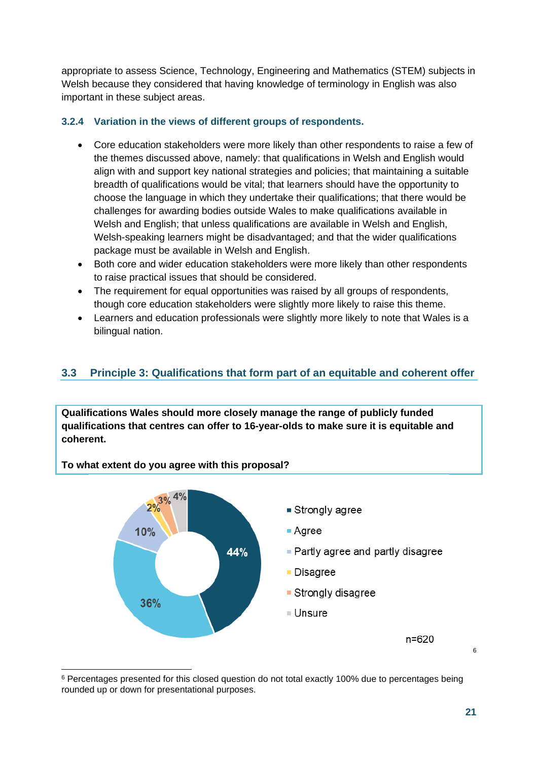appropriate to assess Science, Technology, Engineering and Mathematics (STEM) subjects in Welsh because they considered that having knowledge of terminology in English was also important in these subject areas.

### 3.2.4 Variation in the views of different groups of respondents.

- Core education stakeholders were more likely than other respondents to raise a few of the themes discussed above, namely: that qualifications in Welsh and English would align with and support key national strategies and policies; that maintaining a suitable breadth of qualifications would be vital; that learners should have the opportunity to choose the language in which they undertake their qualifications; that there would be challenges for awarding bodies outside Wales to make qualifications available in Welsh and English; that unless qualifications are available in Welsh and English, Welsh-speaking learners might be disadvantaged; and that the wider qualifications package must be available in Welsh and English.
- Both core and wider education stakeholders were more likely than other respondents to raise practical issues that should be considered.
- The requirement for equal opportunities was raised by all groups of respondents, though core education stakeholders were slightly more likely to raise this theme.
- Learners and education professionals were slightly more likely to note that Wales is a bilingual nation.

## 3.3 Principle 3: Qualifications that form part of an equitable and coherent offer

**Qualifications Wales should more closely manage the range of publicly funded qualifications that centres can offer to 16-year-olds to make sure it is equitable and coherent.**

**To what extent do you agree with this proposal?**

| Response | Percentage |
|---|---|
| Strongly agree | 44% |
| Agree | 36% |
| Partly agree and partly disagree | 10% |
| Disagree | 2% |
| Strongly disagree | 3% |
| Unsure | 4% |

n=620 [6]

[6] Percentages presented for this closed question do not total exactly 100% due to percentages being rounded up or down for presentational purposes.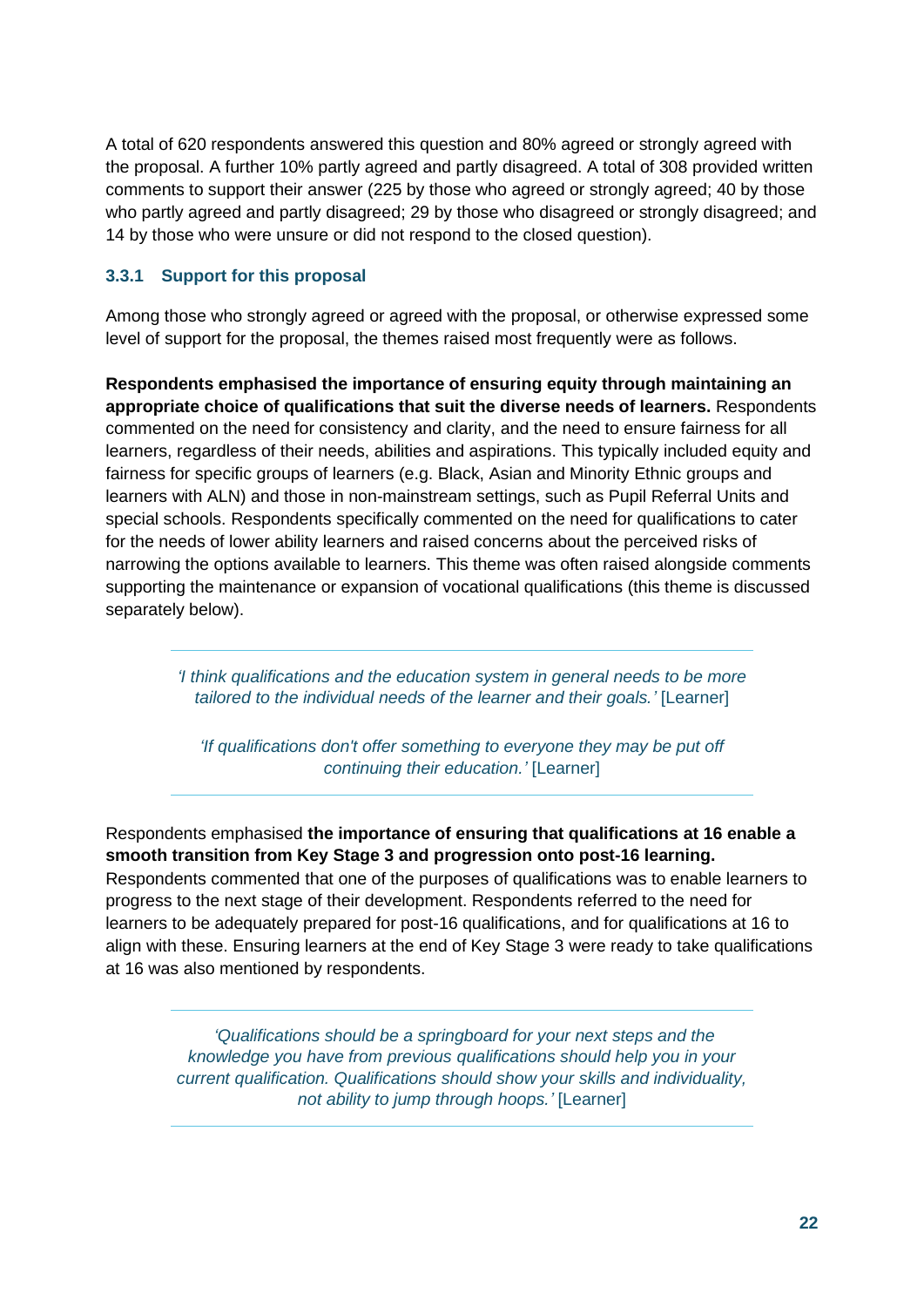A total of 620 respondents answered this question and 80% agreed or strongly agreed with the proposal. A further 10% partly agreed and partly disagreed. A total of 308 provided written comments to support their answer (225 by those who agreed or strongly agreed; 40 by those who partly agreed and partly disagreed; 29 by those who disagreed or strongly disagreed; and 14 by those who were unsure or did not respond to the closed question).

### 3.3.1 Support for this proposal

Among those who strongly agreed or agreed with the proposal, or otherwise expressed some level of support for the proposal, the themes raised most frequently were as follows.

**Respondents emphasised the importance of ensuring equity through maintaining an appropriate choice of qualifications that suit the diverse needs of learners.** Respondents commented on the need for consistency and clarity, and the need to ensure fairness for all learners, regardless of their needs, abilities and aspirations. This typically included equity and fairness for specific groups of learners (e.g. Black, Asian and Minority Ethnic groups and learners with ALN) and those in non-mainstream settings, such as Pupil Referral Units and special schools. Respondents specifically commented on the need for qualifications to cater for the needs of lower ability learners and raised concerns about the perceived risks of narrowing the options available to learners. This theme was often raised alongside comments supporting the maintenance or expansion of vocational qualifications (this theme is discussed separately below).

> *'I think qualifications and the education system in general needs to be more tailored to the individual needs of the learner and their goals.'* [Learner]
>
> *'If qualifications don't offer something to everyone they may be put off continuing their education.'* [Learner]

Respondents emphasised **the importance of ensuring that qualifications at 16 enable a smooth transition from Key Stage 3 and progression onto post-16 learning.** Respondents commented that one of the purposes of qualifications was to enable learners to progress to the next stage of their development. Respondents referred to the need for learners to be adequately prepared for post-16 qualifications, and for qualifications at 16 to align with these. Ensuring learners at the end of Key Stage 3 were ready to take qualifications at 16 was also mentioned by respondents.

> *'Qualifications should be a springboard for your next steps and the knowledge you have from previous qualifications should help you in your current qualification. Qualifications should show your skills and individuality, not ability to jump through hoops.'* [Learner]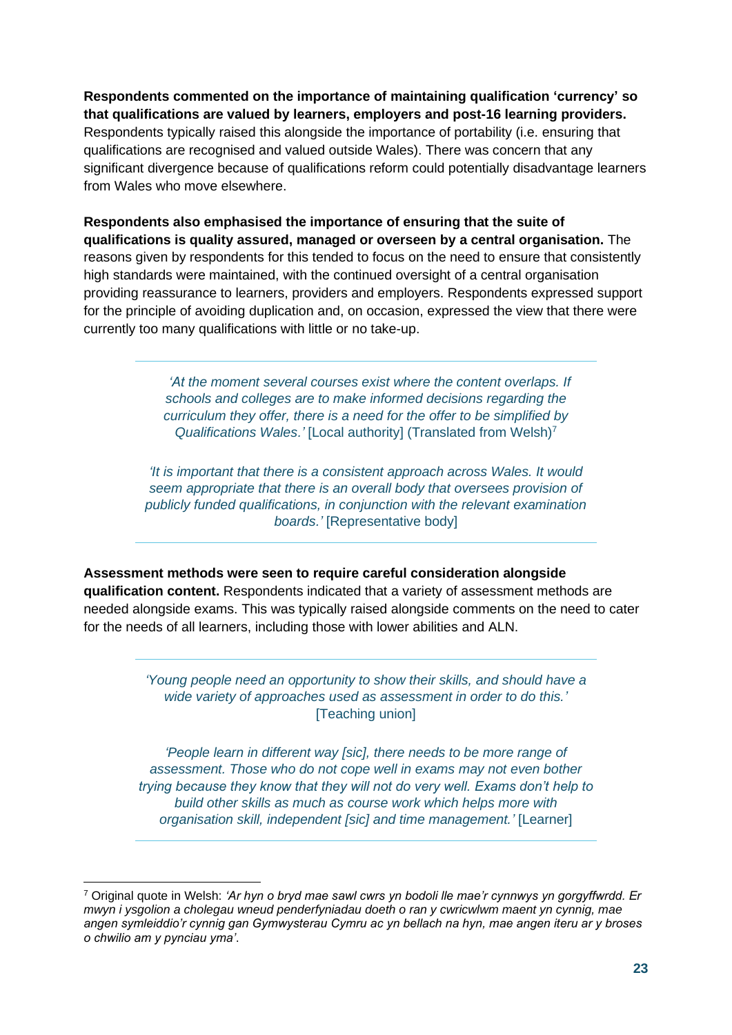**Respondents commented on the importance of maintaining qualification 'currency' so that qualifications are valued by learners, employers and post-16 learning providers.** Respondents typically raised this alongside the importance of portability (i.e. ensuring that qualifications are recognised and valued outside Wales). There was concern that any significant divergence because of qualifications reform could potentially disadvantage learners from Wales who move elsewhere.

**Respondents also emphasised the importance of ensuring that the suite of qualifications is quality assured, managed or overseen by a central organisation.** The reasons given by respondents for this tended to focus on the need to ensure that consistently high standards were maintained, with the continued oversight of a central organisation providing reassurance to learners, providers and employers. Respondents expressed support for the principle of avoiding duplication and, on occasion, expressed the view that there were currently too many qualifications with little or no take-up.

> *'At the moment several courses exist where the content overlaps. If schools and colleges are to make informed decisions regarding the curriculum they offer, there is a need for the offer to be simplified by Qualifications Wales.'* [Local authority] (Translated from Welsh)[7]
>
> *'It is important that there is a consistent approach across Wales. It would seem appropriate that there is an overall body that oversees provision of publicly funded qualifications, in conjunction with the relevant examination boards.'* [Representative body]

**Assessment methods were seen to require careful consideration alongside qualification content.** Respondents indicated that a variety of assessment methods are needed alongside exams. This was typically raised alongside comments on the need to cater for the needs of all learners, including those with lower abilities and ALN.

> *'Young people need an opportunity to show their skills, and should have a wide variety of approaches used as assessment in order to do this.'* [Teaching union]
>
> *'People learn in different way [sic], there needs to be more range of assessment. Those who do not cope well in exams may not even bother trying because they know that they will not do very well. Exams don't help to build other skills as much as course work which helps more with organisation skill, independent [sic] and time management.'* [Learner]

---

[7] Original quote in Welsh: *'Ar hyn o bryd mae sawl cwrs yn bodoli lle mae'r cynnwys yn gorgyffwrdd. Er mwyn i ysgolion a cholegau wneud penderfyniadau doeth o ran y cwricwlwm maent yn cynnig, mae angen symleiddio'r cynnig gan Gymwysterau Cymru ac yn bellach na hyn, mae angen iteru ar y broses o chwilio am y pynciau yma'.*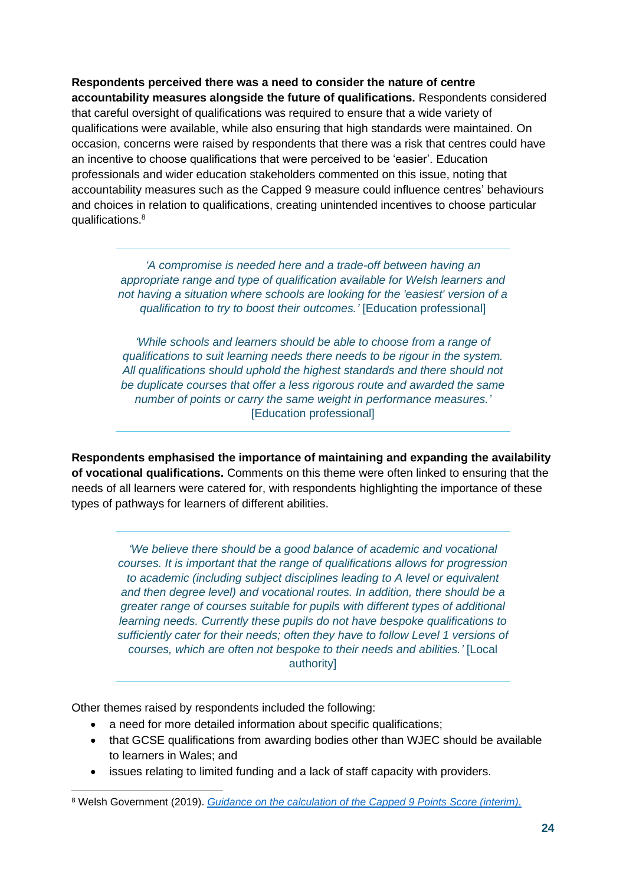**Respondents perceived there was a need to consider the nature of centre accountability measures alongside the future of qualifications.** Respondents considered that careful oversight of qualifications was required to ensure that a wide variety of qualifications were available, while also ensuring that high standards were maintained. On occasion, concerns were raised by respondents that there was a risk that centres could have an incentive to choose qualifications that were perceived to be 'easier'. Education professionals and wider education stakeholders commented on this issue, noting that accountability measures such as the Capped 9 measure could influence centres' behaviours and choices in relation to qualifications, creating unintended incentives to choose particular qualifications.[8]

> *'A compromise is needed here and a trade-off between having an appropriate range and type of qualification available for Welsh learners and not having a situation where schools are looking for the 'easiest' version of a qualification to try to boost their outcomes.'* [Education professional]
>
> *'While schools and learners should be able to choose from a range of qualifications to suit learning needs there needs to be rigour in the system. All qualifications should uphold the highest standards and there should not be duplicate courses that offer a less rigorous route and awarded the same number of points or carry the same weight in performance measures.'* [Education professional]

**Respondents emphasised the importance of maintaining and expanding the availability of vocational qualifications.** Comments on this theme were often linked to ensuring that the needs of all learners were catered for, with respondents highlighting the importance of these types of pathways for learners of different abilities.

> *'We believe there should be a good balance of academic and vocational courses. It is important that the range of qualifications allows for progression to academic (including subject disciplines leading to A level or equivalent and then degree level) and vocational routes. In addition, there should be a greater range of courses suitable for pupils with different types of additional learning needs. Currently these pupils do not have bespoke qualifications to sufficiently cater for their needs; often they have to follow Level 1 versions of courses, which are often not bespoke to their needs and abilities.'* [Local authority]

Other themes raised by respondents included the following:

- a need for more detailed information about specific qualifications;
- that GCSE qualifications from awarding bodies other than WJEC should be available to learners in Wales; and
- issues relating to limited funding and a lack of staff capacity with providers.

---

[8] Welsh Government (2019). *Guidance on the calculation of the Capped 9 Points Score (interim).*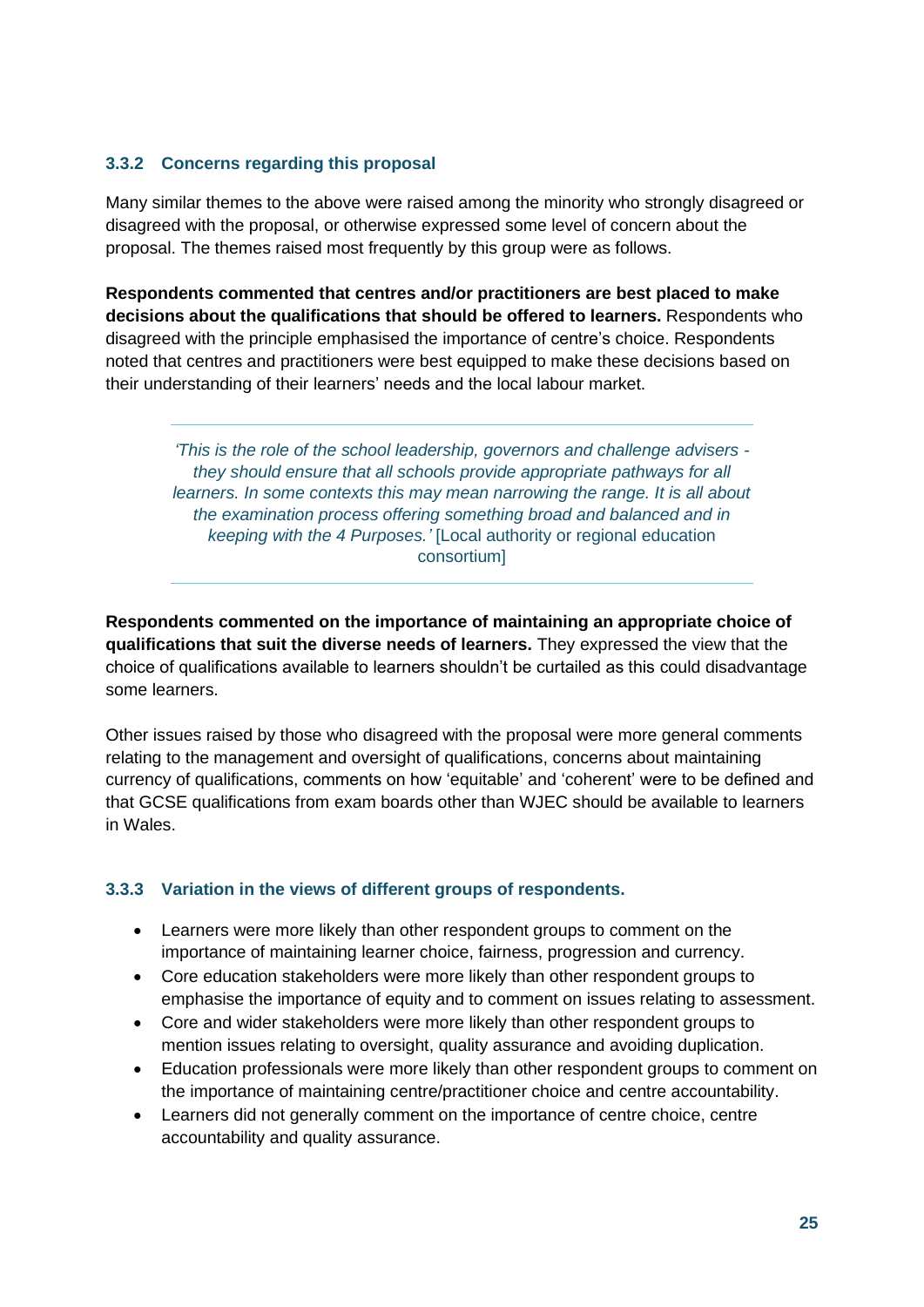### 3.3.2 Concerns regarding this proposal

Many similar themes to the above were raised among the minority who strongly disagreed or disagreed with the proposal, or otherwise expressed some level of concern about the proposal. The themes raised most frequently by this group were as follows.

**Respondents commented that centres and/or practitioners are best placed to make decisions about the qualifications that should be offered to learners.** Respondents who disagreed with the principle emphasised the importance of centre's choice. Respondents noted that centres and practitioners were best equipped to make these decisions based on their understanding of their learners' needs and the local labour market.

> *'This is the role of the school leadership, governors and challenge advisers - they should ensure that all schools provide appropriate pathways for all learners. In some contexts this may mean narrowing the range. It is all about the examination process offering something broad and balanced and in keeping with the 4 Purposes.'* [Local authority or regional education consortium]

**Respondents commented on the importance of maintaining an appropriate choice of qualifications that suit the diverse needs of learners.** They expressed the view that the choice of qualifications available to learners shouldn't be curtailed as this could disadvantage some learners.

Other issues raised by those who disagreed with the proposal were more general comments relating to the management and oversight of qualifications, concerns about maintaining currency of qualifications, comments on how 'equitable' and 'coherent' were to be defined and that GCSE qualifications from exam boards other than WJEC should be available to learners in Wales.

### 3.3.3 Variation in the views of different groups of respondents.

- Learners were more likely than other respondent groups to comment on the importance of maintaining learner choice, fairness, progression and currency.
- Core education stakeholders were more likely than other respondent groups to emphasise the importance of equity and to comment on issues relating to assessment.
- Core and wider stakeholders were more likely than other respondent groups to mention issues relating to oversight, quality assurance and avoiding duplication.
- Education professionals were more likely than other respondent groups to comment on the importance of maintaining centre/practitioner choice and centre accountability.
- Learners did not generally comment on the importance of centre choice, centre accountability and quality assurance.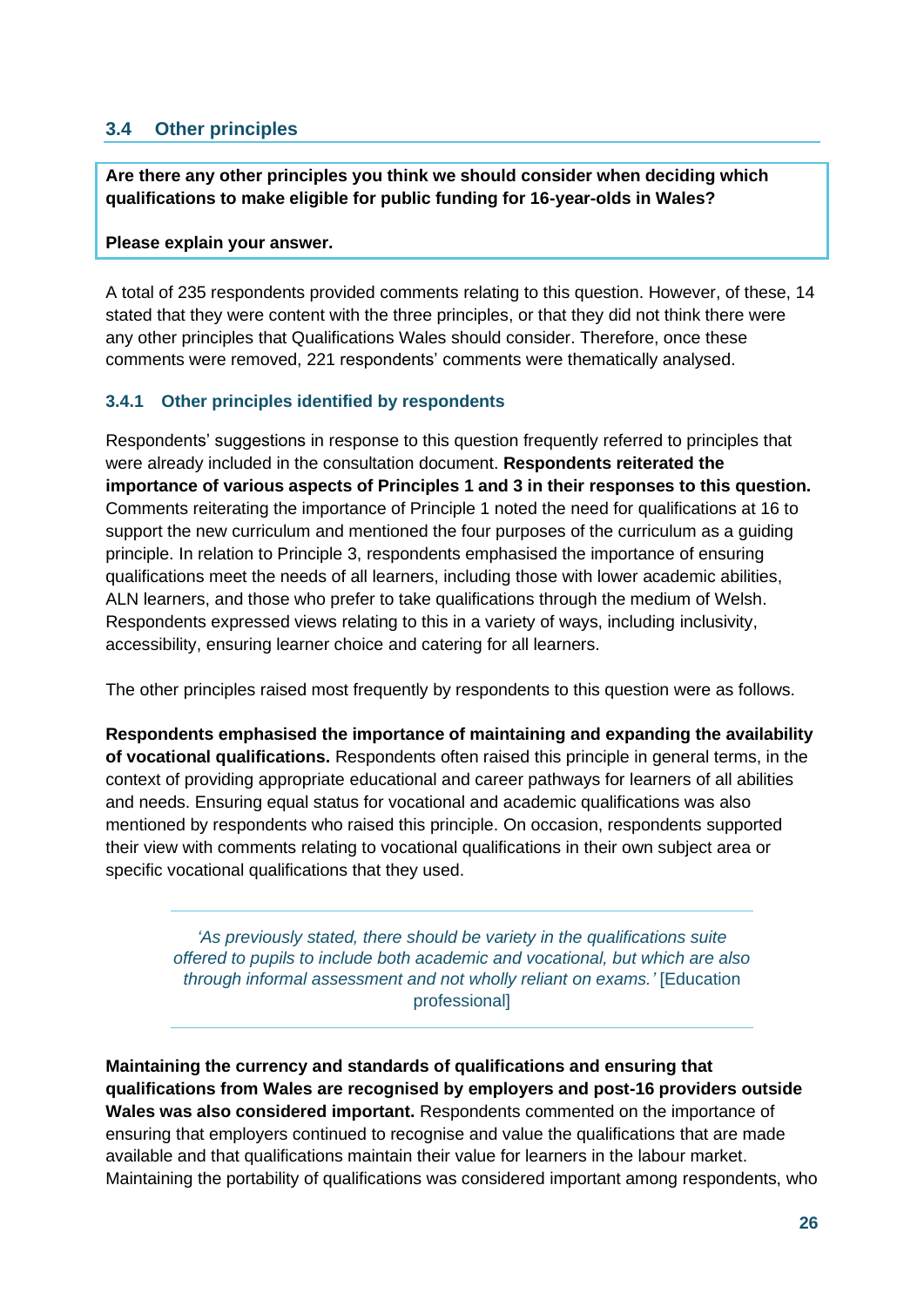## 3.4 Other principles

**Are there any other principles you think we should consider when deciding which qualifications to make eligible for public funding for 16-year-olds in Wales?**

**Please explain your answer.**

A total of 235 respondents provided comments relating to this question. However, of these, 14 stated that they were content with the three principles, or that they did not think there were any other principles that Qualifications Wales should consider. Therefore, once these comments were removed, 221 respondents' comments were thematically analysed.

### 3.4.1 Other principles identified by respondents

Respondents' suggestions in response to this question frequently referred to principles that were already included in the consultation document. **Respondents reiterated the importance of various aspects of Principles 1 and 3 in their responses to this question.** Comments reiterating the importance of Principle 1 noted the need for qualifications at 16 to support the new curriculum and mentioned the four purposes of the curriculum as a guiding principle. In relation to Principle 3, respondents emphasised the importance of ensuring qualifications meet the needs of all learners, including those with lower academic abilities, ALN learners, and those who prefer to take qualifications through the medium of Welsh. Respondents expressed views relating to this in a variety of ways, including inclusivity, accessibility, ensuring learner choice and catering for all learners.

The other principles raised most frequently by respondents to this question were as follows.

**Respondents emphasised the importance of maintaining and expanding the availability of vocational qualifications.** Respondents often raised this principle in general terms, in the context of providing appropriate educational and career pathways for learners of all abilities and needs. Ensuring equal status for vocational and academic qualifications was also mentioned by respondents who raised this principle. On occasion, respondents supported their view with comments relating to vocational qualifications in their own subject area or specific vocational qualifications that they used.

> *'As previously stated, there should be variety in the qualifications suite offered to pupils to include both academic and vocational, but which are also through informal assessment and not wholly reliant on exams.'* [Education professional]

**Maintaining the currency and standards of qualifications and ensuring that qualifications from Wales are recognised by employers and post-16 providers outside Wales was also considered important.** Respondents commented on the importance of ensuring that employers continued to recognise and value the qualifications that are made available and that qualifications maintain their value for learners in the labour market. Maintaining the portability of qualifications was considered important among respondents, who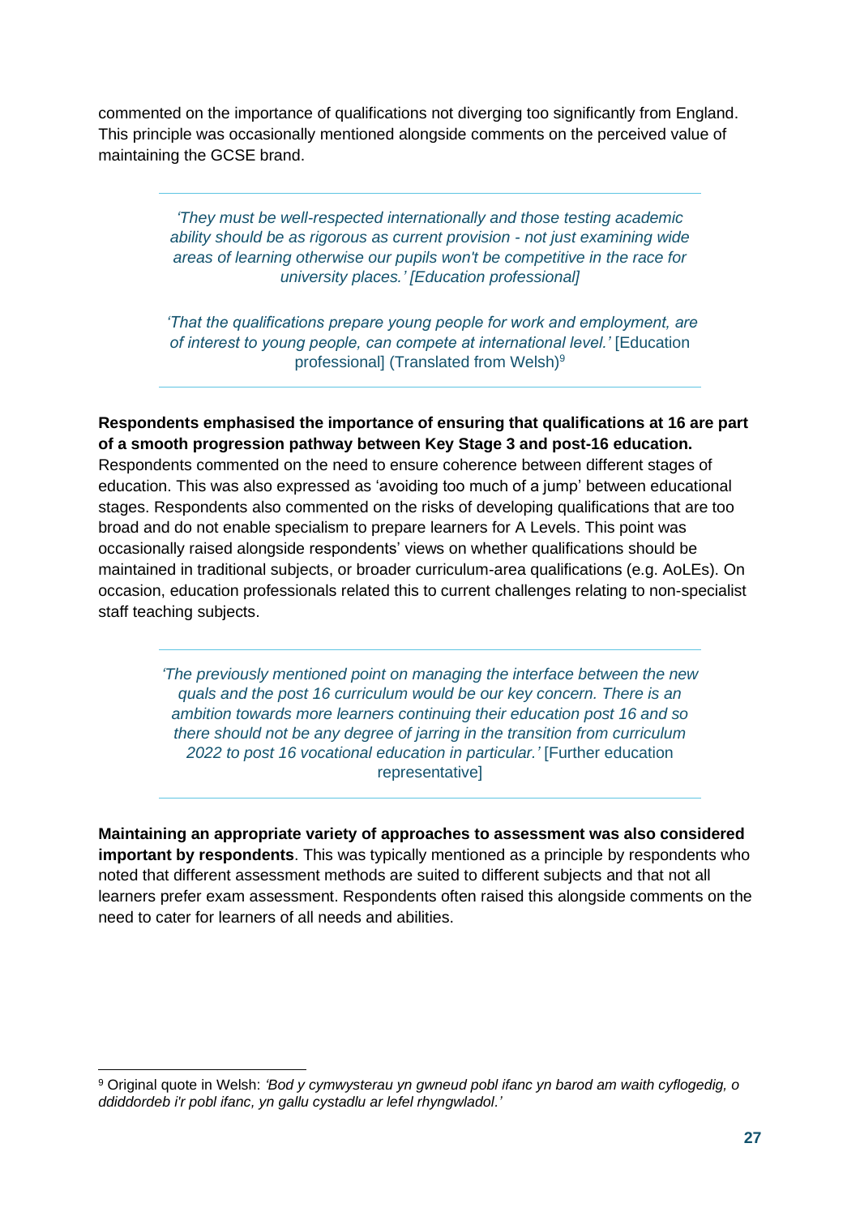commented on the importance of qualifications not diverging too significantly from England. This principle was occasionally mentioned alongside comments on the perceived value of maintaining the GCSE brand.

> *'They must be well-respected internationally and those testing academic ability should be as rigorous as current provision - not just examining wide areas of learning otherwise our pupils won't be competitive in the race for university places.' [Education professional]*
>
> *'That the qualifications prepare young people for work and employment, are of interest to young people, can compete at international level.'* [Education professional] (Translated from Welsh)[9]

**Respondents emphasised the importance of ensuring that qualifications at 16 are part of a smooth progression pathway between Key Stage 3 and post-16 education.** Respondents commented on the need to ensure coherence between different stages of education. This was also expressed as 'avoiding too much of a jump' between educational stages. Respondents also commented on the risks of developing qualifications that are too broad and do not enable specialism to prepare learners for A Levels. This point was occasionally raised alongside respondents' views on whether qualifications should be maintained in traditional subjects, or broader curriculum-area qualifications (e.g. AoLEs). On occasion, education professionals related this to current challenges relating to non-specialist staff teaching subjects.

> *'The previously mentioned point on managing the interface between the new quals and the post 16 curriculum would be our key concern. There is an ambition towards more learners continuing their education post 16 and so there should not be any degree of jarring in the transition from curriculum 2022 to post 16 vocational education in particular.'* [Further education representative]

**Maintaining an appropriate variety of approaches to assessment was also considered important by respondents**. This was typically mentioned as a principle by respondents who noted that different assessment methods are suited to different subjects and that not all learners prefer exam assessment. Respondents often raised this alongside comments on the need to cater for learners of all needs and abilities.

---

[9] Original quote in Welsh: *'Bod y cymwysterau yn gwneud pobl ifanc yn barod am waith cyflogedig, o ddiddordeb i'r pobl ifanc, yn gallu cystadlu ar lefel rhyngwladol.'*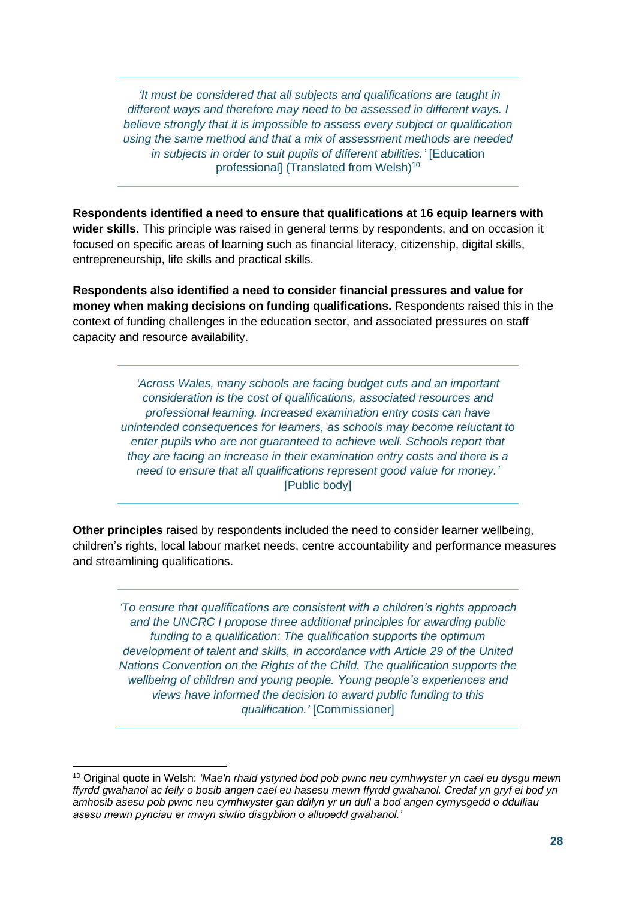> *'It must be considered that all subjects and qualifications are taught in different ways and therefore may need to be assessed in different ways. I believe strongly that it is impossible to assess every subject or qualification using the same method and that a mix of assessment methods are needed in subjects in order to suit pupils of different abilities.'* [Education professional] (Translated from Welsh)[10]

**Respondents identified a need to ensure that qualifications at 16 equip learners with wider skills.** This principle was raised in general terms by respondents, and on occasion it focused on specific areas of learning such as financial literacy, citizenship, digital skills, entrepreneurship, life skills and practical skills.

**Respondents also identified a need to consider financial pressures and value for money when making decisions on funding qualifications.** Respondents raised this in the context of funding challenges in the education sector, and associated pressures on staff capacity and resource availability.

> *'Across Wales, many schools are facing budget cuts and an important consideration is the cost of qualifications, associated resources and professional learning. Increased examination entry costs can have unintended consequences for learners, as schools may become reluctant to enter pupils who are not guaranteed to achieve well. Schools report that they are facing an increase in their examination entry costs and there is a need to ensure that all qualifications represent good value for money.'* [Public body]

**Other principles** raised by respondents included the need to consider learner wellbeing, children's rights, local labour market needs, centre accountability and performance measures and streamlining qualifications.

> *'To ensure that qualifications are consistent with a children's rights approach and the UNCRC I propose three additional principles for awarding public funding to a qualification: The qualification supports the optimum development of talent and skills, in accordance with Article 29 of the United Nations Convention on the Rights of the Child. The qualification supports the wellbeing of children and young people. Young people's experiences and views have informed the decision to award public funding to this qualification.'* [Commissioner]

---

[10] Original quote in Welsh: *'Mae'n rhaid ystyried bod pob pwnc neu cymhwyster yn cael eu dysgu mewn ffyrdd gwahanol ac felly o bosib angen cael eu hasesu mewn ffyrdd gwahanol. Credaf yn gryf ei bod yn amhosib asesu pob pwnc neu cymhwyster gan ddilyn yr un dull a bod angen cymysgedd o ddulliau asesu mewn pynciau er mwyn siwtio disgyblion o alluoedd gwahanol.'*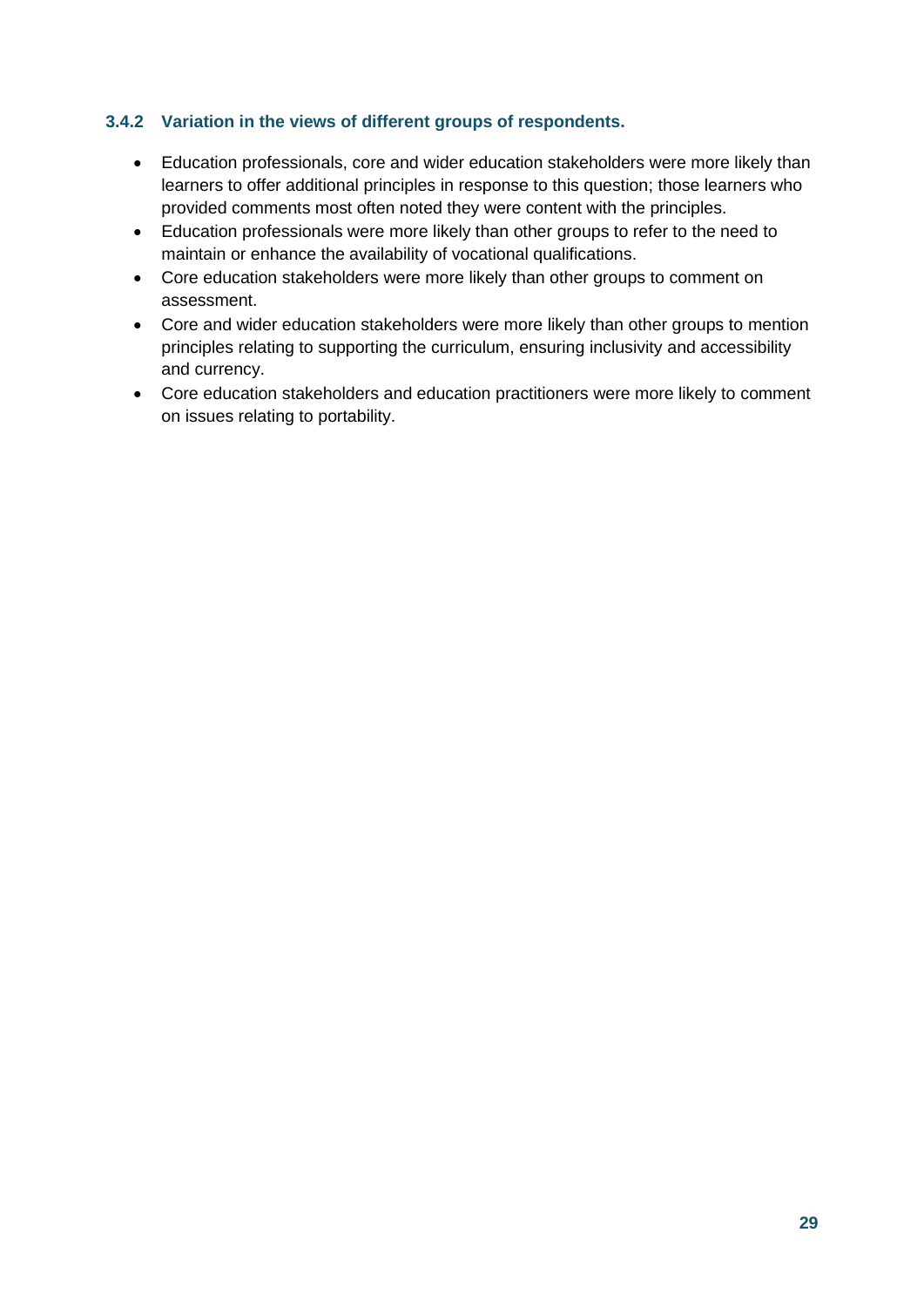### 3.4.2 Variation in the views of different groups of respondents.

- Education professionals, core and wider education stakeholders were more likely than learners to offer additional principles in response to this question; those learners who provided comments most often noted they were content with the principles.
- Education professionals were more likely than other groups to refer to the need to maintain or enhance the availability of vocational qualifications.
- Core education stakeholders were more likely than other groups to comment on assessment.
- Core and wider education stakeholders were more likely than other groups to mention principles relating to supporting the curriculum, ensuring inclusivity and accessibility and currency.
- Core education stakeholders and education practitioners were more likely to comment on issues relating to portability.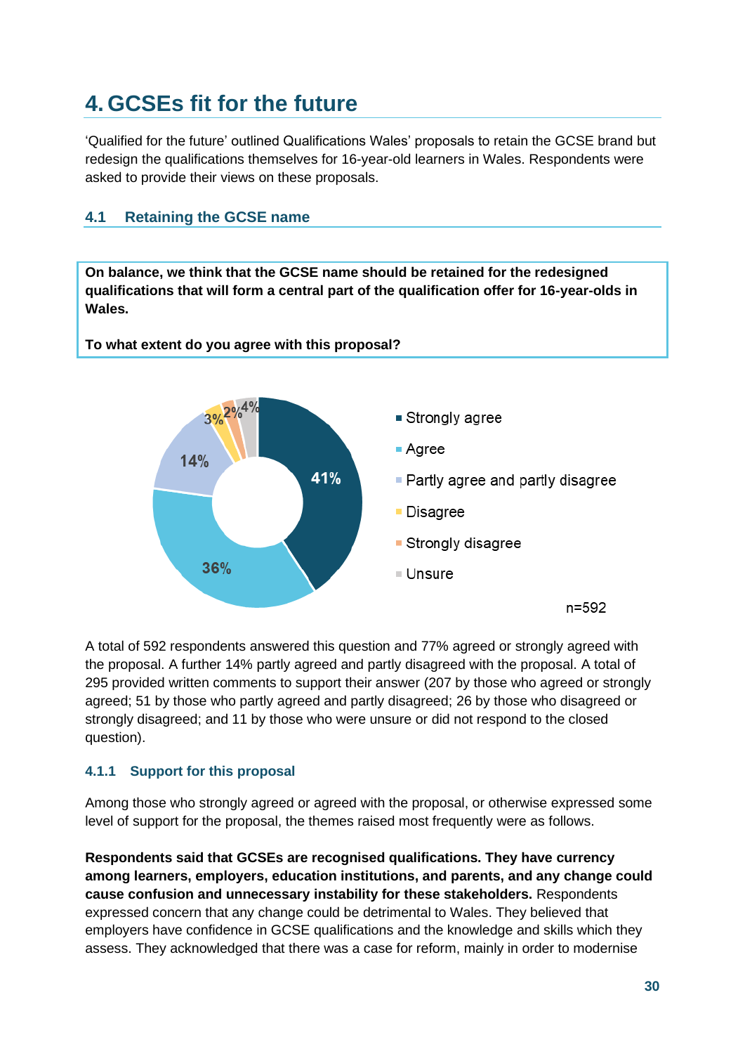# 4. GCSEs fit for the future

'Qualified for the future' outlined Qualifications Wales' proposals to retain the GCSE brand but redesign the qualifications themselves for 16-year-old learners in Wales. Respondents were asked to provide their views on these proposals.

## 4.1 Retaining the GCSE name

**On balance, we think that the GCSE name should be retained for the redesigned qualifications that will form a central part of the qualification offer for 16-year-olds in Wales.**

**To what extent do you agree with this proposal?**

| Response | Percentage |
|---|---|
| Strongly agree | 41% |
| Agree | 36% |
| Partly agree and partly disagree | 14% |
| Disagree | 3% |
| Strongly disagree | 2% |
| Unsure | 4% |

n=592

A total of 592 respondents answered this question and 77% agreed or strongly agreed with the proposal. A further 14% partly agreed and partly disagreed with the proposal. A total of 295 provided written comments to support their answer (207 by those who agreed or strongly agreed; 51 by those who partly agreed and partly disagreed; 26 by those who disagreed or strongly disagreed; and 11 by those who were unsure or did not respond to the closed question).

### 4.1.1 Support for this proposal

Among those who strongly agreed or agreed with the proposal, or otherwise expressed some level of support for the proposal, the themes raised most frequently were as follows.

**Respondents said that GCSEs are recognised qualifications. They have currency among learners, employers, education institutions, and parents, and any change could cause confusion and unnecessary instability for these stakeholders.** Respondents expressed concern that any change could be detrimental to Wales. They believed that employers have confidence in GCSE qualifications and the knowledge and skills which they assess. They acknowledged that there was a case for reform, mainly in order to modernise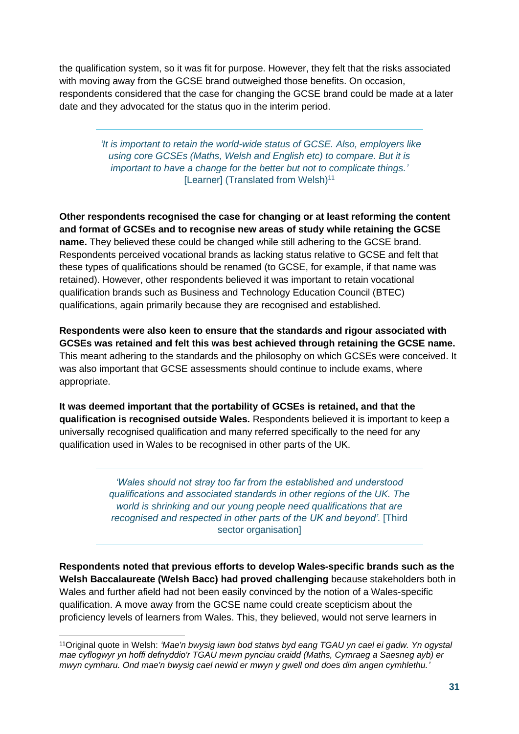the qualification system, so it was fit for purpose. However, they felt that the risks associated with moving away from the GCSE brand outweighed those benefits. On occasion, respondents considered that the case for changing the GCSE brand could be made at a later date and they advocated for the status quo in the interim period.

> *'It is important to retain the world-wide status of GCSE. Also, employers like using core GCSEs (Maths, Welsh and English etc) to compare. But it is important to have a change for the better but not to complicate things.'* [Learner] (Translated from Welsh)[11]

**Other respondents recognised the case for changing or at least reforming the content and format of GCSEs and to recognise new areas of study while retaining the GCSE name.** They believed these could be changed while still adhering to the GCSE brand. Respondents perceived vocational brands as lacking status relative to GCSE and felt that these types of qualifications should be renamed (to GCSE, for example, if that name was retained). However, other respondents believed it was important to retain vocational qualification brands such as Business and Technology Education Council (BTEC) qualifications, again primarily because they are recognised and established.

**Respondents were also keen to ensure that the standards and rigour associated with GCSEs was retained and felt this was best achieved through retaining the GCSE name.** This meant adhering to the standards and the philosophy on which GCSEs were conceived. It was also important that GCSE assessments should continue to include exams, where appropriate.

**It was deemed important that the portability of GCSEs is retained, and that the qualification is recognised outside Wales.** Respondents believed it is important to keep a universally recognised qualification and many referred specifically to the need for any qualification used in Wales to be recognised in other parts of the UK.

> *'Wales should not stray too far from the established and understood qualifications and associated standards in other regions of the UK. The world is shrinking and our young people need qualifications that are recognised and respected in other parts of the UK and beyond'.* [Third sector organisation]

**Respondents noted that previous efforts to develop Wales-specific brands such as the Welsh Baccalaureate (Welsh Bacc) had proved challenging** because stakeholders both in Wales and further afield had not been easily convinced by the notion of a Wales-specific qualification. A move away from the GCSE name could create scepticism about the proficiency levels of learners from Wales. This, they believed, would not serve learners in

[11] Original quote in Welsh: *'Mae'n bwysig iawn bod statws byd eang TGAU yn cael ei gadw. Yn ogystal mae cyflogwyr yn hoffi defnyddio'r TGAU mewn pynciau craidd (Maths, Cymraeg a Saesneg ayb) er mwyn cymharu. Ond mae'n bwysig cael newid er mwyn y gwell ond does dim angen cymhlethu.'*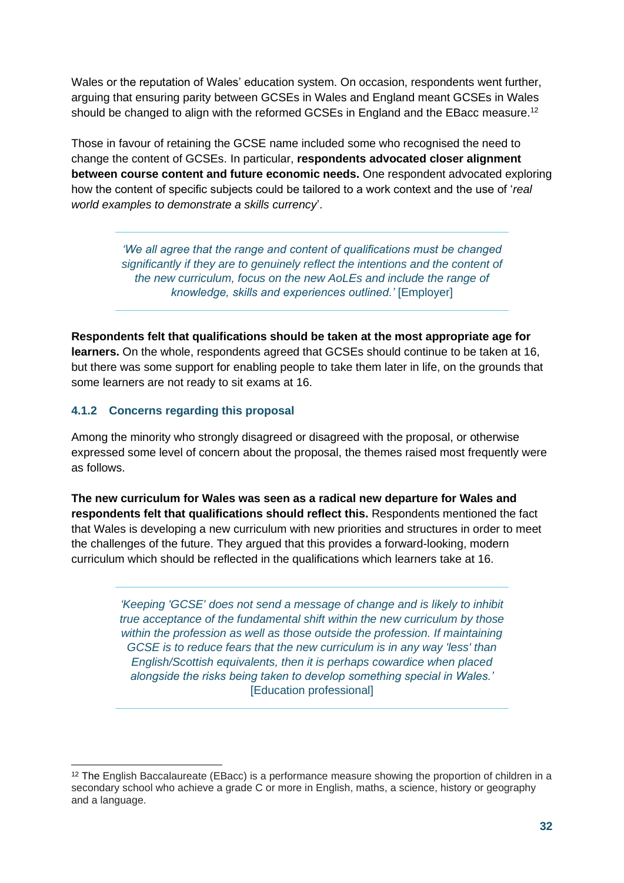Wales or the reputation of Wales' education system. On occasion, respondents went further, arguing that ensuring parity between GCSEs in Wales and England meant GCSEs in Wales should be changed to align with the reformed GCSEs in England and the EBacc measure.[12]

Those in favour of retaining the GCSE name included some who recognised the need to change the content of GCSEs. In particular, **respondents advocated closer alignment between course content and future economic needs.** One respondent advocated exploring how the content of specific subjects could be tailored to a work context and the use of '*real world examples to demonstrate a skills currency*'.

> *'We all agree that the range and content of qualifications must be changed significantly if they are to genuinely reflect the intentions and the content of the new curriculum, focus on the new AoLEs and include the range of knowledge, skills and experiences outlined.'* [Employer]

**Respondents felt that qualifications should be taken at the most appropriate age for learners.** On the whole, respondents agreed that GCSEs should continue to be taken at 16, but there was some support for enabling people to take them later in life, on the grounds that some learners are not ready to sit exams at 16.

### 4.1.2 Concerns regarding this proposal

Among the minority who strongly disagreed or disagreed with the proposal, or otherwise expressed some level of concern about the proposal, the themes raised most frequently were as follows.

**The new curriculum for Wales was seen as a radical new departure for Wales and respondents felt that qualifications should reflect this.** Respondents mentioned the fact that Wales is developing a new curriculum with new priorities and structures in order to meet the challenges of the future. They argued that this provides a forward-looking, modern curriculum which should be reflected in the qualifications which learners take at 16.

> *'Keeping 'GCSE' does not send a message of change and is likely to inhibit true acceptance of the fundamental shift within the new curriculum by those within the profession as well as those outside the profession. If maintaining GCSE is to reduce fears that the new curriculum is in any way 'less' than English/Scottish equivalents, then it is perhaps cowardice when placed alongside the risks being taken to develop something special in Wales.'* [Education professional]

---

[12] The English Baccalaureate (EBacc) is a performance measure showing the proportion of children in a secondary school who achieve a grade C or more in English, maths, a science, history or geography and a language.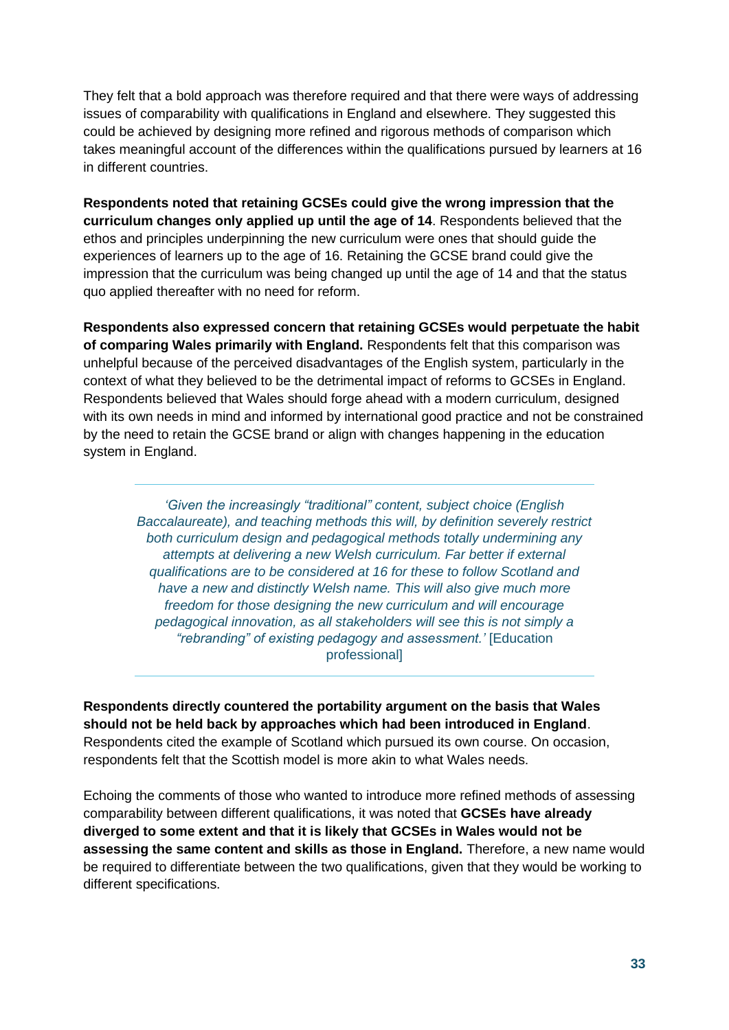They felt that a bold approach was therefore required and that there were ways of addressing issues of comparability with qualifications in England and elsewhere. They suggested this could be achieved by designing more refined and rigorous methods of comparison which takes meaningful account of the differences within the qualifications pursued by learners at 16 in different countries.

**Respondents noted that retaining GCSEs could give the wrong impression that the curriculum changes only applied up until the age of 14**. Respondents believed that the ethos and principles underpinning the new curriculum were ones that should guide the experiences of learners up to the age of 16. Retaining the GCSE brand could give the impression that the curriculum was being changed up until the age of 14 and that the status quo applied thereafter with no need for reform.

**Respondents also expressed concern that retaining GCSEs would perpetuate the habit of comparing Wales primarily with England.** Respondents felt that this comparison was unhelpful because of the perceived disadvantages of the English system, particularly in the context of what they believed to be the detrimental impact of reforms to GCSEs in England. Respondents believed that Wales should forge ahead with a modern curriculum, designed with its own needs in mind and informed by international good practice and not be constrained by the need to retain the GCSE brand or align with changes happening in the education system in England.

> *'Given the increasingly "traditional" content, subject choice (English Baccalaureate), and teaching methods this will, by definition severely restrict both curriculum design and pedagogical methods totally undermining any attempts at delivering a new Welsh curriculum. Far better if external qualifications are to be considered at 16 for these to follow Scotland and have a new and distinctly Welsh name. This will also give much more freedom for those designing the new curriculum and will encourage pedagogical innovation, as all stakeholders will see this is not simply a "rebranding" of existing pedagogy and assessment.'* [Education professional]

**Respondents directly countered the portability argument on the basis that Wales should not be held back by approaches which had been introduced in England**. Respondents cited the example of Scotland which pursued its own course. On occasion, respondents felt that the Scottish model is more akin to what Wales needs.

Echoing the comments of those who wanted to introduce more refined methods of assessing comparability between different qualifications, it was noted that **GCSEs have already diverged to some extent and that it is likely that GCSEs in Wales would not be assessing the same content and skills as those in England.** Therefore, a new name would be required to differentiate between the two qualifications, given that they would be working to different specifications.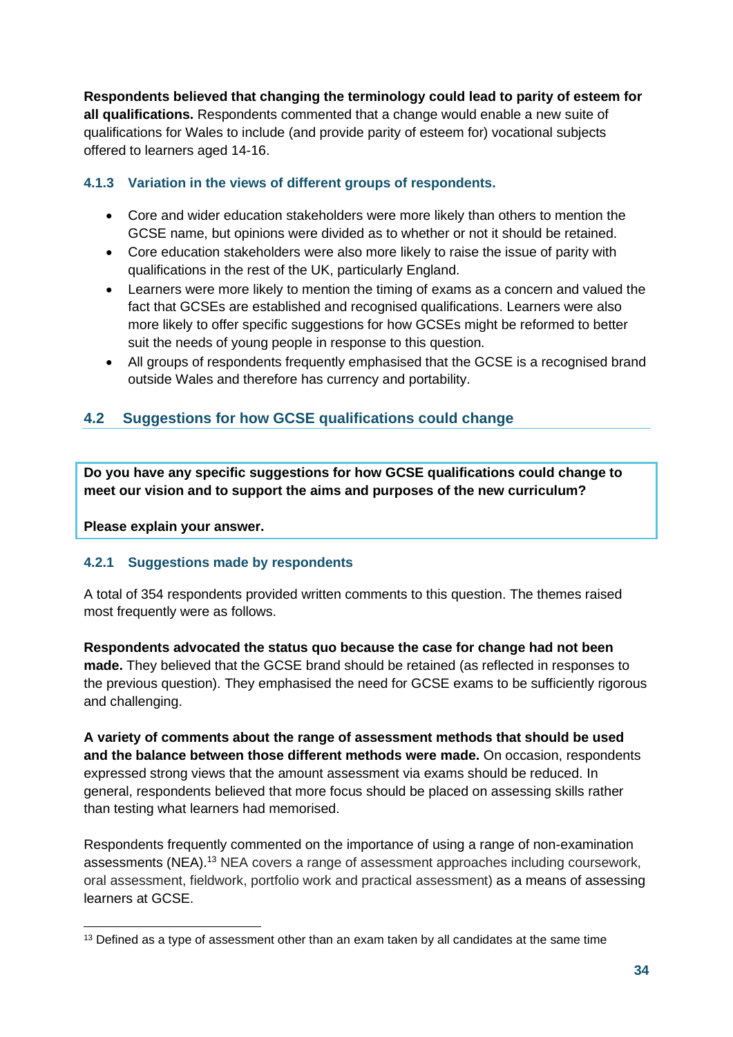**Respondents believed that changing the terminology could lead to parity of esteem for all qualifications.** Respondents commented that a change would enable a new suite of qualifications for Wales to include (and provide parity of esteem for) vocational subjects offered to learners aged 14-16.

### 4.1.3 Variation in the views of different groups of respondents.

- Core and wider education stakeholders were more likely than others to mention the GCSE name, but opinions were divided as to whether or not it should be retained.
- Core education stakeholders were also more likely to raise the issue of parity with qualifications in the rest of the UK, particularly England.
- Learners were more likely to mention the timing of exams as a concern and valued the fact that GCSEs are established and recognised qualifications. Learners were also more likely to offer specific suggestions for how GCSEs might be reformed to better suit the needs of young people in response to this question.
- All groups of respondents frequently emphasised that the GCSE is a recognised brand outside Wales and therefore has currency and portability.

## 4.2 Suggestions for how GCSE qualifications could change

**Do you have any specific suggestions for how GCSE qualifications could change to meet our vision and to support the aims and purposes of the new curriculum?**

**Please explain your answer.**

### 4.2.1 Suggestions made by respondents

A total of 354 respondents provided written comments to this question. The themes raised most frequently were as follows.

**Respondents advocated the status quo because the case for change had not been made.** They believed that the GCSE brand should be retained (as reflected in responses to the previous question). They emphasised the need for GCSE exams to be sufficiently rigorous and challenging.

**A variety of comments about the range of assessment methods that should be used and the balance between those different methods were made.** On occasion, respondents expressed strong views that the amount assessment via exams should be reduced. In general, respondents believed that more focus should be placed on assessing skills rather than testing what learners had memorised.

Respondents frequently commented on the importance of using a range of non-examination assessments (NEA).[13] NEA covers a range of assessment approaches including coursework, oral assessment, fieldwork, portfolio work and practical assessment) as a means of assessing learners at GCSE.

[13] Defined as a type of assessment other than an exam taken by all candidates at the same time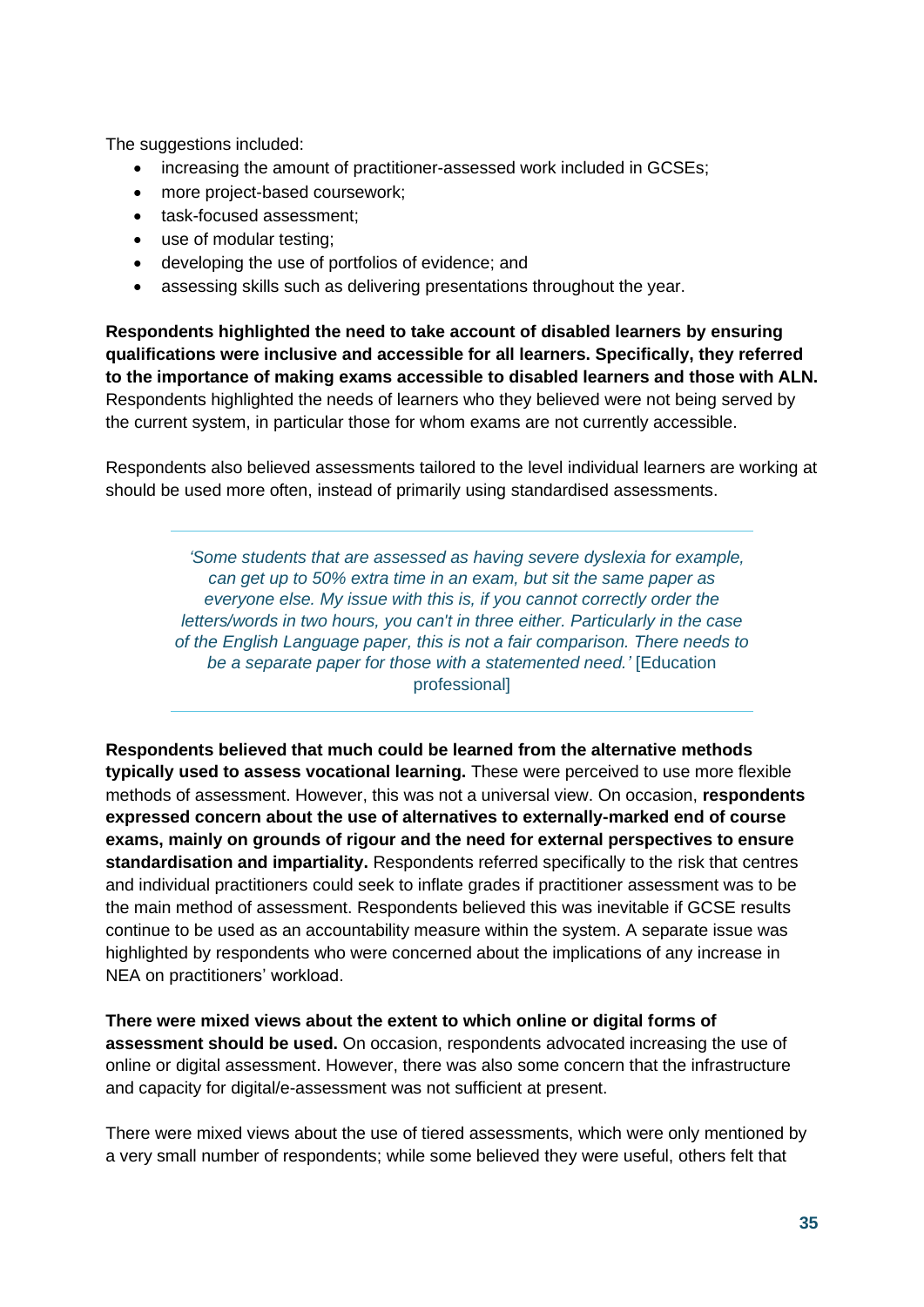The suggestions included:

- increasing the amount of practitioner-assessed work included in GCSEs;
- more project-based coursework;
- task-focused assessment;
- use of modular testing;
- developing the use of portfolios of evidence; and
- assessing skills such as delivering presentations throughout the year.

**Respondents highlighted the need to take account of disabled learners by ensuring qualifications were inclusive and accessible for all learners. Specifically, they referred to the importance of making exams accessible to disabled learners and those with ALN.** Respondents highlighted the needs of learners who they believed were not being served by the current system, in particular those for whom exams are not currently accessible.

Respondents also believed assessments tailored to the level individual learners are working at should be used more often, instead of primarily using standardised assessments.

> *'Some students that are assessed as having severe dyslexia for example, can get up to 50% extra time in an exam, but sit the same paper as everyone else. My issue with this is, if you cannot correctly order the letters/words in two hours, you can't in three either. Particularly in the case of the English Language paper, this is not a fair comparison. There needs to be a separate paper for those with a statemented need.'* [Education professional]

**Respondents believed that much could be learned from the alternative methods typically used to assess vocational learning.** These were perceived to use more flexible methods of assessment. However, this was not a universal view. On occasion, **respondents expressed concern about the use of alternatives to externally-marked end of course exams, mainly on grounds of rigour and the need for external perspectives to ensure standardisation and impartiality.** Respondents referred specifically to the risk that centres and individual practitioners could seek to inflate grades if practitioner assessment was to be the main method of assessment. Respondents believed this was inevitable if GCSE results continue to be used as an accountability measure within the system. A separate issue was highlighted by respondents who were concerned about the implications of any increase in NEA on practitioners' workload.

**There were mixed views about the extent to which online or digital forms of assessment should be used.** On occasion, respondents advocated increasing the use of online or digital assessment. However, there was also some concern that the infrastructure and capacity for digital/e-assessment was not sufficient at present.

There were mixed views about the use of tiered assessments, which were only mentioned by a very small number of respondents; while some believed they were useful, others felt that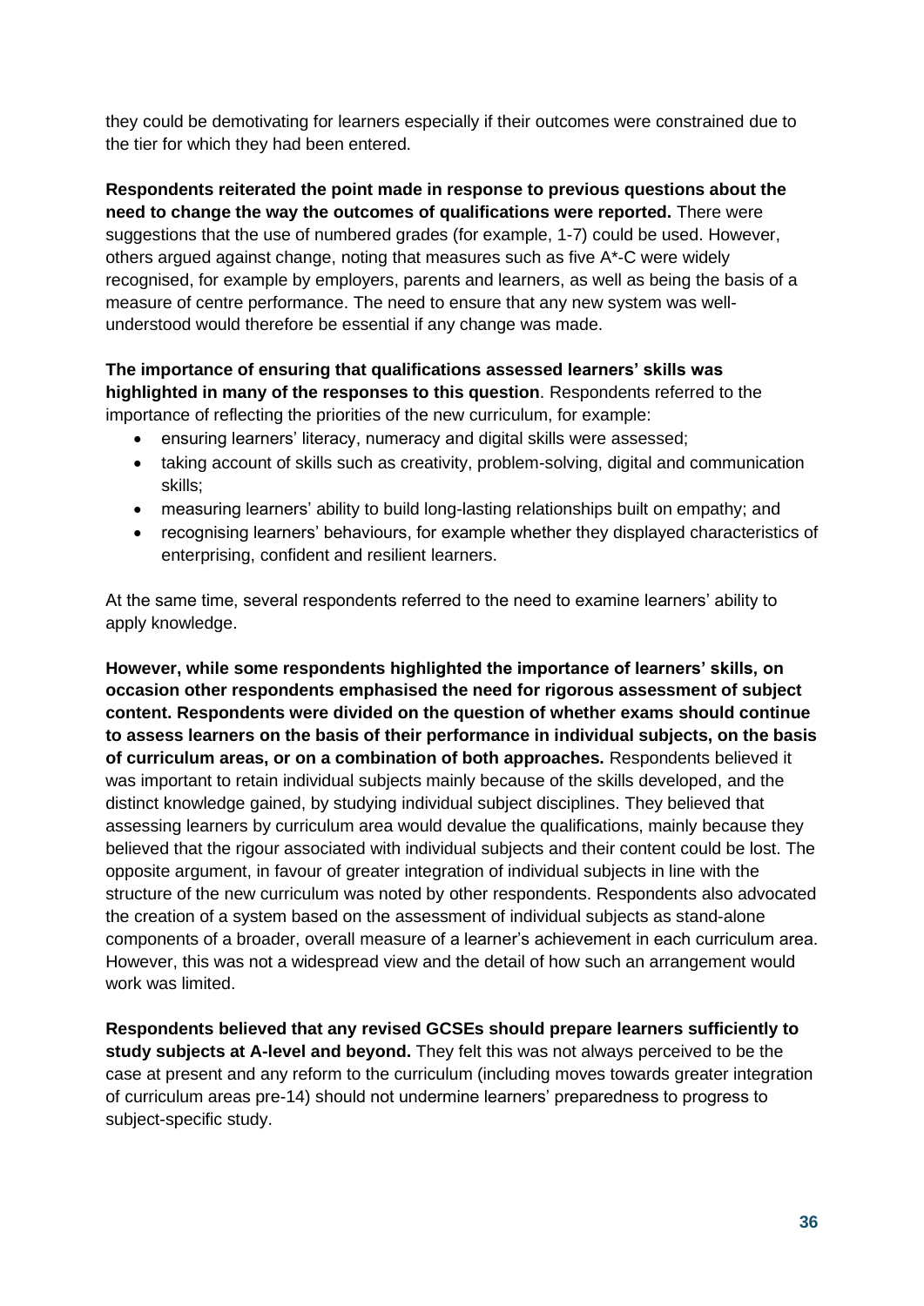they could be demotivating for learners especially if their outcomes were constrained due to the tier for which they had been entered.

**Respondents reiterated the point made in response to previous questions about the need to change the way the outcomes of qualifications were reported.** There were suggestions that the use of numbered grades (for example, 1-7) could be used. However, others argued against change, noting that measures such as five A*-C were widely recognised, for example by employers, parents and learners, as well as being the basis of a measure of centre performance. The need to ensure that any new system was well-understood would therefore be essential if any change was made.

**The importance of ensuring that qualifications assessed learners' skills was highlighted in many of the responses to this question**. Respondents referred to the importance of reflecting the priorities of the new curriculum, for example:

- ensuring learners' literacy, numeracy and digital skills were assessed;
- taking account of skills such as creativity, problem-solving, digital and communication skills;
- measuring learners' ability to build long-lasting relationships built on empathy; and
- recognising learners' behaviours, for example whether they displayed characteristics of enterprising, confident and resilient learners.

At the same time, several respondents referred to the need to examine learners' ability to apply knowledge.

**However, while some respondents highlighted the importance of learners' skills, on occasion other respondents emphasised the need for rigorous assessment of subject content. Respondents were divided on the question of whether exams should continue to assess learners on the basis of their performance in individual subjects, on the basis of curriculum areas, or on a combination of both approaches.** Respondents believed it was important to retain individual subjects mainly because of the skills developed, and the distinct knowledge gained, by studying individual subject disciplines. They believed that assessing learners by curriculum area would devalue the qualifications, mainly because they believed that the rigour associated with individual subjects and their content could be lost. The opposite argument, in favour of greater integration of individual subjects in line with the structure of the new curriculum was noted by other respondents. Respondents also advocated the creation of a system based on the assessment of individual subjects as stand-alone components of a broader, overall measure of a learner's achievement in each curriculum area. However, this was not a widespread view and the detail of how such an arrangement would work was limited.

**Respondents believed that any revised GCSEs should prepare learners sufficiently to study subjects at A-level and beyond.** They felt this was not always perceived to be the case at present and any reform to the curriculum (including moves towards greater integration of curriculum areas pre-14) should not undermine learners' preparedness to progress to subject-specific study.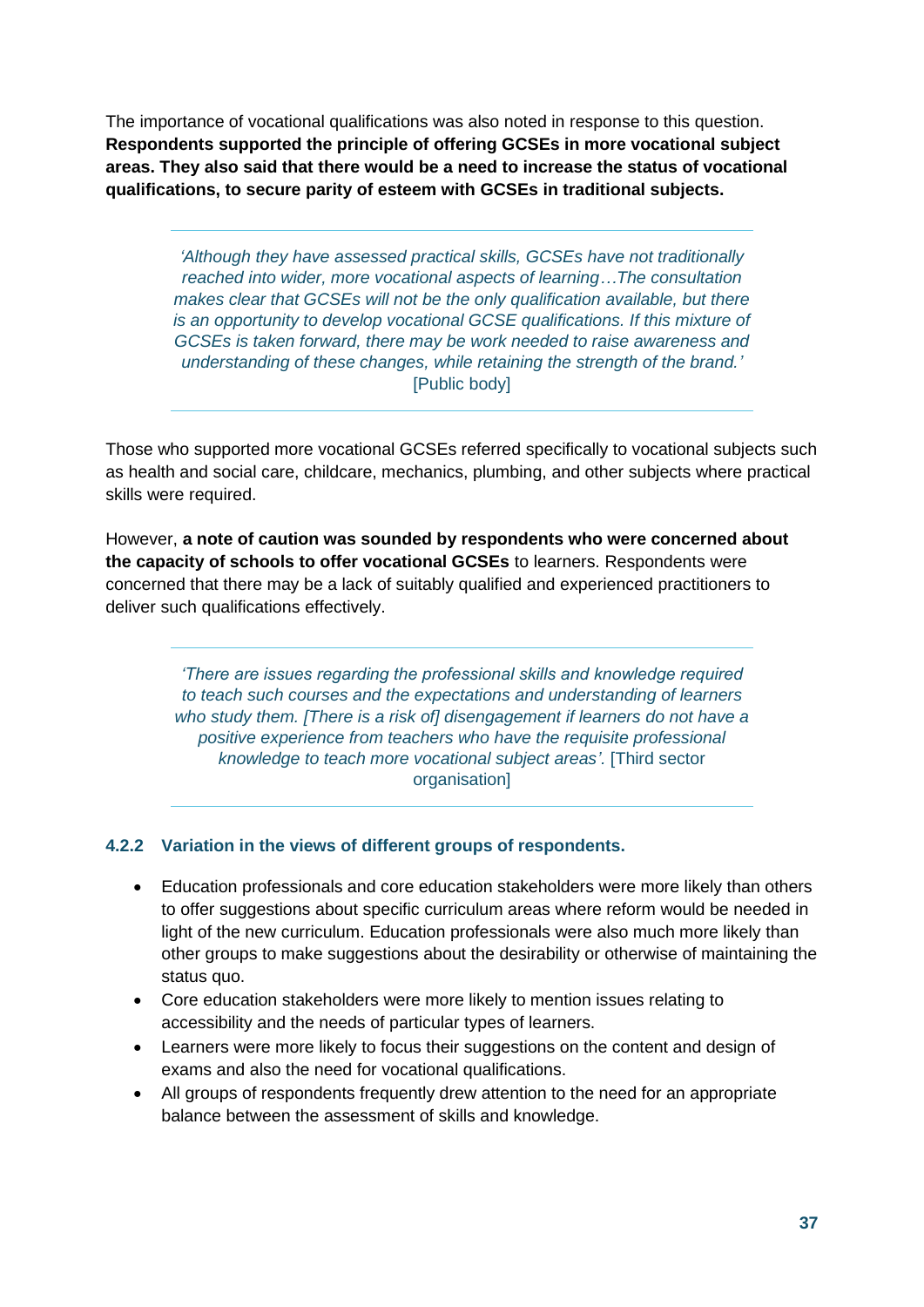The importance of vocational qualifications was also noted in response to this question. **Respondents supported the principle of offering GCSEs in more vocational subject areas. They also said that there would be a need to increase the status of vocational qualifications, to secure parity of esteem with GCSEs in traditional subjects.**

> *'Although they have assessed practical skills, GCSEs have not traditionally reached into wider, more vocational aspects of learning…The consultation makes clear that GCSEs will not be the only qualification available, but there is an opportunity to develop vocational GCSE qualifications. If this mixture of GCSEs is taken forward, there may be work needed to raise awareness and understanding of these changes, while retaining the strength of the brand.'* [Public body]

Those who supported more vocational GCSEs referred specifically to vocational subjects such as health and social care, childcare, mechanics, plumbing, and other subjects where practical skills were required.

However, **a note of caution was sounded by respondents who were concerned about the capacity of schools to offer vocational GCSEs** to learners. Respondents were concerned that there may be a lack of suitably qualified and experienced practitioners to deliver such qualifications effectively.

> *'There are issues regarding the professional skills and knowledge required to teach such courses and the expectations and understanding of learners who study them. [There is a risk of] disengagement if learners do not have a positive experience from teachers who have the requisite professional knowledge to teach more vocational subject areas'.* [Third sector organisation]

### 4.2.2 Variation in the views of different groups of respondents.

- Education professionals and core education stakeholders were more likely than others to offer suggestions about specific curriculum areas where reform would be needed in light of the new curriculum. Education professionals were also much more likely than other groups to make suggestions about the desirability or otherwise of maintaining the status quo.
- Core education stakeholders were more likely to mention issues relating to accessibility and the needs of particular types of learners.
- Learners were more likely to focus their suggestions on the content and design of exams and also the need for vocational qualifications.
- All groups of respondents frequently drew attention to the need for an appropriate balance between the assessment of skills and knowledge.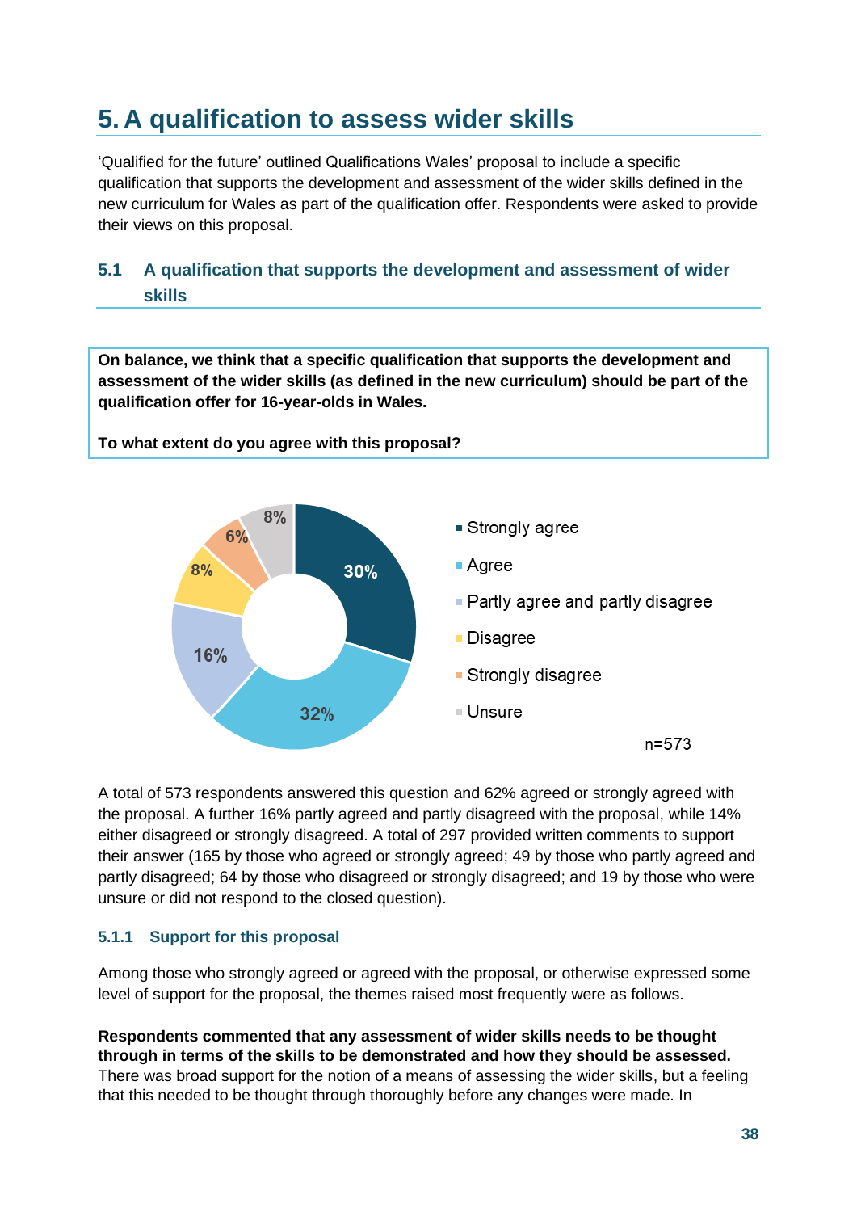# 5. A qualification to assess wider skills

'Qualified for the future' outlined Qualifications Wales' proposal to include a specific qualification that supports the development and assessment of the wider skills defined in the new curriculum for Wales as part of the qualification offer. Respondents were asked to provide their views on this proposal.

## 5.1 A qualification that supports the development and assessment of wider skills

**On balance, we think that a specific qualification that supports the development and assessment of the wider skills (as defined in the new curriculum) should be part of the qualification offer for 16-year-olds in Wales.**

**To what extent do you agree with this proposal?**

| Response | % |
|---|---|
| Strongly agree | 30% |
| Agree | 32% |
| Partly agree and partly disagree | 16% |
| Disagree | 8% |
| Strongly disagree | 6% |
| Unsure | 8% |

n=573

A total of 573 respondents answered this question and 62% agreed or strongly agreed with the proposal. A further 16% partly agreed and partly disagreed with the proposal, while 14% either disagreed or strongly disagreed. A total of 297 provided written comments to support their answer (165 by those who agreed or strongly agreed; 49 by those who partly agreed and partly disagreed; 64 by those who disagreed or strongly disagreed; and 19 by those who were unsure or did not respond to the closed question).

### 5.1.1 Support for this proposal

Among those who strongly agreed or agreed with the proposal, or otherwise expressed some level of support for the proposal, the themes raised most frequently were as follows.

**Respondents commented that any assessment of wider skills needs to be thought through in terms of the skills to be demonstrated and how they should be assessed.** There was broad support for the notion of a means of assessing the wider skills, but a feeling that this needed to be thought through thoroughly before any changes were made. In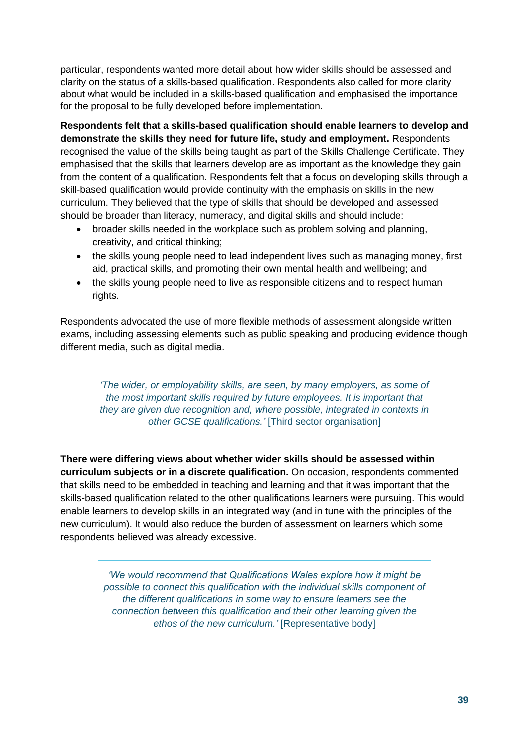particular, respondents wanted more detail about how wider skills should be assessed and clarity on the status of a skills-based qualification. Respondents also called for more clarity about what would be included in a skills-based qualification and emphasised the importance for the proposal to be fully developed before implementation.

**Respondents felt that a skills-based qualification should enable learners to develop and demonstrate the skills they need for future life, study and employment.** Respondents recognised the value of the skills being taught as part of the Skills Challenge Certificate. They emphasised that the skills that learners develop are as important as the knowledge they gain from the content of a qualification. Respondents felt that a focus on developing skills through a skill-based qualification would provide continuity with the emphasis on skills in the new curriculum. They believed that the type of skills that should be developed and assessed should be broader than literacy, numeracy, and digital skills and should include:

- broader skills needed in the workplace such as problem solving and planning, creativity, and critical thinking;
- the skills young people need to lead independent lives such as managing money, first aid, practical skills, and promoting their own mental health and wellbeing; and
- the skills young people need to live as responsible citizens and to respect human rights.

Respondents advocated the use of more flexible methods of assessment alongside written exams, including assessing elements such as public speaking and producing evidence though different media, such as digital media.

> *'The wider, or employability skills, are seen, by many employers, as some of the most important skills required by future employees. It is important that they are given due recognition and, where possible, integrated in contexts in other GCSE qualifications.'* [Third sector organisation]

**There were differing views about whether wider skills should be assessed within curriculum subjects or in a discrete qualification.** On occasion, respondents commented that skills need to be embedded in teaching and learning and that it was important that the skills-based qualification related to the other qualifications learners were pursuing. This would enable learners to develop skills in an integrated way (and in tune with the principles of the new curriculum). It would also reduce the burden of assessment on learners which some respondents believed was already excessive.

> *'We would recommend that Qualifications Wales explore how it might be possible to connect this qualification with the individual skills component of the different qualifications in some way to ensure learners see the connection between this qualification and their other learning given the ethos of the new curriculum.'* [Representative body]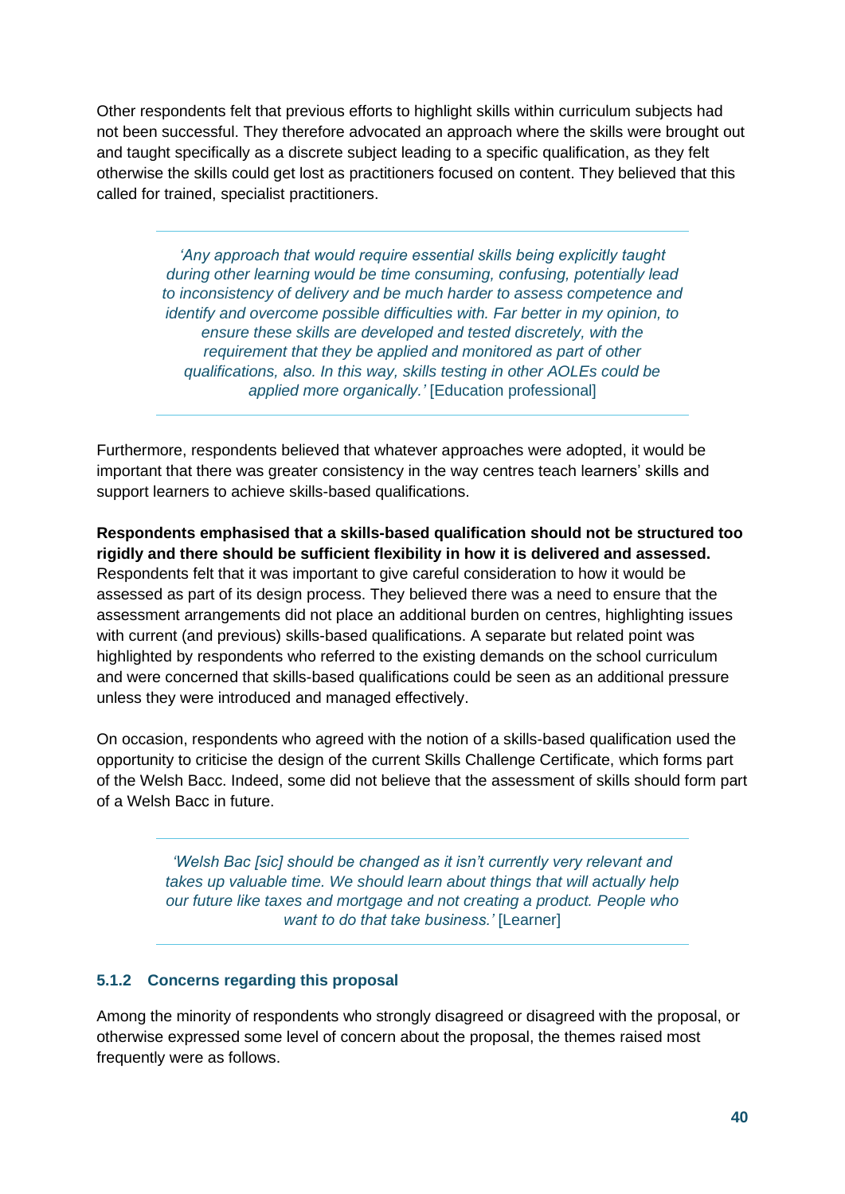Other respondents felt that previous efforts to highlight skills within curriculum subjects had not been successful. They therefore advocated an approach where the skills were brought out and taught specifically as a discrete subject leading to a specific qualification, as they felt otherwise the skills could get lost as practitioners focused on content. They believed that this called for trained, specialist practitioners.

> *'Any approach that would require essential skills being explicitly taught during other learning would be time consuming, confusing, potentially lead to inconsistency of delivery and be much harder to assess competence and identify and overcome possible difficulties with. Far better in my opinion, to ensure these skills are developed and tested discretely, with the requirement that they be applied and monitored as part of other qualifications, also. In this way, skills testing in other AOLEs could be applied more organically.'* [Education professional]

Furthermore, respondents believed that whatever approaches were adopted, it would be important that there was greater consistency in the way centres teach learners' skills and support learners to achieve skills-based qualifications.

**Respondents emphasised that a skills-based qualification should not be structured too rigidly and there should be sufficient flexibility in how it is delivered and assessed.** Respondents felt that it was important to give careful consideration to how it would be assessed as part of its design process. They believed there was a need to ensure that the assessment arrangements did not place an additional burden on centres, highlighting issues with current (and previous) skills-based qualifications. A separate but related point was highlighted by respondents who referred to the existing demands on the school curriculum and were concerned that skills-based qualifications could be seen as an additional pressure unless they were introduced and managed effectively.

On occasion, respondents who agreed with the notion of a skills-based qualification used the opportunity to criticise the design of the current Skills Challenge Certificate, which forms part of the Welsh Bacc. Indeed, some did not believe that the assessment of skills should form part of a Welsh Bacc in future.

> *'Welsh Bac [sic] should be changed as it isn't currently very relevant and takes up valuable time. We should learn about things that will actually help our future like taxes and mortgage and not creating a product. People who want to do that take business.'* [Learner]

### 5.1.2 Concerns regarding this proposal

Among the minority of respondents who strongly disagreed or disagreed with the proposal, or otherwise expressed some level of concern about the proposal, the themes raised most frequently were as follows.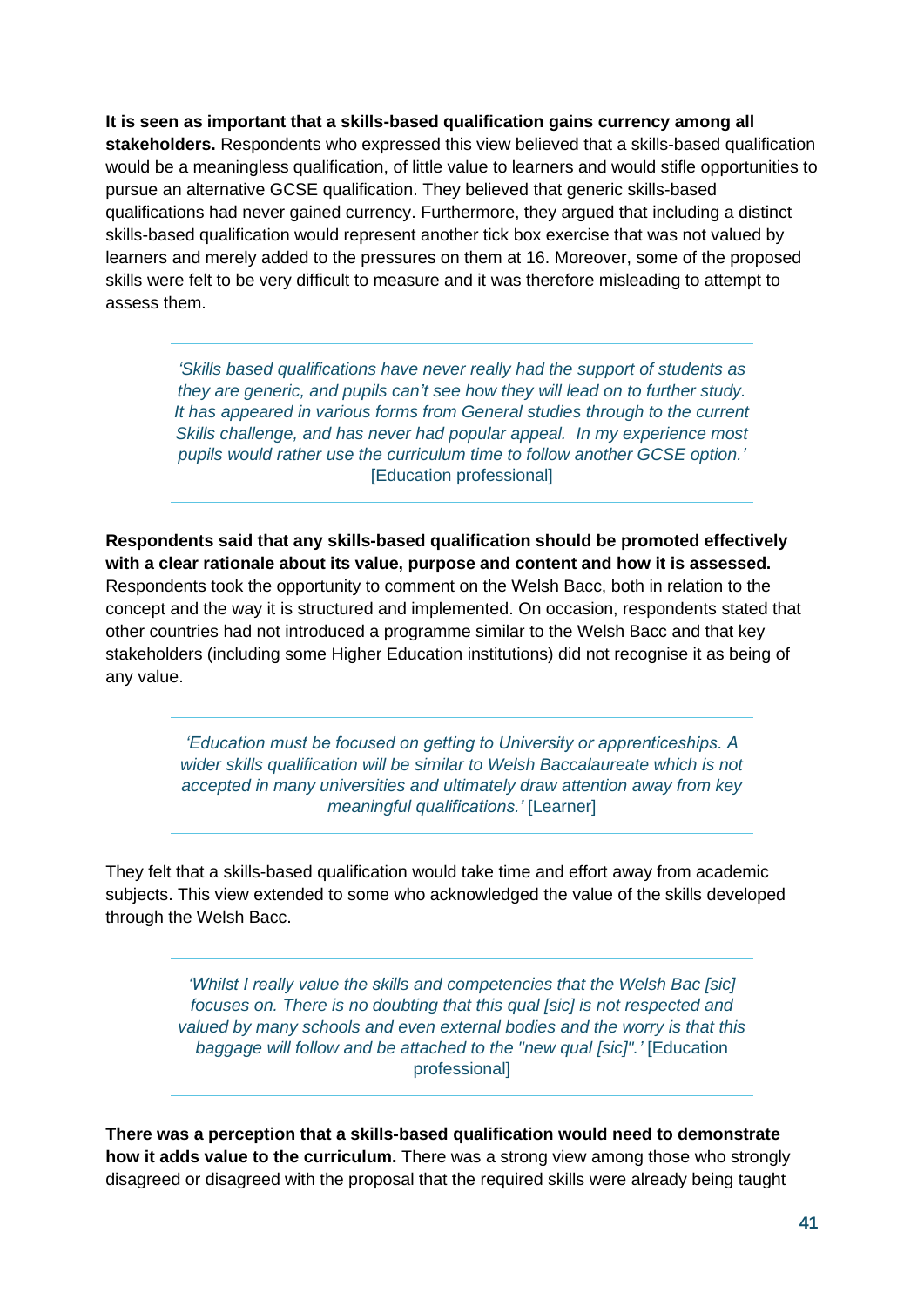**It is seen as important that a skills-based qualification gains currency among all stakeholders.** Respondents who expressed this view believed that a skills-based qualification would be a meaningless qualification, of little value to learners and would stifle opportunities to pursue an alternative GCSE qualification. They believed that generic skills-based qualifications had never gained currency. Furthermore, they argued that including a distinct skills-based qualification would represent another tick box exercise that was not valued by learners and merely added to the pressures on them at 16. Moreover, some of the proposed skills were felt to be very difficult to measure and it was therefore misleading to attempt to assess them.

> *'Skills based qualifications have never really had the support of students as they are generic, and pupils can't see how they will lead on to further study. It has appeared in various forms from General studies through to the current Skills challenge, and has never had popular appeal. In my experience most pupils would rather use the curriculum time to follow another GCSE option.'* [Education professional]

**Respondents said that any skills-based qualification should be promoted effectively with a clear rationale about its value, purpose and content and how it is assessed.** Respondents took the opportunity to comment on the Welsh Bacc, both in relation to the concept and the way it is structured and implemented. On occasion, respondents stated that other countries had not introduced a programme similar to the Welsh Bacc and that key stakeholders (including some Higher Education institutions) did not recognise it as being of any value.

> *'Education must be focused on getting to University or apprenticeships. A wider skills qualification will be similar to Welsh Baccalaureate which is not accepted in many universities and ultimately draw attention away from key meaningful qualifications.'* [Learner]

They felt that a skills-based qualification would take time and effort away from academic subjects. This view extended to some who acknowledged the value of the skills developed through the Welsh Bacc.

> *'Whilst I really value the skills and competencies that the Welsh Bac [sic] focuses on. There is no doubting that this qual [sic] is not respected and valued by many schools and even external bodies and the worry is that this baggage will follow and be attached to the "new qual [sic]".'* [Education professional]

**There was a perception that a skills-based qualification would need to demonstrate how it adds value to the curriculum.** There was a strong view among those who strongly disagreed or disagreed with the proposal that the required skills were already being taught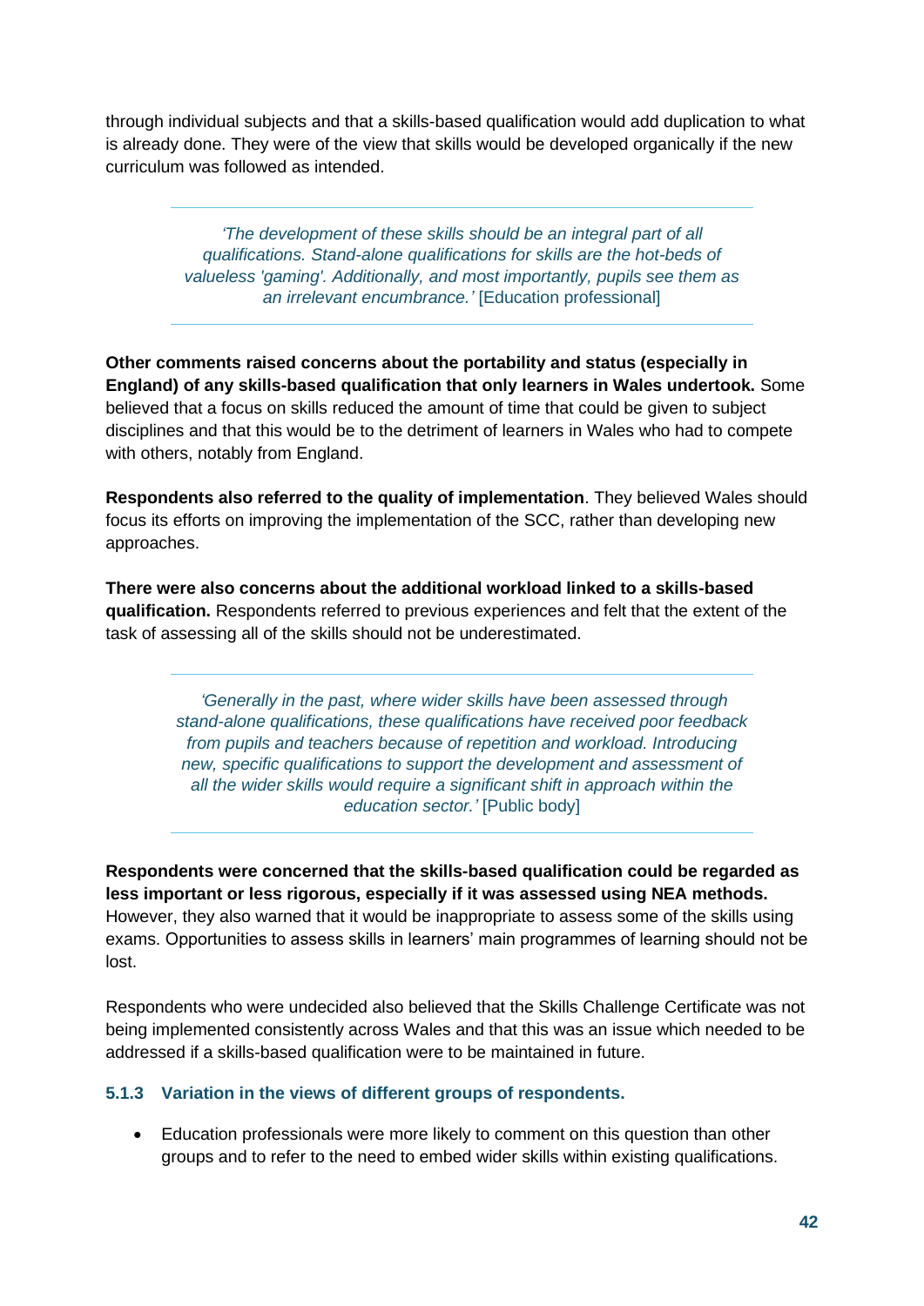through individual subjects and that a skills-based qualification would add duplication to what is already done. They were of the view that skills would be developed organically if the new curriculum was followed as intended.

> *'The development of these skills should be an integral part of all qualifications. Stand-alone qualifications for skills are the hot-beds of valueless 'gaming'. Additionally, and most importantly, pupils see them as an irrelevant encumbrance.'* [Education professional]

**Other comments raised concerns about the portability and status (especially in England) of any skills-based qualification that only learners in Wales undertook.** Some believed that a focus on skills reduced the amount of time that could be given to subject disciplines and that this would be to the detriment of learners in Wales who had to compete with others, notably from England.

**Respondents also referred to the quality of implementation**. They believed Wales should focus its efforts on improving the implementation of the SCC, rather than developing new approaches.

**There were also concerns about the additional workload linked to a skills-based qualification.** Respondents referred to previous experiences and felt that the extent of the task of assessing all of the skills should not be underestimated.

> *'Generally in the past, where wider skills have been assessed through stand-alone qualifications, these qualifications have received poor feedback from pupils and teachers because of repetition and workload. Introducing new, specific qualifications to support the development and assessment of all the wider skills would require a significant shift in approach within the education sector.'* [Public body]

**Respondents were concerned that the skills-based qualification could be regarded as less important or less rigorous, especially if it was assessed using NEA methods.** However, they also warned that it would be inappropriate to assess some of the skills using exams. Opportunities to assess skills in learners' main programmes of learning should not be lost.

Respondents who were undecided also believed that the Skills Challenge Certificate was not being implemented consistently across Wales and that this was an issue which needed to be addressed if a skills-based qualification were to be maintained in future.

### 5.1.3 Variation in the views of different groups of respondents.

- Education professionals were more likely to comment on this question than other groups and to refer to the need to embed wider skills within existing qualifications.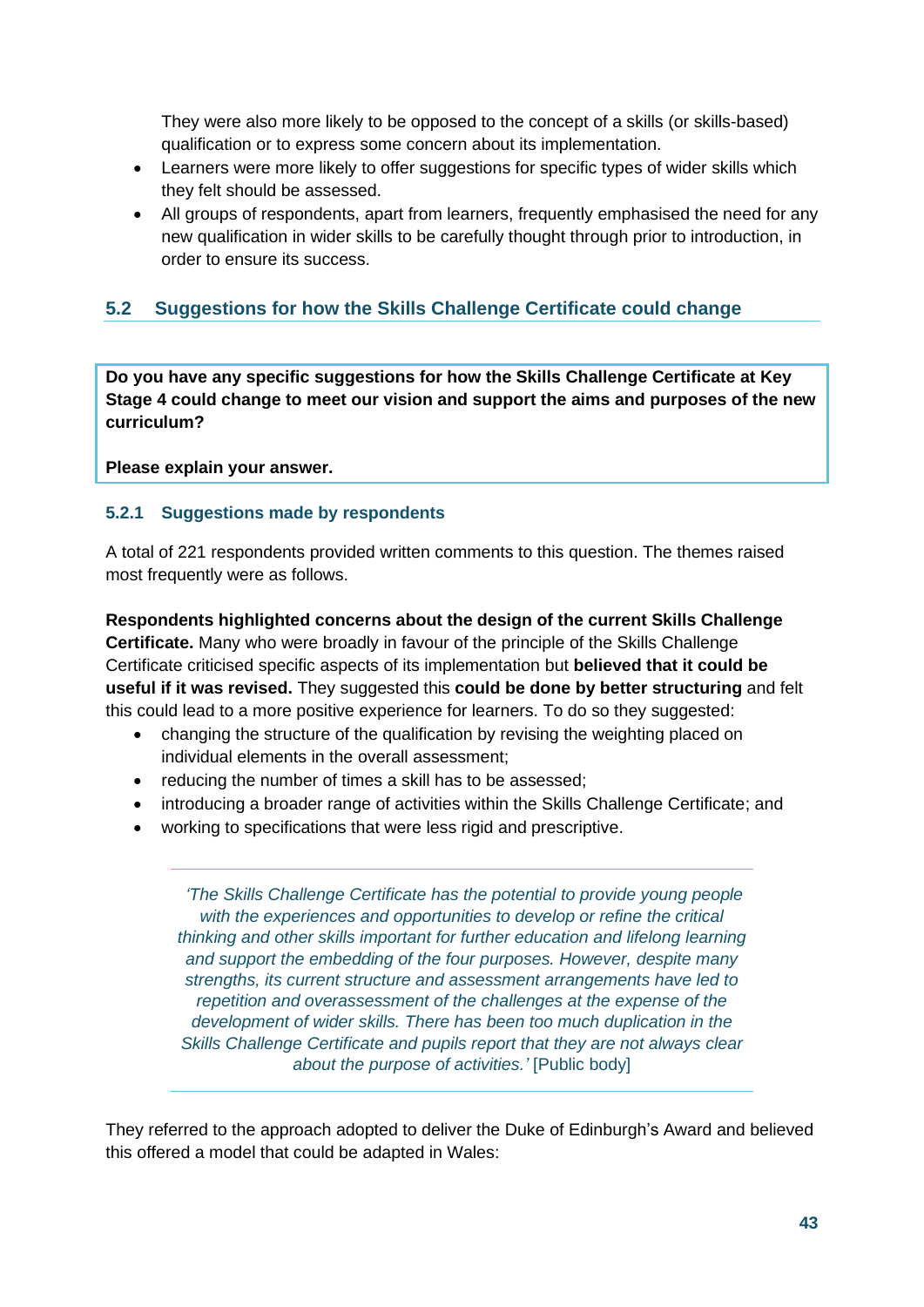They were also more likely to be opposed to the concept of a skills (or skills-based) qualification or to express some concern about its implementation.

- Learners were more likely to offer suggestions for specific types of wider skills which they felt should be assessed.
- All groups of respondents, apart from learners, frequently emphasised the need for any new qualification in wider skills to be carefully thought through prior to introduction, in order to ensure its success.

## 5.2 Suggestions for how the Skills Challenge Certificate could change

**Do you have any specific suggestions for how the Skills Challenge Certificate at Key Stage 4 could change to meet our vision and support the aims and purposes of the new curriculum?**

**Please explain your answer.**

### 5.2.1 Suggestions made by respondents

A total of 221 respondents provided written comments to this question. The themes raised most frequently were as follows.

**Respondents highlighted concerns about the design of the current Skills Challenge Certificate.** Many who were broadly in favour of the principle of the Skills Challenge Certificate criticised specific aspects of its implementation but **believed that it could be useful if it was revised.** They suggested this **could be done by better structuring** and felt this could lead to a more positive experience for learners. To do so they suggested:

- changing the structure of the qualification by revising the weighting placed on individual elements in the overall assessment;
- reducing the number of times a skill has to be assessed;
- introducing a broader range of activities within the Skills Challenge Certificate; and
- working to specifications that were less rigid and prescriptive.

> *'The Skills Challenge Certificate has the potential to provide young people with the experiences and opportunities to develop or refine the critical thinking and other skills important for further education and lifelong learning and support the embedding of the four purposes. However, despite many strengths, its current structure and assessment arrangements have led to repetition and overassessment of the challenges at the expense of the development of wider skills. There has been too much duplication in the Skills Challenge Certificate and pupils report that they are not always clear about the purpose of activities.'* [Public body]

They referred to the approach adopted to deliver the Duke of Edinburgh's Award and believed this offered a model that could be adapted in Wales: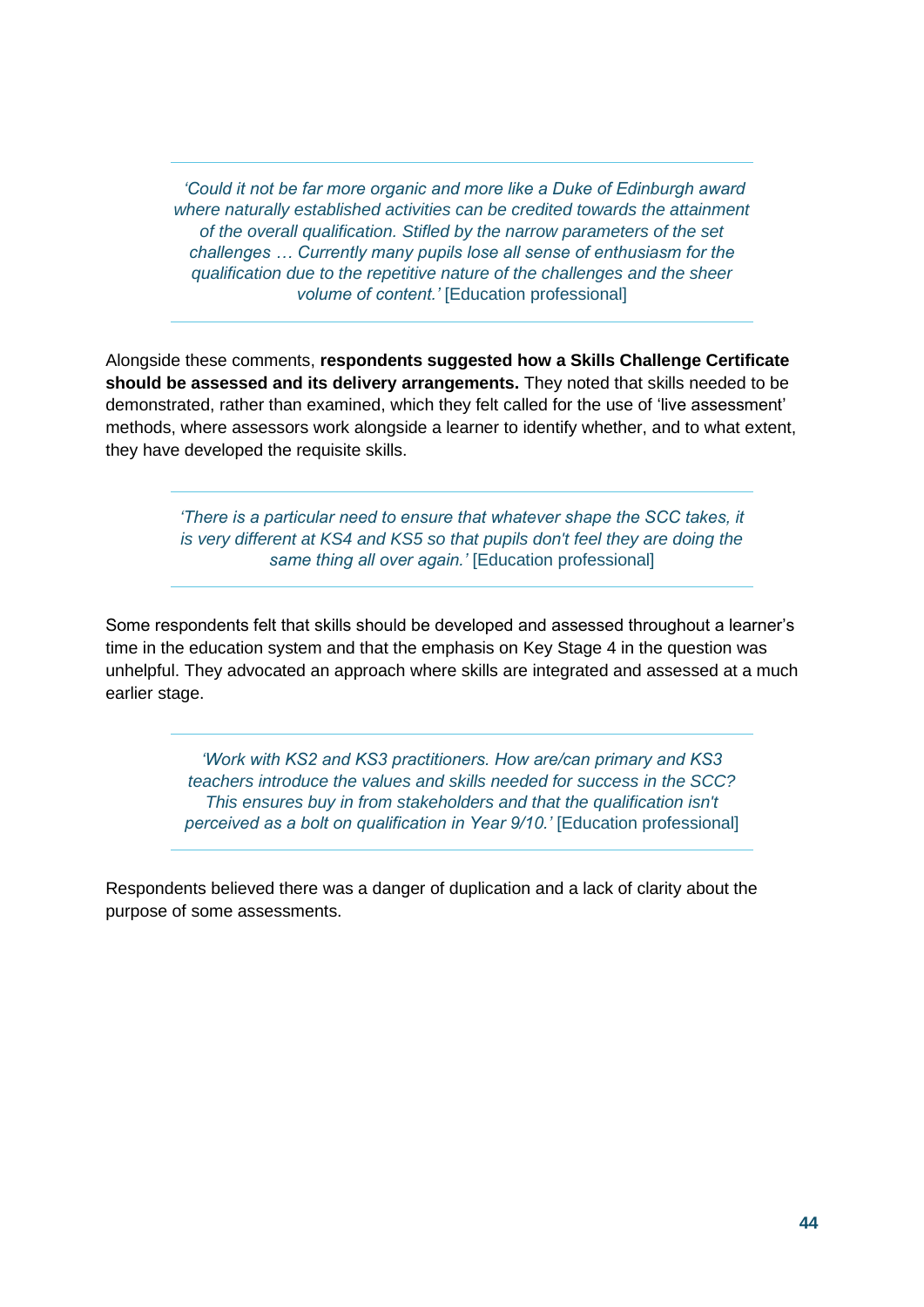> *'Could it not be far more organic and more like a Duke of Edinburgh award where naturally established activities can be credited towards the attainment of the overall qualification. Stifled by the narrow parameters of the set challenges … Currently many pupils lose all sense of enthusiasm for the qualification due to the repetitive nature of the challenges and the sheer volume of content.'* [Education professional]

Alongside these comments, **respondents suggested how a Skills Challenge Certificate should be assessed and its delivery arrangements.** They noted that skills needed to be demonstrated, rather than examined, which they felt called for the use of 'live assessment' methods, where assessors work alongside a learner to identify whether, and to what extent, they have developed the requisite skills.

> *'There is a particular need to ensure that whatever shape the SCC takes, it is very different at KS4 and KS5 so that pupils don't feel they are doing the same thing all over again.'* [Education professional]

Some respondents felt that skills should be developed and assessed throughout a learner's time in the education system and that the emphasis on Key Stage 4 in the question was unhelpful. They advocated an approach where skills are integrated and assessed at a much earlier stage.

> *'Work with KS2 and KS3 practitioners. How are/can primary and KS3 teachers introduce the values and skills needed for success in the SCC? This ensures buy in from stakeholders and that the qualification isn't perceived as a bolt on qualification in Year 9/10.'* [Education professional]

Respondents believed there was a danger of duplication and a lack of clarity about the purpose of some assessments.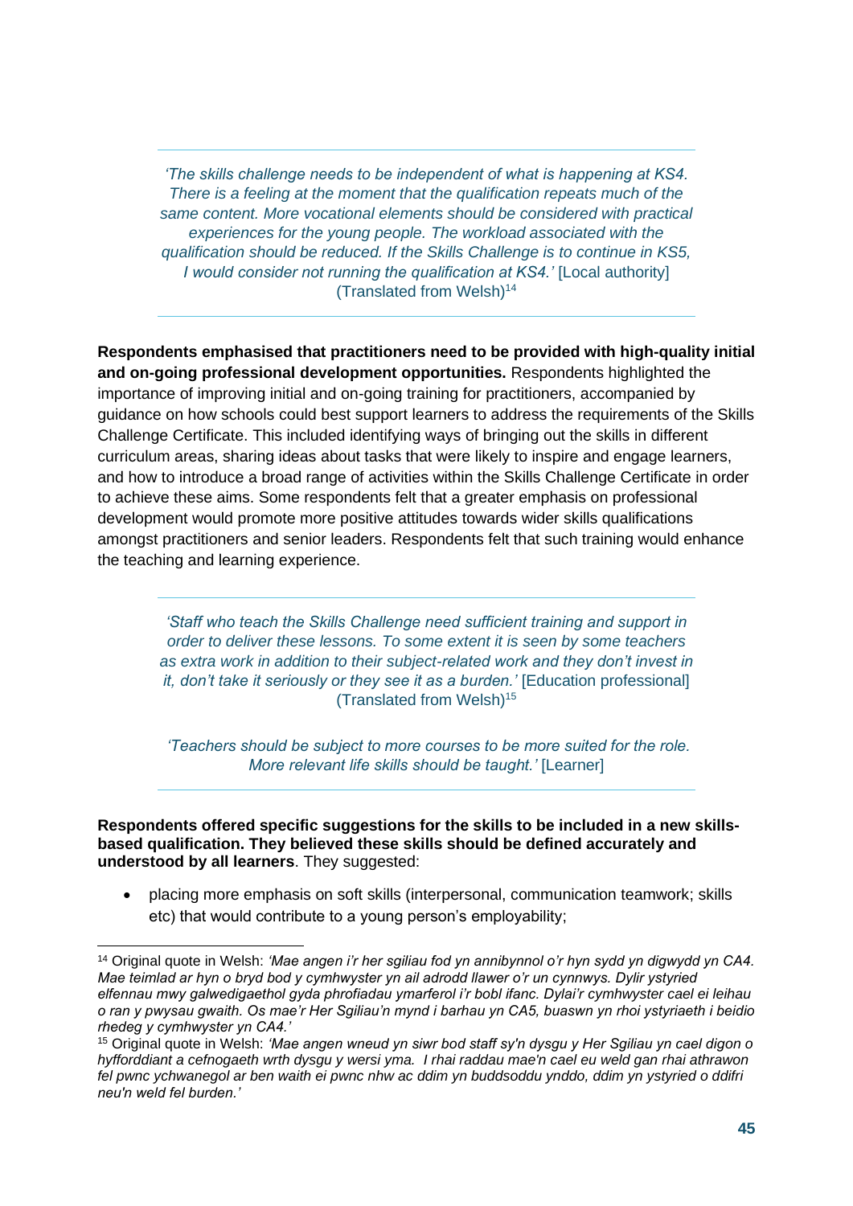> *'The skills challenge needs to be independent of what is happening at KS4. There is a feeling at the moment that the qualification repeats much of the same content. More vocational elements should be considered with practical experiences for the young people. The workload associated with the qualification should be reduced. If the Skills Challenge is to continue in KS5, I would consider not running the qualification at KS4.'* [Local authority] (Translated from Welsh)[14]

**Respondents emphasised that practitioners need to be provided with high-quality initial and on-going professional development opportunities.** Respondents highlighted the importance of improving initial and on-going training for practitioners, accompanied by guidance on how schools could best support learners to address the requirements of the Skills Challenge Certificate. This included identifying ways of bringing out the skills in different curriculum areas, sharing ideas about tasks that were likely to inspire and engage learners, and how to introduce a broad range of activities within the Skills Challenge Certificate in order to achieve these aims. Some respondents felt that a greater emphasis on professional development would promote more positive attitudes towards wider skills qualifications amongst practitioners and senior leaders. Respondents felt that such training would enhance the teaching and learning experience.

> *'Staff who teach the Skills Challenge need sufficient training and support in order to deliver these lessons. To some extent it is seen by some teachers as extra work in addition to their subject-related work and they don't invest in it, don't take it seriously or they see it as a burden.'* [Education professional] (Translated from Welsh)[15]
>
> *'Teachers should be subject to more courses to be more suited for the role. More relevant life skills should be taught.'* [Learner]

**Respondents offered specific suggestions for the skills to be included in a new skills-based qualification. They believed these skills should be defined accurately and understood by all learners**. They suggested:

- placing more emphasis on soft skills (interpersonal, communication teamwork; skills etc) that would contribute to a young person's employability;

---

[14] Original quote in Welsh: *'Mae angen i'r her sgiliau fod yn annibynnol o'r hyn sydd yn digwydd yn CA4. Mae teimlad ar hyn o bryd bod y cymhwyster yn ail adrodd llawer o'r un cynnwys. Dylir ystyried elfennau mwy galwedigaethol gyda phrofiadau ymarferol i'r bobl ifanc. Dylai'r cymhwyster cael ei leihau o ran y pwysau gwaith. Os mae'r Her Sgiliau'n mynd i barhau yn CA5, buaswn yn rhoi ystyriaeth i beidio rhedeg y cymhwyster yn CA4.'*

[15] Original quote in Welsh: *'Mae angen wneud yn siwr bod staff sy'n dysgu y Her Sgiliau yn cael digon o hyfforddiant a cefnogaeth wrth dysgu y wersi yma. I rhai raddau mae'n cael eu weld gan rhai athrawon fel pwnc ychwanegol ar ben waith ei pwnc nhw ac ddim yn buddsoddu ynddo, ddim yn ystyried o ddifri neu'n weld fel burden.'*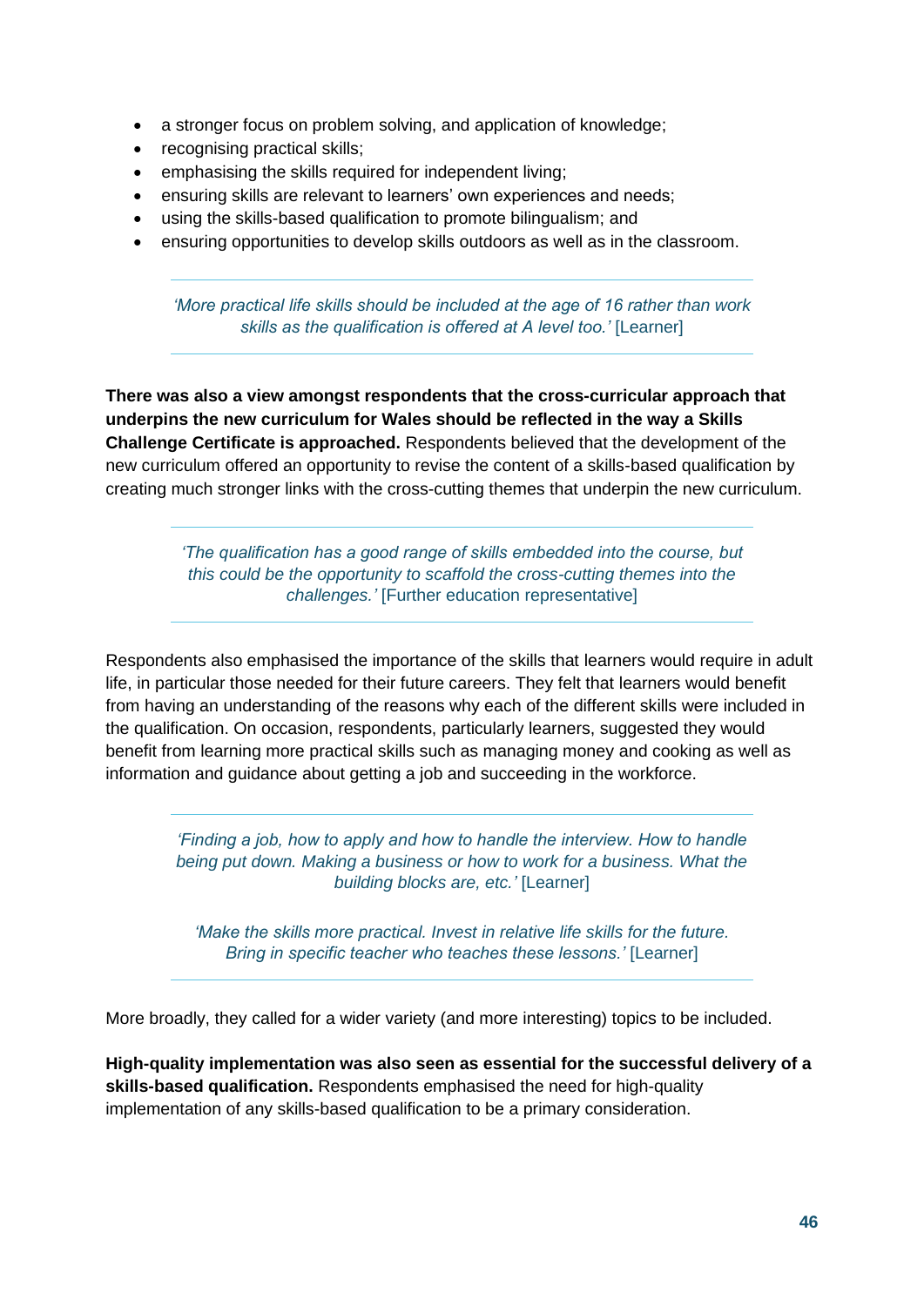- a stronger focus on problem solving, and application of knowledge;
- recognising practical skills;
- emphasising the skills required for independent living;
- ensuring skills are relevant to learners' own experiences and needs;
- using the skills-based qualification to promote bilingualism; and
- ensuring opportunities to develop skills outdoors as well as in the classroom.

> *'More practical life skills should be included at the age of 16 rather than work skills as the qualification is offered at A level too.'* [Learner]

**There was also a view amongst respondents that the cross-curricular approach that underpins the new curriculum for Wales should be reflected in the way a Skills Challenge Certificate is approached.** Respondents believed that the development of the new curriculum offered an opportunity to revise the content of a skills-based qualification by creating much stronger links with the cross-cutting themes that underpin the new curriculum.

> *'The qualification has a good range of skills embedded into the course, but this could be the opportunity to scaffold the cross-cutting themes into the challenges.'* [Further education representative]

Respondents also emphasised the importance of the skills that learners would require in adult life, in particular those needed for their future careers. They felt that learners would benefit from having an understanding of the reasons why each of the different skills were included in the qualification. On occasion, respondents, particularly learners, suggested they would benefit from learning more practical skills such as managing money and cooking as well as information and guidance about getting a job and succeeding in the workforce.

> *'Finding a job, how to apply and how to handle the interview. How to handle being put down. Making a business or how to work for a business. What the building blocks are, etc.'* [Learner]
>
> *'Make the skills more practical. Invest in relative life skills for the future. Bring in specific teacher who teaches these lessons.'* [Learner]

More broadly, they called for a wider variety (and more interesting) topics to be included.

**High-quality implementation was also seen as essential for the successful delivery of a skills-based qualification.** Respondents emphasised the need for high-quality implementation of any skills-based qualification to be a primary consideration.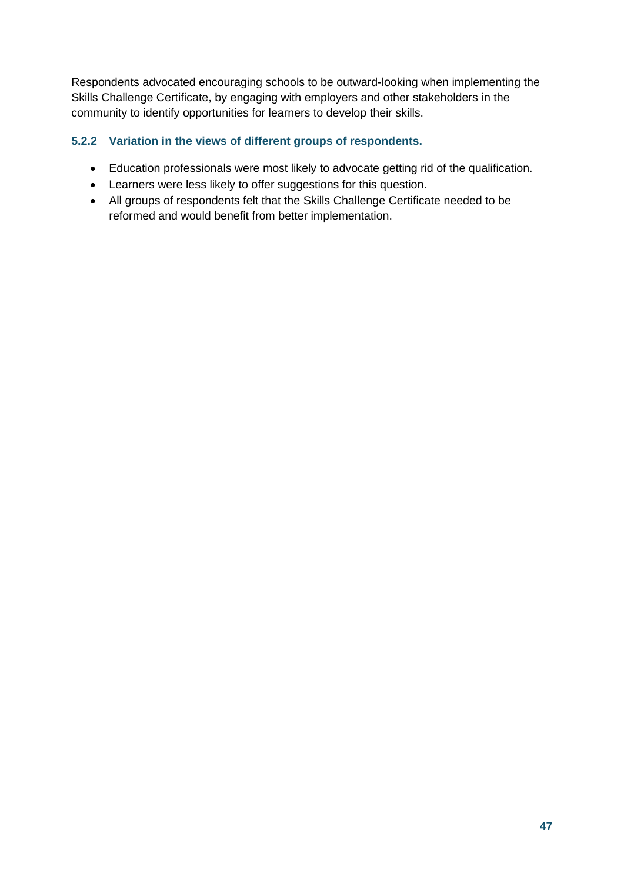Respondents advocated encouraging schools to be outward-looking when implementing the Skills Challenge Certificate, by engaging with employers and other stakeholders in the community to identify opportunities for learners to develop their skills.

### 5.2.2 Variation in the views of different groups of respondents.

- Education professionals were most likely to advocate getting rid of the qualification.
- Learners were less likely to offer suggestions for this question.
- All groups of respondents felt that the Skills Challenge Certificate needed to be reformed and would benefit from better implementation.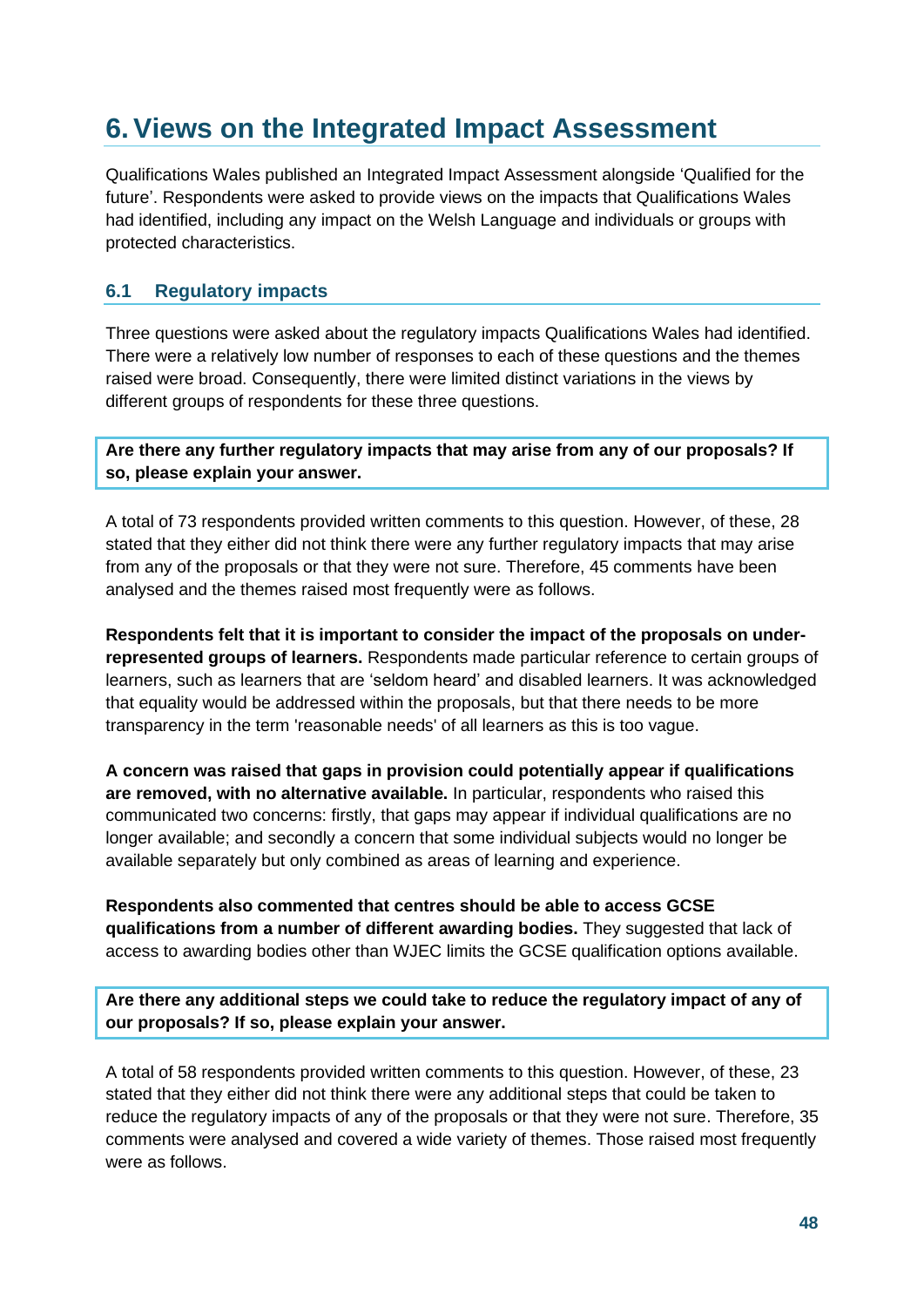# 6. Views on the Integrated Impact Assessment

Qualifications Wales published an Integrated Impact Assessment alongside 'Qualified for the future'. Respondents were asked to provide views on the impacts that Qualifications Wales had identified, including any impact on the Welsh Language and individuals or groups with protected characteristics.

## 6.1 Regulatory impacts

Three questions were asked about the regulatory impacts Qualifications Wales had identified. There were a relatively low number of responses to each of these questions and the themes raised were broad. Consequently, there were limited distinct variations in the views by different groups of respondents for these three questions.

**Are there any further regulatory impacts that may arise from any of our proposals? If so, please explain your answer.**

A total of 73 respondents provided written comments to this question. However, of these, 28 stated that they either did not think there were any further regulatory impacts that may arise from any of the proposals or that they were not sure. Therefore, 45 comments have been analysed and the themes raised most frequently were as follows.

**Respondents felt that it is important to consider the impact of the proposals on under-represented groups of learners.** Respondents made particular reference to certain groups of learners, such as learners that are 'seldom heard' and disabled learners. It was acknowledged that equality would be addressed within the proposals, but that there needs to be more transparency in the term 'reasonable needs' of all learners as this is too vague.

**A concern was raised that gaps in provision could potentially appear if qualifications are removed, with no alternative available.** In particular, respondents who raised this communicated two concerns: firstly, that gaps may appear if individual qualifications are no longer available; and secondly a concern that some individual subjects would no longer be available separately but only combined as areas of learning and experience.

**Respondents also commented that centres should be able to access GCSE qualifications from a number of different awarding bodies.** They suggested that lack of access to awarding bodies other than WJEC limits the GCSE qualification options available.

**Are there any additional steps we could take to reduce the regulatory impact of any of our proposals? If so, please explain your answer.**

A total of 58 respondents provided written comments to this question. However, of these, 23 stated that they either did not think there were any additional steps that could be taken to reduce the regulatory impacts of any of the proposals or that they were not sure. Therefore, 35 comments were analysed and covered a wide variety of themes. Those raised most frequently were as follows.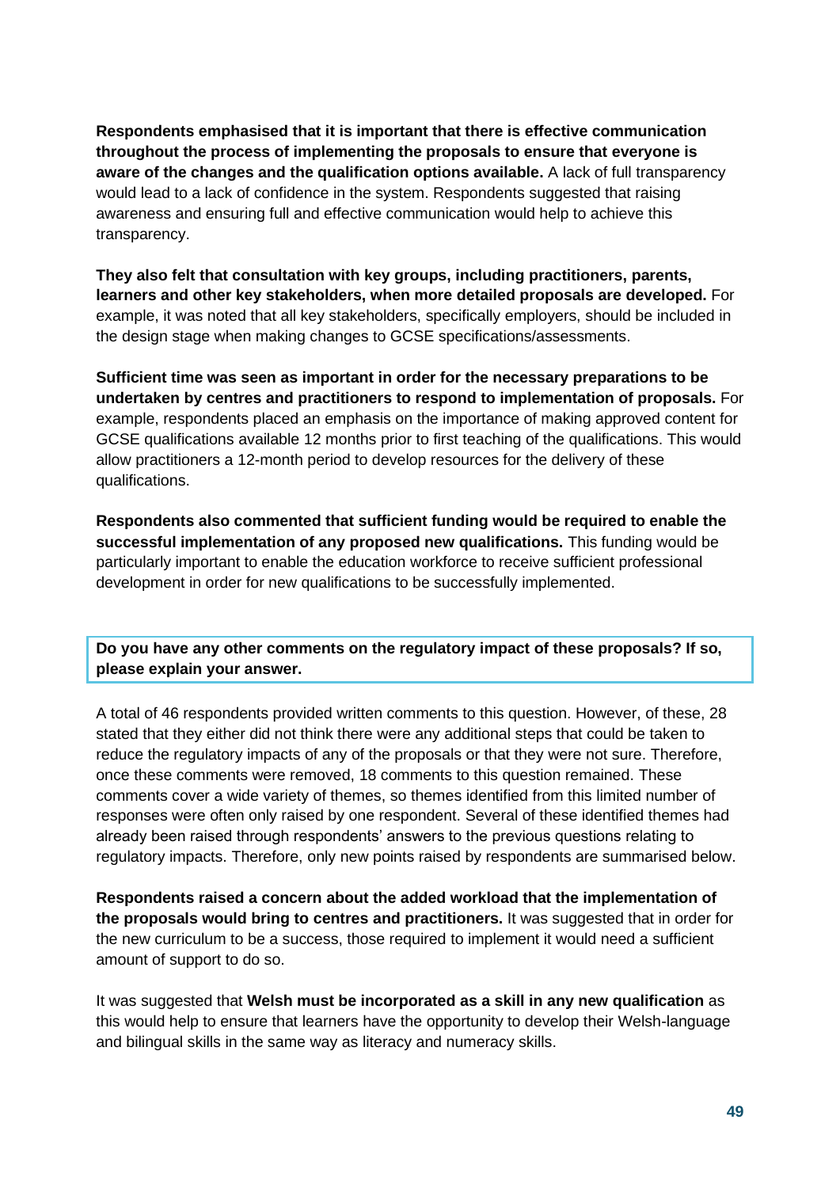**Respondents emphasised that it is important that there is effective communication throughout the process of implementing the proposals to ensure that everyone is aware of the changes and the qualification options available.** A lack of full transparency would lead to a lack of confidence in the system. Respondents suggested that raising awareness and ensuring full and effective communication would help to achieve this transparency.

**They also felt that consultation with key groups, including practitioners, parents, learners and other key stakeholders, when more detailed proposals are developed.** For example, it was noted that all key stakeholders, specifically employers, should be included in the design stage when making changes to GCSE specifications/assessments.

**Sufficient time was seen as important in order for the necessary preparations to be undertaken by centres and practitioners to respond to implementation of proposals.** For example, respondents placed an emphasis on the importance of making approved content for GCSE qualifications available 12 months prior to first teaching of the qualifications. This would allow practitioners a 12-month period to develop resources for the delivery of these qualifications.

**Respondents also commented that sufficient funding would be required to enable the successful implementation of any proposed new qualifications.** This funding would be particularly important to enable the education workforce to receive sufficient professional development in order for new qualifications to be successfully implemented.

**Do you have any other comments on the regulatory impact of these proposals? If so, please explain your answer.**

A total of 46 respondents provided written comments to this question. However, of these, 28 stated that they either did not think there were any additional steps that could be taken to reduce the regulatory impacts of any of the proposals or that they were not sure. Therefore, once these comments were removed, 18 comments to this question remained. These comments cover a wide variety of themes, so themes identified from this limited number of responses were often only raised by one respondent. Several of these identified themes had already been raised through respondents' answers to the previous questions relating to regulatory impacts. Therefore, only new points raised by respondents are summarised below.

**Respondents raised a concern about the added workload that the implementation of the proposals would bring to centres and practitioners.** It was suggested that in order for the new curriculum to be a success, those required to implement it would need a sufficient amount of support to do so.

It was suggested that **Welsh must be incorporated as a skill in any new qualification** as this would help to ensure that learners have the opportunity to develop their Welsh-language and bilingual skills in the same way as literacy and numeracy skills.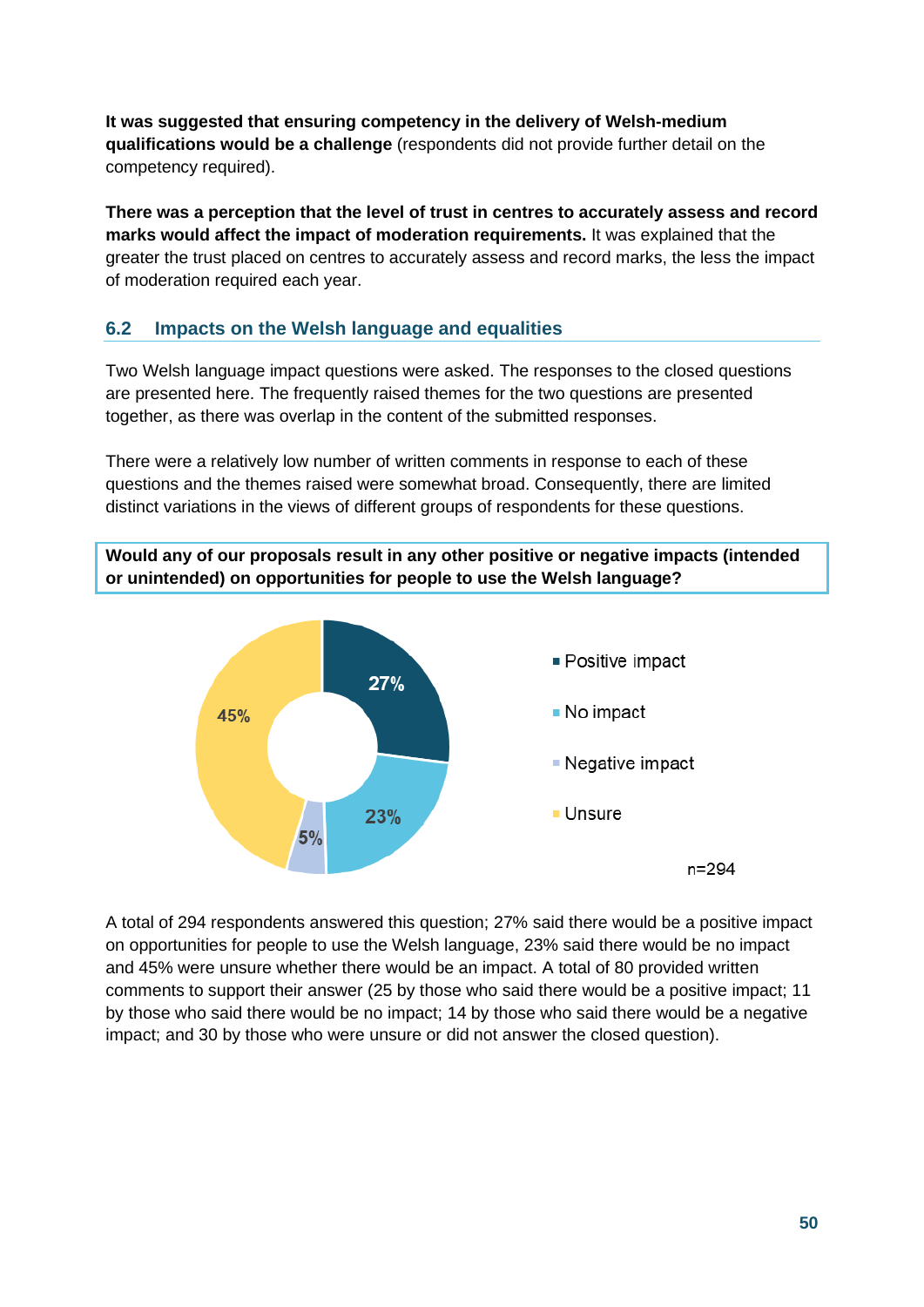**It was suggested that ensuring competency in the delivery of Welsh-medium qualifications would be a challenge** (respondents did not provide further detail on the competency required).

**There was a perception that the level of trust in centres to accurately assess and record marks would affect the impact of moderation requirements.** It was explained that the greater the trust placed on centres to accurately assess and record marks, the less the impact of moderation required each year.

## 6.2 Impacts on the Welsh language and equalities

Two Welsh language impact questions were asked. The responses to the closed questions are presented here. The frequently raised themes for the two questions are presented together, as there was overlap in the content of the submitted responses.

There were a relatively low number of written comments in response to each of these questions and the themes raised were somewhat broad. Consequently, there are limited distinct variations in the views of different groups of respondents for these questions.

**Would any of our proposals result in any other positive or negative impacts (intended or unintended) on opportunities for people to use the Welsh language?**

| Response | Percentage |
|---|---|
| Positive impact | 27% |
| No impact | 23% |
| Negative impact | 5% |
| Unsure | 45% |

n=294

A total of 294 respondents answered this question; 27% said there would be a positive impact on opportunities for people to use the Welsh language, 23% said there would be no impact and 45% were unsure whether there would be an impact. A total of 80 provided written comments to support their answer (25 by those who said there would be a positive impact; 11 by those who said there would be no impact; 14 by those who said there would be a negative impact; and 30 by those who were unsure or did not answer the closed question).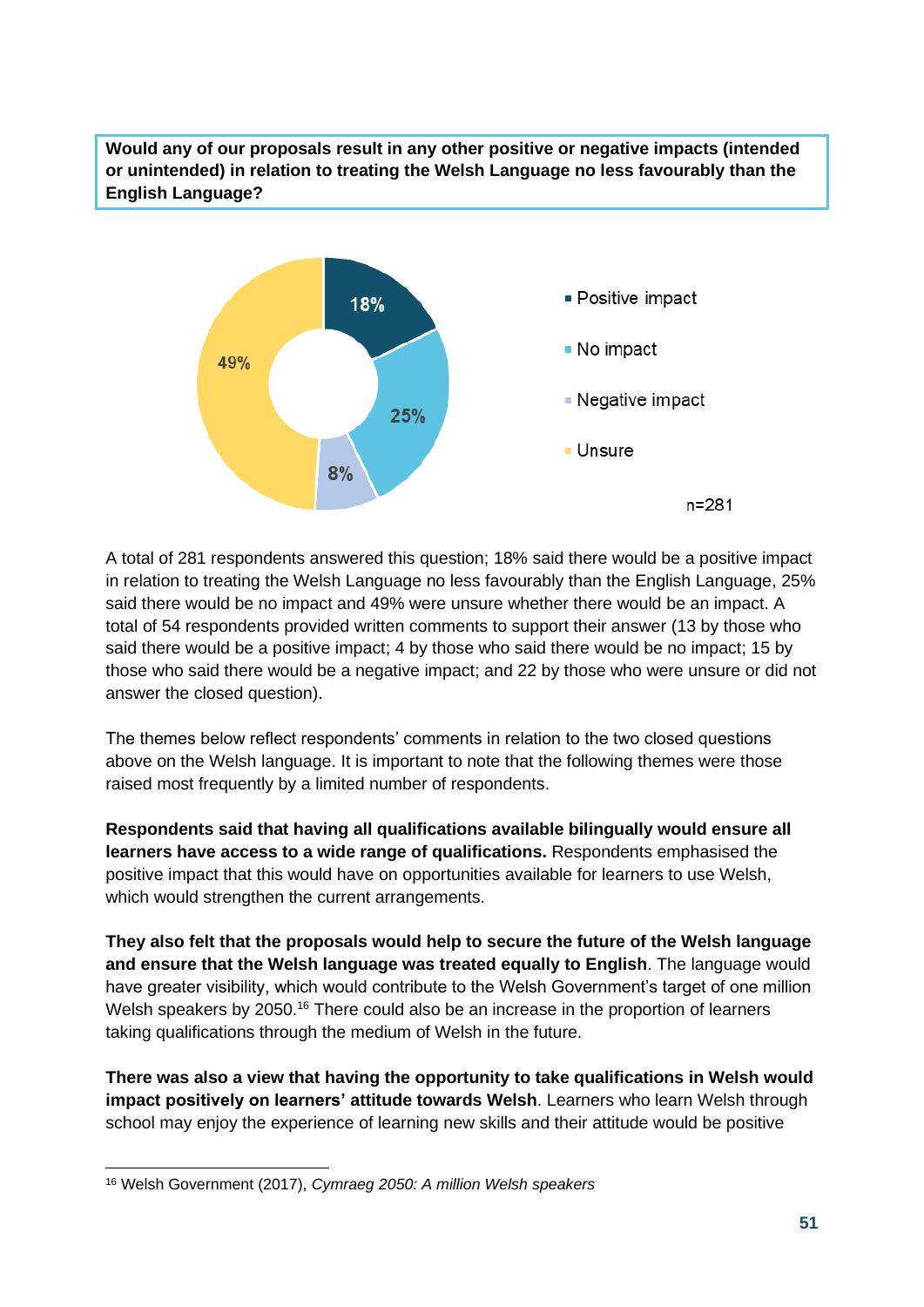**Would any of our proposals result in any other positive or negative impacts (intended or unintended) in relation to treating the Welsh Language no less favourably than the English Language?**

| Response | Percentage |
|---|---|
| Positive impact | 18% |
| No impact | 25% |
| Negative impact | 8% |
| Unsure | 49% |

n=281

A total of 281 respondents answered this question; 18% said there would be a positive impact in relation to treating the Welsh Language no less favourably than the English Language, 25% said there would be no impact and 49% were unsure whether there would be an impact. A total of 54 respondents provided written comments to support their answer (13 by those who said there would be a positive impact; 4 by those who said there would be no impact; 15 by those who said there would be a negative impact; and 22 by those who were unsure or did not answer the closed question).

The themes below reflect respondents' comments in relation to the two closed questions above on the Welsh language. It is important to note that the following themes were those raised most frequently by a limited number of respondents.

**Respondents said that having all qualifications available bilingually would ensure all learners have access to a wide range of qualifications.** Respondents emphasised the positive impact that this would have on opportunities available for learners to use Welsh, which would strengthen the current arrangements.

**They also felt that the proposals would help to secure the future of the Welsh language and ensure that the Welsh language was treated equally to English**. The language would have greater visibility, which would contribute to the Welsh Government's target of one million Welsh speakers by 2050.[16] There could also be an increase in the proportion of learners taking qualifications through the medium of Welsh in the future.

**There was also a view that having the opportunity to take qualifications in Welsh would impact positively on learners' attitude towards Welsh**. Learners who learn Welsh through school may enjoy the experience of learning new skills and their attitude would be positive

---

[16] Welsh Government (2017), *Cymraeg 2050: A million Welsh speakers*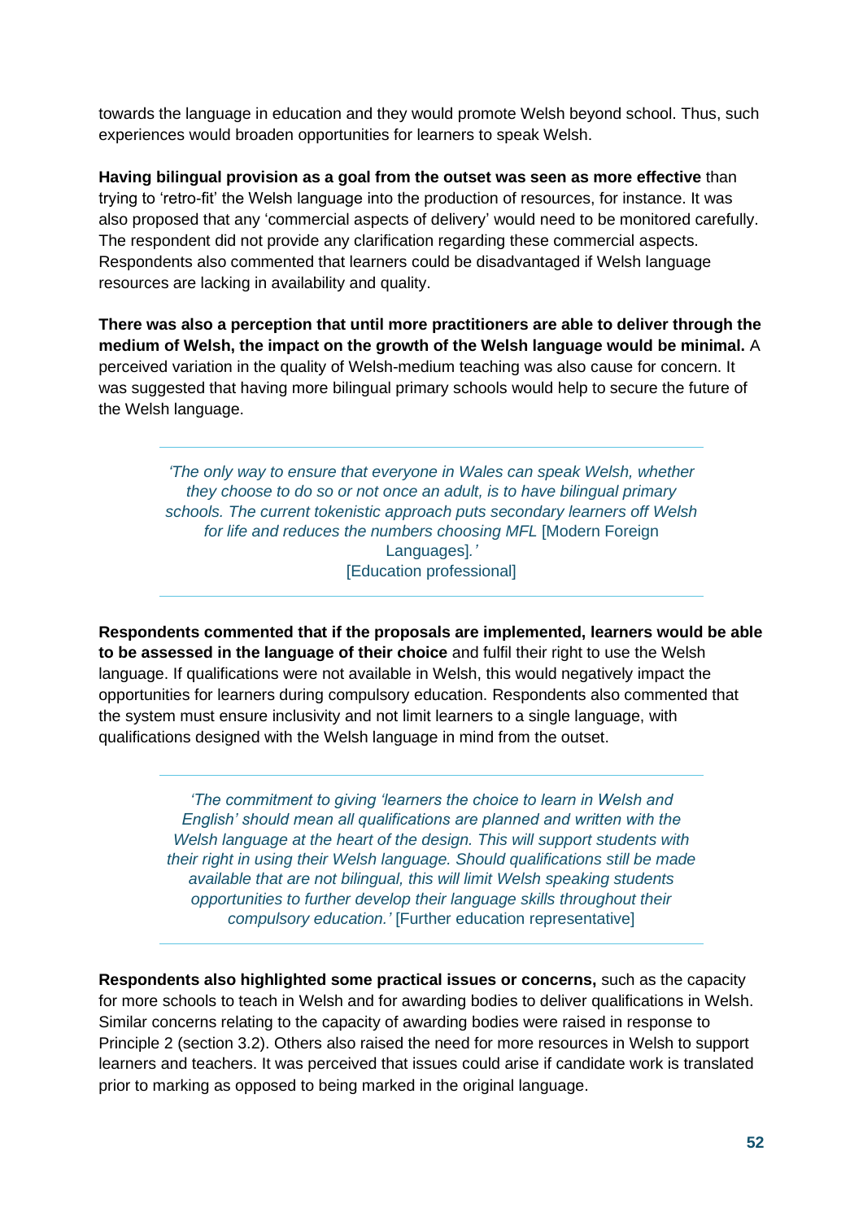towards the language in education and they would promote Welsh beyond school. Thus, such experiences would broaden opportunities for learners to speak Welsh.

**Having bilingual provision as a goal from the outset was seen as more effective** than trying to 'retro-fit' the Welsh language into the production of resources, for instance. It was also proposed that any 'commercial aspects of delivery' would need to be monitored carefully. The respondent did not provide any clarification regarding these commercial aspects. Respondents also commented that learners could be disadvantaged if Welsh language resources are lacking in availability and quality.

**There was also a perception that until more practitioners are able to deliver through the medium of Welsh, the impact on the growth of the Welsh language would be minimal.** A perceived variation in the quality of Welsh-medium teaching was also cause for concern. It was suggested that having more bilingual primary schools would help to secure the future of the Welsh language.

> *'The only way to ensure that everyone in Wales can speak Welsh, whether they choose to do so or not once an adult, is to have bilingual primary schools. The current tokenistic approach puts secondary learners off Welsh for life and reduces the numbers choosing MFL* [Modern Foreign Languages]*.'*
> [Education professional]

**Respondents commented that if the proposals are implemented, learners would be able to be assessed in the language of their choice** and fulfil their right to use the Welsh language. If qualifications were not available in Welsh, this would negatively impact the opportunities for learners during compulsory education. Respondents also commented that the system must ensure inclusivity and not limit learners to a single language, with qualifications designed with the Welsh language in mind from the outset.

> *'The commitment to giving 'learners the choice to learn in Welsh and English' should mean all qualifications are planned and written with the Welsh language at the heart of the design. This will support students with their right in using their Welsh language. Should qualifications still be made available that are not bilingual, this will limit Welsh speaking students opportunities to further develop their language skills throughout their compulsory education.'* [Further education representative]

**Respondents also highlighted some practical issues or concerns,** such as the capacity for more schools to teach in Welsh and for awarding bodies to deliver qualifications in Welsh. Similar concerns relating to the capacity of awarding bodies were raised in response to Principle 2 (section 3.2). Others also raised the need for more resources in Welsh to support learners and teachers. It was perceived that issues could arise if candidate work is translated prior to marking as opposed to being marked in the original language.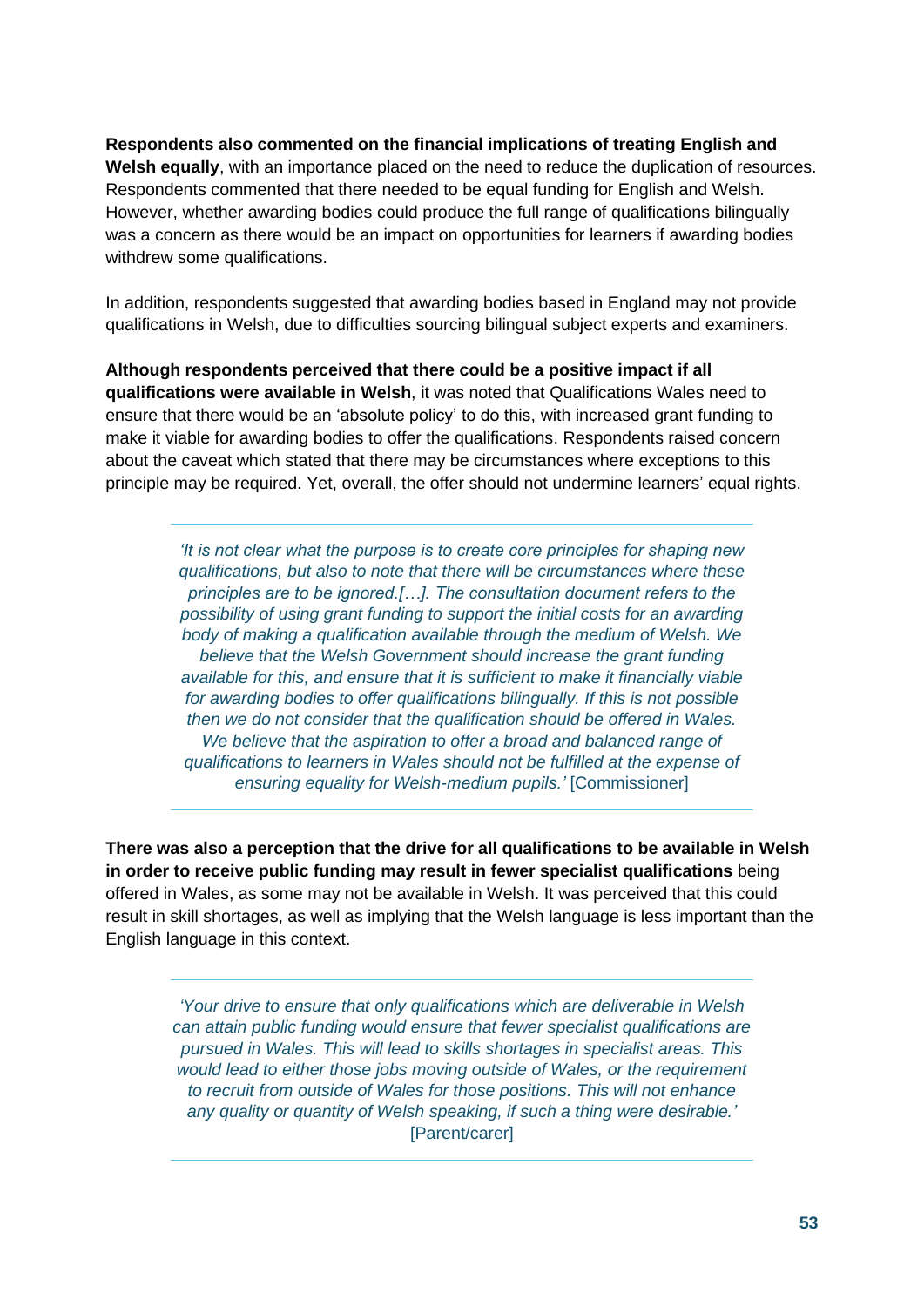**Respondents also commented on the financial implications of treating English and Welsh equally**, with an importance placed on the need to reduce the duplication of resources. Respondents commented that there needed to be equal funding for English and Welsh. However, whether awarding bodies could produce the full range of qualifications bilingually was a concern as there would be an impact on opportunities for learners if awarding bodies withdrew some qualifications.

In addition, respondents suggested that awarding bodies based in England may not provide qualifications in Welsh, due to difficulties sourcing bilingual subject experts and examiners.

**Although respondents perceived that there could be a positive impact if all qualifications were available in Welsh**, it was noted that Qualifications Wales need to ensure that there would be an 'absolute policy' to do this, with increased grant funding to make it viable for awarding bodies to offer the qualifications. Respondents raised concern about the caveat which stated that there may be circumstances where exceptions to this principle may be required. Yet, overall, the offer should not undermine learners' equal rights.

> *'It is not clear what the purpose is to create core principles for shaping new qualifications, but also to note that there will be circumstances where these principles are to be ignored.[…]. The consultation document refers to the possibility of using grant funding to support the initial costs for an awarding body of making a qualification available through the medium of Welsh. We believe that the Welsh Government should increase the grant funding available for this, and ensure that it is sufficient to make it financially viable for awarding bodies to offer qualifications bilingually. If this is not possible then we do not consider that the qualification should be offered in Wales. We believe that the aspiration to offer a broad and balanced range of qualifications to learners in Wales should not be fulfilled at the expense of ensuring equality for Welsh-medium pupils.'* [Commissioner]

**There was also a perception that the drive for all qualifications to be available in Welsh in order to receive public funding may result in fewer specialist qualifications** being offered in Wales, as some may not be available in Welsh. It was perceived that this could result in skill shortages, as well as implying that the Welsh language is less important than the English language in this context.

> *'Your drive to ensure that only qualifications which are deliverable in Welsh can attain public funding would ensure that fewer specialist qualifications are pursued in Wales. This will lead to skills shortages in specialist areas. This would lead to either those jobs moving outside of Wales, or the requirement to recruit from outside of Wales for those positions. This will not enhance any quality or quantity of Welsh speaking, if such a thing were desirable.'* [Parent/carer]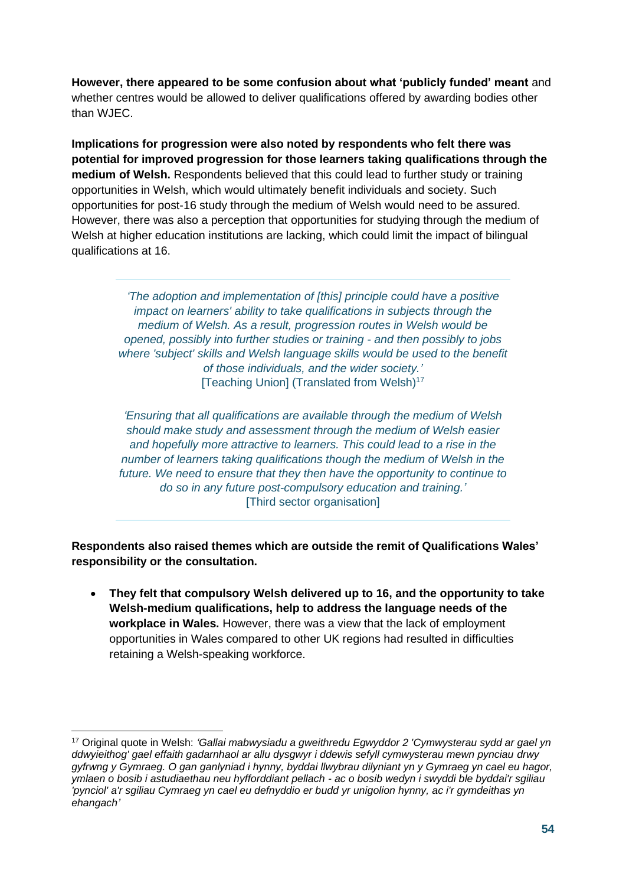**However, there appeared to be some confusion about what 'publicly funded' meant** and whether centres would be allowed to deliver qualifications offered by awarding bodies other than WJEC.

**Implications for progression were also noted by respondents who felt there was potential for improved progression for those learners taking qualifications through the medium of Welsh.** Respondents believed that this could lead to further study or training opportunities in Welsh, which would ultimately benefit individuals and society. Such opportunities for post-16 study through the medium of Welsh would need to be assured. However, there was also a perception that opportunities for studying through the medium of Welsh at higher education institutions are lacking, which could limit the impact of bilingual qualifications at 16.

> *'The adoption and implementation of [this] principle could have a positive impact on learners' ability to take qualifications in subjects through the medium of Welsh. As a result, progression routes in Welsh would be opened, possibly into further studies or training - and then possibly to jobs where 'subject' skills and Welsh language skills would be used to the benefit of those individuals, and the wider society.'*
> [Teaching Union] (Translated from Welsh)[17]

> *'Ensuring that all qualifications are available through the medium of Welsh should make study and assessment through the medium of Welsh easier and hopefully more attractive to learners. This could lead to a rise in the number of learners taking qualifications though the medium of Welsh in the future. We need to ensure that they then have the opportunity to continue to do so in any future post-compulsory education and training.'*
> [Third sector organisation]

**Respondents also raised themes which are outside the remit of Qualifications Wales' responsibility or the consultation.**

- **They felt that compulsory Welsh delivered up to 16, and the opportunity to take Welsh-medium qualifications, help to address the language needs of the workplace in Wales.** However, there was a view that the lack of employment opportunities in Wales compared to other UK regions had resulted in difficulties retaining a Welsh-speaking workforce.

---

[17] Original quote in Welsh: *'Gallai mabwysiadu a gweithredu Egwyddor 2 'Cymwysterau sydd ar gael yn ddwyieithog' gael effaith gadarnhaol ar allu dysgwyr i ddewis sefyll cymwysterau mewn pynciau drwy gyfrwng y Gymraeg. O gan ganlyniad i hynny, byddai llwybrau dilyniant yn y Gymraeg yn cael eu hagor, ymlaen o bosib i astudiaethau neu hyfforddiant pellach - ac o bosib wedyn i swyddi ble byddai'r sgiliau 'pynciol' a'r sgiliau Cymraeg yn cael eu defnyddio er budd yr unigolion hynny, ac i'r gymdeithas yn ehangach'*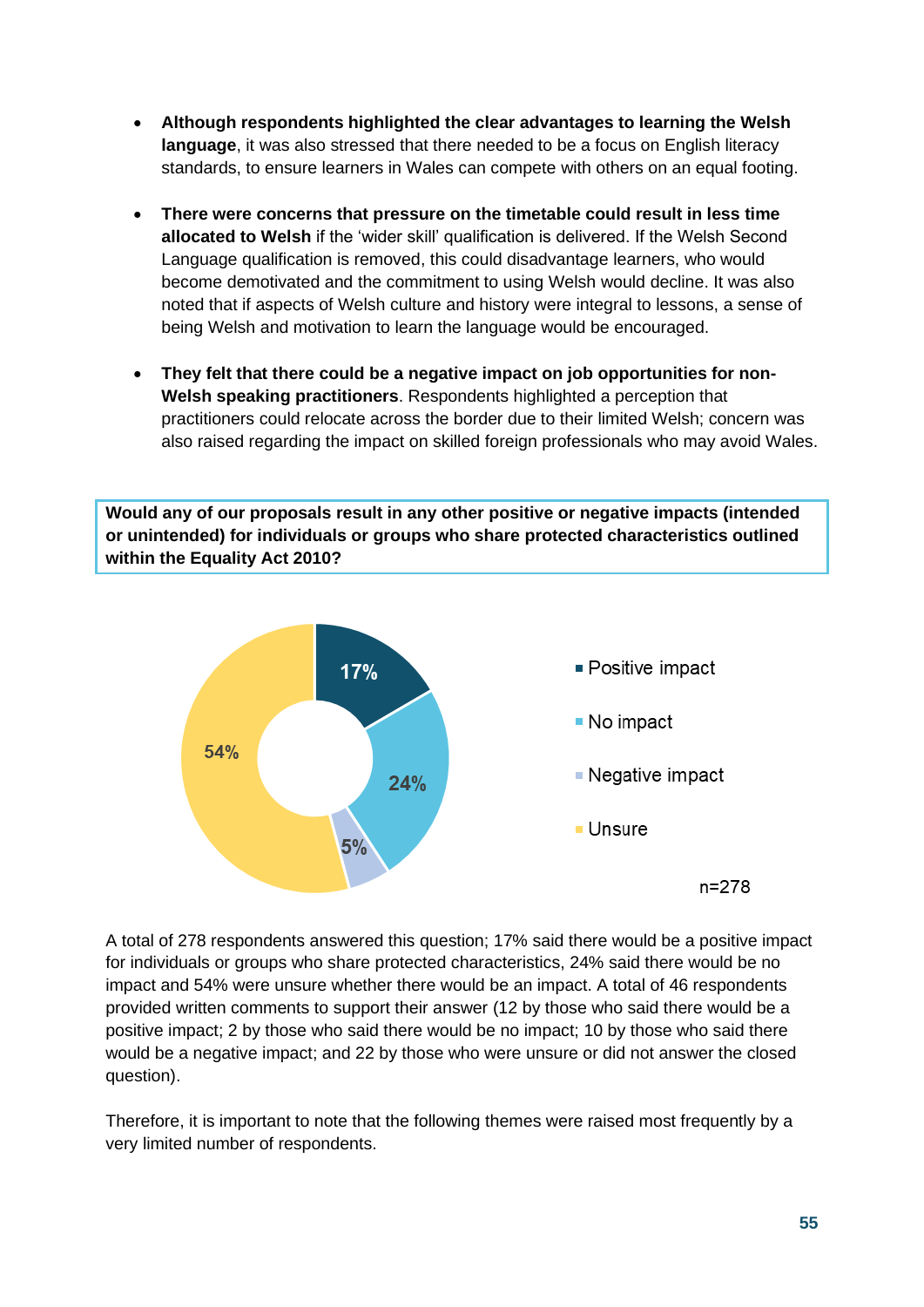- **Although respondents highlighted the clear advantages to learning the Welsh language**, it was also stressed that there needed to be a focus on English literacy standards, to ensure learners in Wales can compete with others on an equal footing.

- **There were concerns that pressure on the timetable could result in less time allocated to Welsh** if the 'wider skill' qualification is delivered. If the Welsh Second Language qualification is removed, this could disadvantage learners, who would become demotivated and the commitment to using Welsh would decline. It was also noted that if aspects of Welsh culture and history were integral to lessons, a sense of being Welsh and motivation to learn the language would be encouraged.

- **They felt that there could be a negative impact on job opportunities for non-Welsh speaking practitioners**. Respondents highlighted a perception that practitioners could relocate across the border due to their limited Welsh; concern was also raised regarding the impact on skilled foreign professionals who may avoid Wales.

**Would any of our proposals result in any other positive or negative impacts (intended or unintended) for individuals or groups who share protected characteristics outlined within the Equality Act 2010?**

| Response | % |
|---|---|
| Positive impact | 17% |
| No impact | 24% |
| Negative impact | 5% |
| Unsure | 54% |

n=278

A total of 278 respondents answered this question; 17% said there would be a positive impact for individuals or groups who share protected characteristics, 24% said there would be no impact and 54% were unsure whether there would be an impact. A total of 46 respondents provided written comments to support their answer (12 by those who said there would be a positive impact; 2 by those who said there would be no impact; 10 by those who said there would be a negative impact; and 22 by those who were unsure or did not answer the closed question).

Therefore, it is important to note that the following themes were raised most frequently by a very limited number of respondents.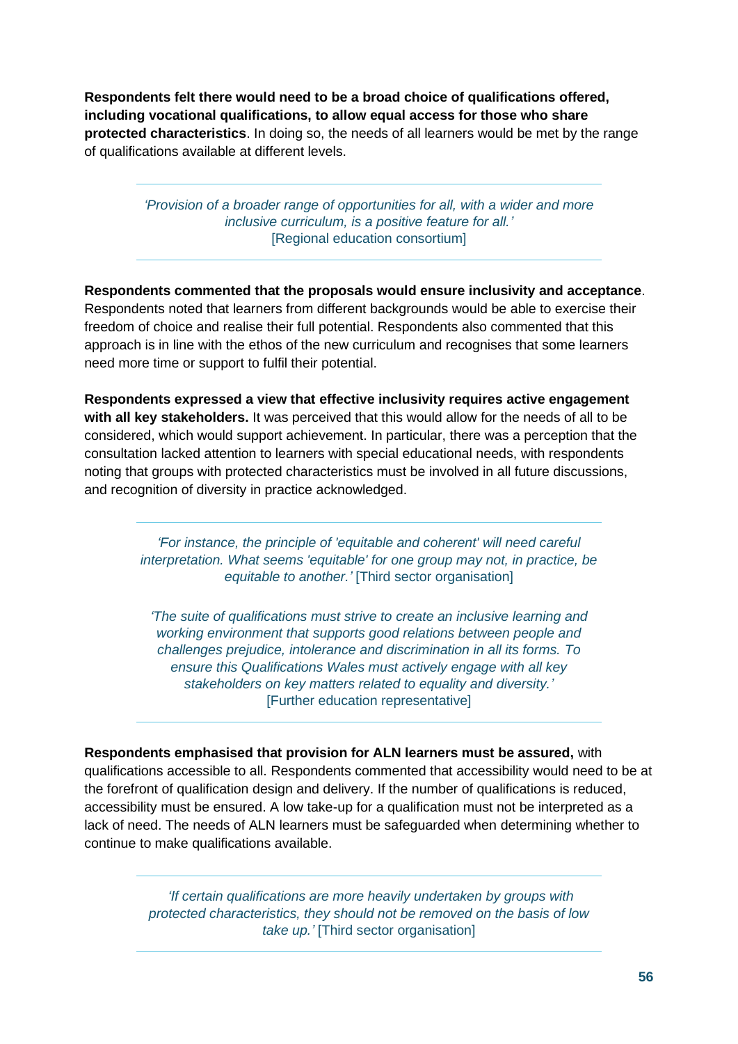**Respondents felt there would need to be a broad choice of qualifications offered, including vocational qualifications, to allow equal access for those who share protected characteristics**. In doing so, the needs of all learners would be met by the range of qualifications available at different levels.

> *'Provision of a broader range of opportunities for all, with a wider and more inclusive curriculum, is a positive feature for all.'*
> [Regional education consortium]

**Respondents commented that the proposals would ensure inclusivity and acceptance**. Respondents noted that learners from different backgrounds would be able to exercise their freedom of choice and realise their full potential. Respondents also commented that this approach is in line with the ethos of the new curriculum and recognises that some learners need more time or support to fulfil their potential.

**Respondents expressed a view that effective inclusivity requires active engagement with all key stakeholders.** It was perceived that this would allow for the needs of all to be considered, which would support achievement. In particular, there was a perception that the consultation lacked attention to learners with special educational needs, with respondents noting that groups with protected characteristics must be involved in all future discussions, and recognition of diversity in practice acknowledged.

> *'For instance, the principle of 'equitable and coherent' will need careful interpretation. What seems 'equitable' for one group may not, in practice, be equitable to another.'* [Third sector organisation]
>
> *'The suite of qualifications must strive to create an inclusive learning and working environment that supports good relations between people and challenges prejudice, intolerance and discrimination in all its forms. To ensure this Qualifications Wales must actively engage with all key stakeholders on key matters related to equality and diversity.'*
> [Further education representative]

**Respondents emphasised that provision for ALN learners must be assured,** with qualifications accessible to all. Respondents commented that accessibility would need to be at the forefront of qualification design and delivery. If the number of qualifications is reduced, accessibility must be ensured. A low take-up for a qualification must not be interpreted as a lack of need. The needs of ALN learners must be safeguarded when determining whether to continue to make qualifications available.

> *'If certain qualifications are more heavily undertaken by groups with protected characteristics, they should not be removed on the basis of low take up.'* [Third sector organisation]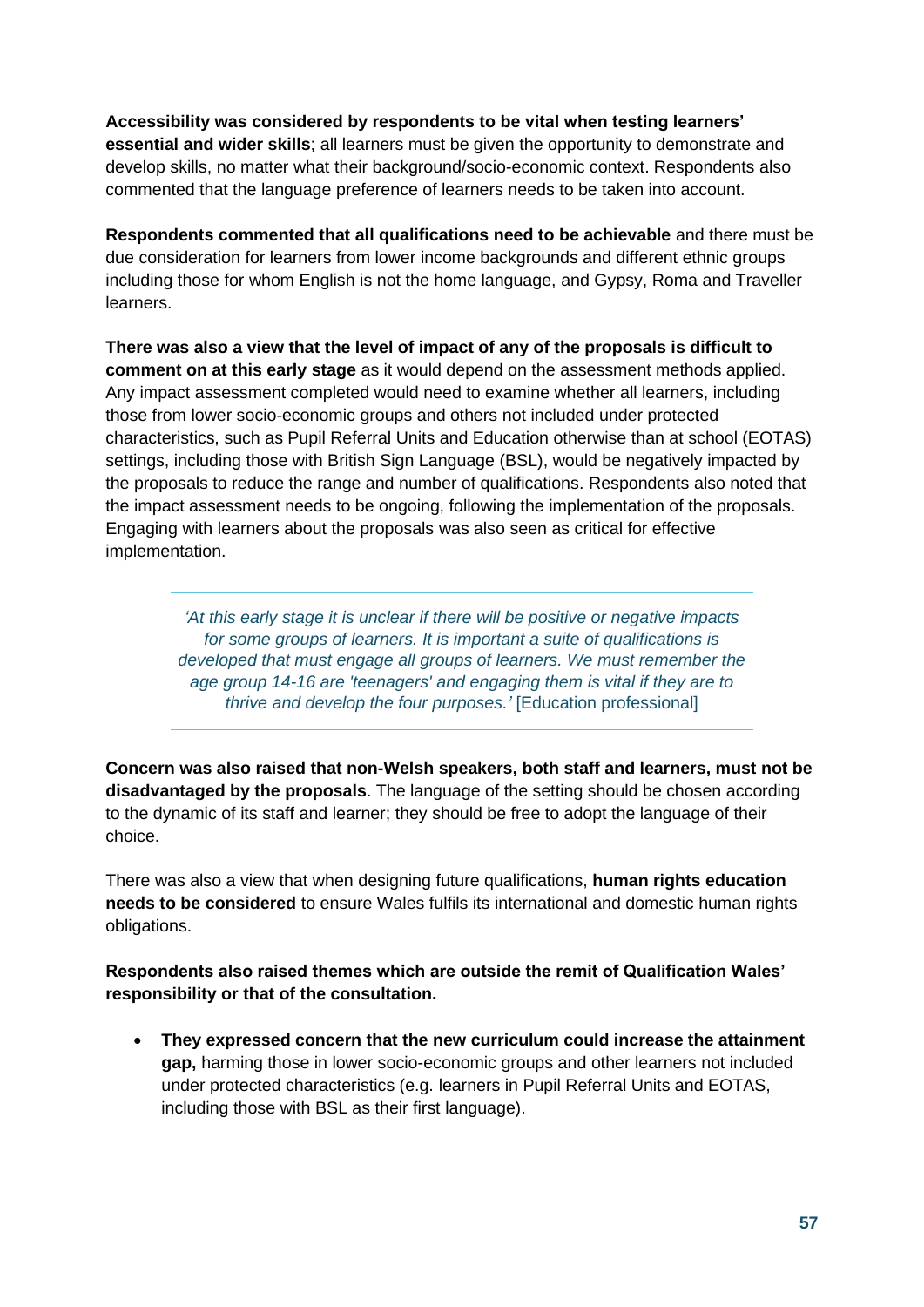**Accessibility was considered by respondents to be vital when testing learners' essential and wider skills**; all learners must be given the opportunity to demonstrate and develop skills, no matter what their background/socio-economic context. Respondents also commented that the language preference of learners needs to be taken into account.

**Respondents commented that all qualifications need to be achievable** and there must be due consideration for learners from lower income backgrounds and different ethnic groups including those for whom English is not the home language, and Gypsy, Roma and Traveller learners.

**There was also a view that the level of impact of any of the proposals is difficult to comment on at this early stage** as it would depend on the assessment methods applied. Any impact assessment completed would need to examine whether all learners, including those from lower socio-economic groups and others not included under protected characteristics, such as Pupil Referral Units and Education otherwise than at school (EOTAS) settings, including those with British Sign Language (BSL), would be negatively impacted by the proposals to reduce the range and number of qualifications. Respondents also noted that the impact assessment needs to be ongoing, following the implementation of the proposals. Engaging with learners about the proposals was also seen as critical for effective implementation.

> *'At this early stage it is unclear if there will be positive or negative impacts for some groups of learners. It is important a suite of qualifications is developed that must engage all groups of learners. We must remember the age group 14-16 are 'teenagers' and engaging them is vital if they are to thrive and develop the four purposes.'* [Education professional]

**Concern was also raised that non-Welsh speakers, both staff and learners, must not be disadvantaged by the proposals**. The language of the setting should be chosen according to the dynamic of its staff and learner; they should be free to adopt the language of their choice.

There was also a view that when designing future qualifications, **human rights education needs to be considered** to ensure Wales fulfils its international and domestic human rights obligations.

**Respondents also raised themes which are outside the remit of Qualification Wales' responsibility or that of the consultation.**

- **They expressed concern that the new curriculum could increase the attainment gap,** harming those in lower socio-economic groups and other learners not included under protected characteristics (e.g. learners in Pupil Referral Units and EOTAS, including those with BSL as their first language).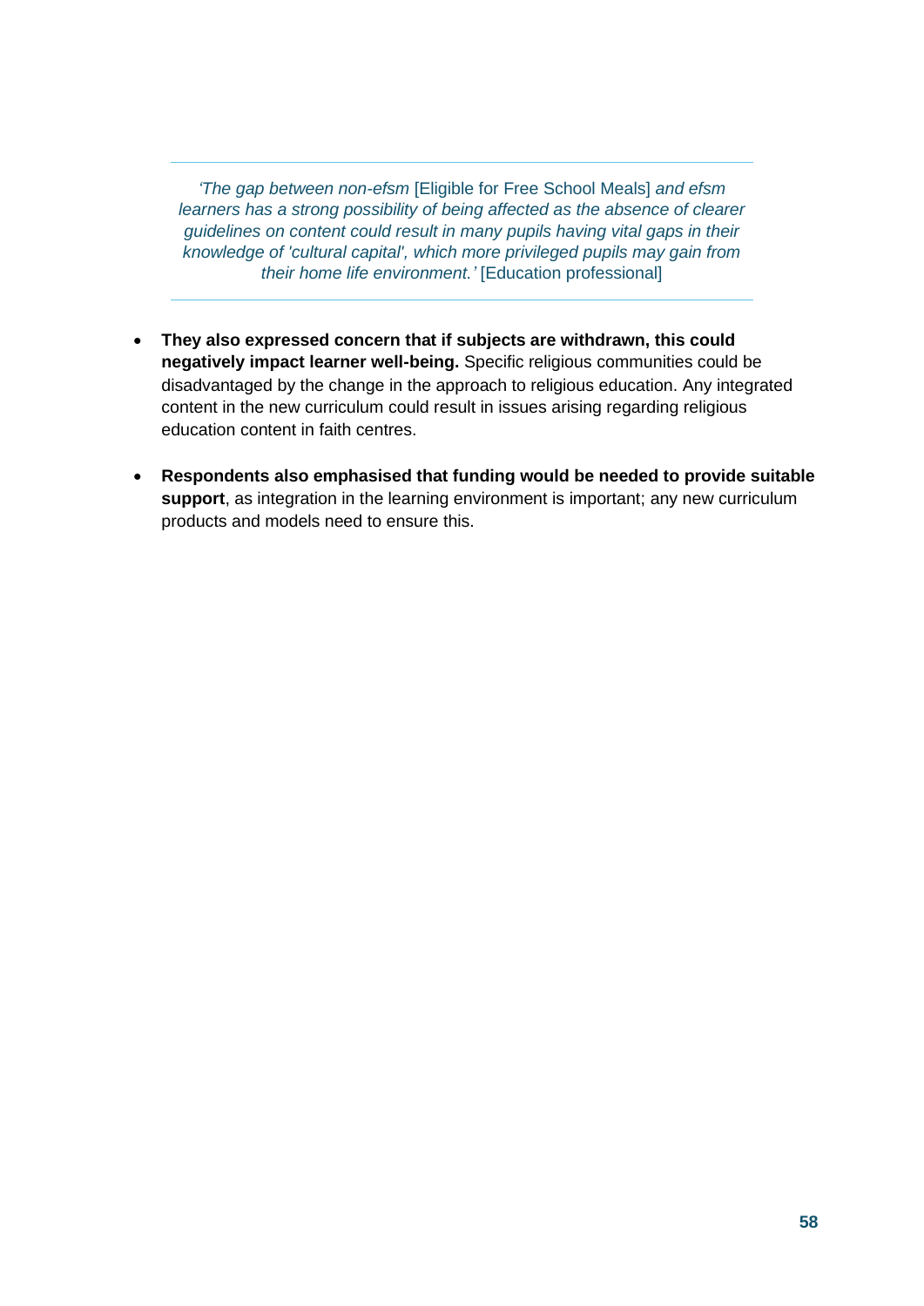> *'The gap between non-efsm* [Eligible for Free School Meals] *and efsm learners has a strong possibility of being affected as the absence of clearer guidelines on content could result in many pupils having vital gaps in their knowledge of 'cultural capital', which more privileged pupils may gain from their home life environment.'* [Education professional]

- **They also expressed concern that if subjects are withdrawn, this could negatively impact learner well-being.** Specific religious communities could be disadvantaged by the change in the approach to religious education. Any integrated content in the new curriculum could result in issues arising regarding religious education content in faith centres.
- **Respondents also emphasised that funding would be needed to provide suitable support**, as integration in the learning environment is important; any new curriculum products and models need to ensure this.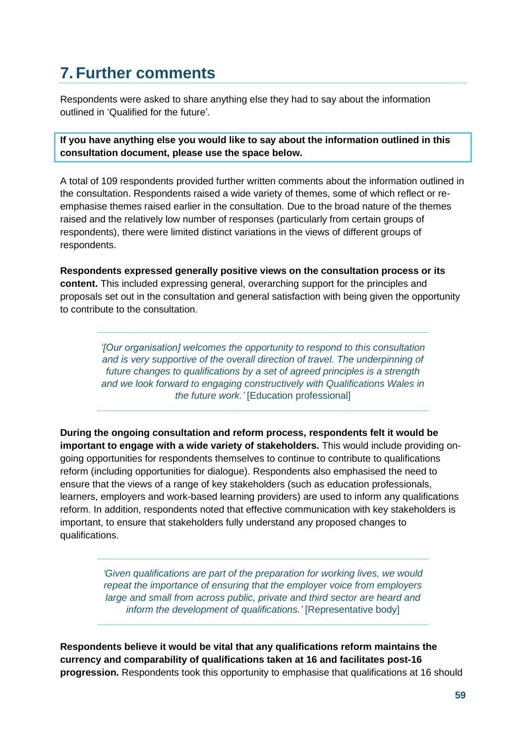## 7. Further comments

Respondents were asked to share anything else they had to say about the information outlined in 'Qualified for the future'.

**If you have anything else you would like to say about the information outlined in this consultation document, please use the space below.**

A total of 109 respondents provided further written comments about the information outlined in the consultation. Respondents raised a wide variety of themes, some of which reflect or re-emphasise themes raised earlier in the consultation. Due to the broad nature of the themes raised and the relatively low number of responses (particularly from certain groups of respondents), there were limited distinct variations in the views of different groups of respondents.

**Respondents expressed generally positive views on the consultation process or its content.** This included expressing general, overarching support for the principles and proposals set out in the consultation and general satisfaction with being given the opportunity to contribute to the consultation.

> *'[Our organisation] welcomes the opportunity to respond to this consultation and is very supportive of the overall direction of travel. The underpinning of future changes to qualifications by a set of agreed principles is a strength and we look forward to engaging constructively with Qualifications Wales in the future work.'* [Education professional]

**During the ongoing consultation and reform process, respondents felt it would be important to engage with a wide variety of stakeholders.** This would include providing on-going opportunities for respondents themselves to continue to contribute to qualifications reform (including opportunities for dialogue). Respondents also emphasised the need to ensure that the views of a range of key stakeholders (such as education professionals, learners, employers and work-based learning providers) are used to inform any qualifications reform. In addition, respondents noted that effective communication with key stakeholders is important, to ensure that stakeholders fully understand any proposed changes to qualifications.

> *'Given qualifications are part of the preparation for working lives, we would repeat the importance of ensuring that the employer voice from employers large and small from across public, private and third sector are heard and inform the development of qualifications.'* [Representative body]

**Respondents believe it would be vital that any qualifications reform maintains the currency and comparability of qualifications taken at 16 and facilitates post-16 progression.** Respondents took this opportunity to emphasise that qualifications at 16 should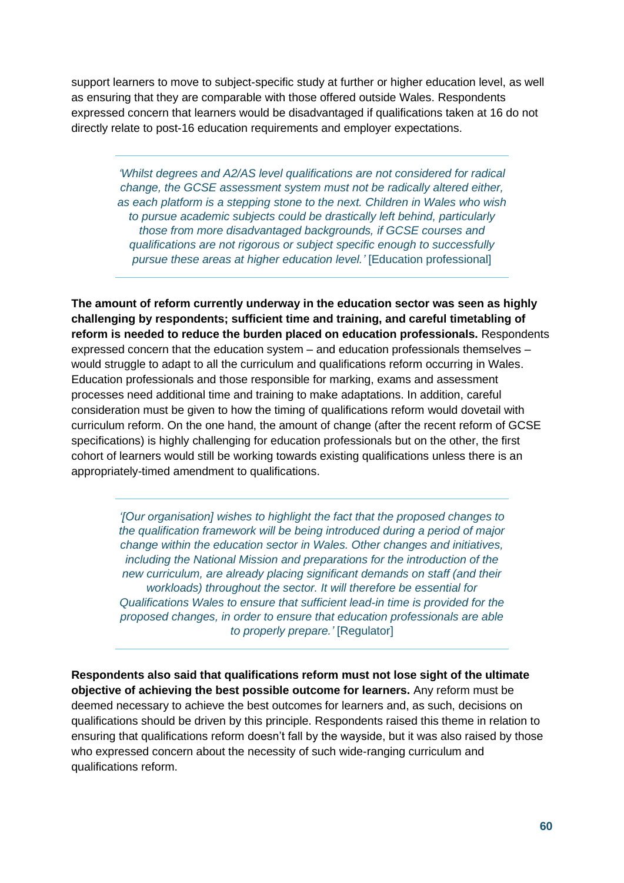support learners to move to subject-specific study at further or higher education level, as well as ensuring that they are comparable with those offered outside Wales. Respondents expressed concern that learners would be disadvantaged if qualifications taken at 16 do not directly relate to post-16 education requirements and employer expectations.

> *'Whilst degrees and A2/AS level qualifications are not considered for radical change, the GCSE assessment system must not be radically altered either, as each platform is a stepping stone to the next. Children in Wales who wish to pursue academic subjects could be drastically left behind, particularly those from more disadvantaged backgrounds, if GCSE courses and qualifications are not rigorous or subject specific enough to successfully pursue these areas at higher education level.'* [Education professional]

**The amount of reform currently underway in the education sector was seen as highly challenging by respondents; sufficient time and training, and careful timetabling of reform is needed to reduce the burden placed on education professionals.** Respondents expressed concern that the education system – and education professionals themselves – would struggle to adapt to all the curriculum and qualifications reform occurring in Wales. Education professionals and those responsible for marking, exams and assessment processes need additional time and training to make adaptations. In addition, careful consideration must be given to how the timing of qualifications reform would dovetail with curriculum reform. On the one hand, the amount of change (after the recent reform of GCSE specifications) is highly challenging for education professionals but on the other, the first cohort of learners would still be working towards existing qualifications unless there is an appropriately-timed amendment to qualifications.

> *'[Our organisation] wishes to highlight the fact that the proposed changes to the qualification framework will be being introduced during a period of major change within the education sector in Wales. Other changes and initiatives, including the National Mission and preparations for the introduction of the new curriculum, are already placing significant demands on staff (and their workloads) throughout the sector. It will therefore be essential for Qualifications Wales to ensure that sufficient lead-in time is provided for the proposed changes, in order to ensure that education professionals are able to properly prepare.'* [Regulator]

**Respondents also said that qualifications reform must not lose sight of the ultimate objective of achieving the best possible outcome for learners.** Any reform must be deemed necessary to achieve the best outcomes for learners and, as such, decisions on qualifications should be driven by this principle. Respondents raised this theme in relation to ensuring that qualifications reform doesn't fall by the wayside, but it was also raised by those who expressed concern about the necessity of such wide-ranging curriculum and qualifications reform.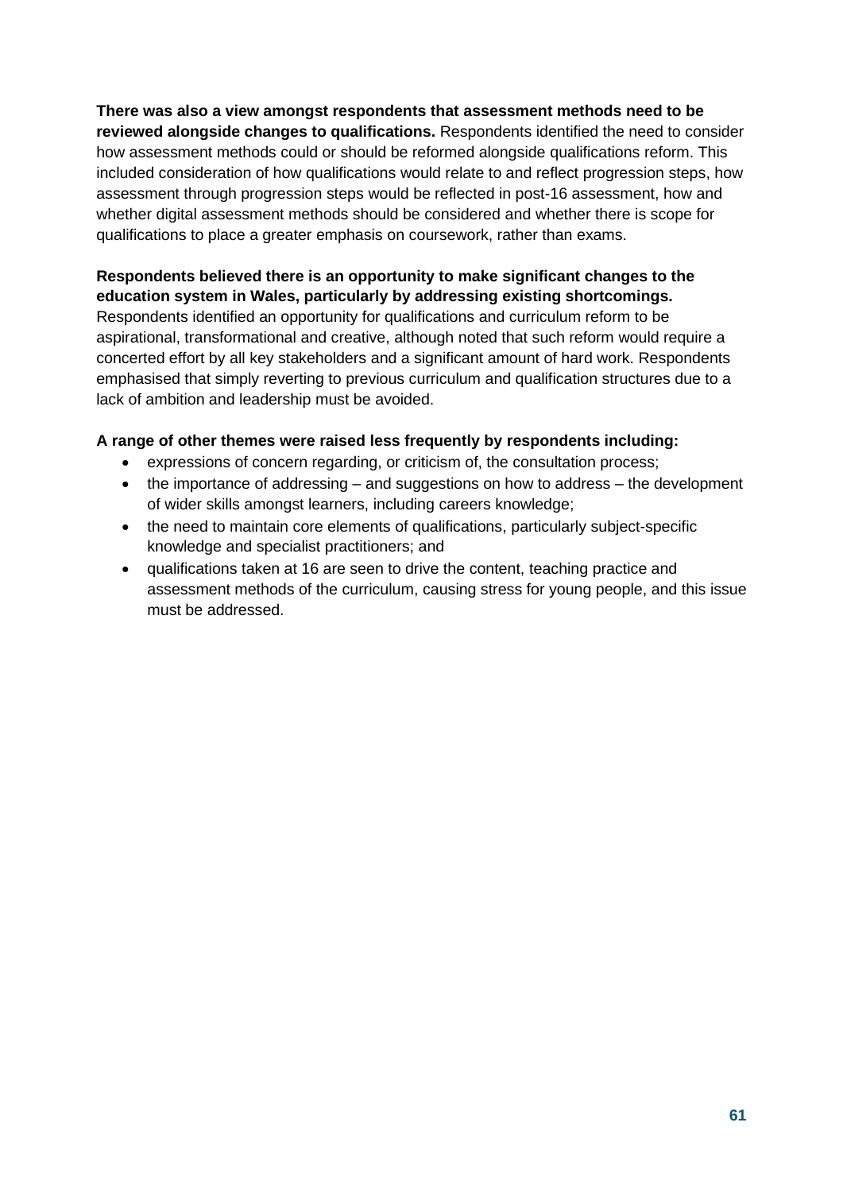**There was also a view amongst respondents that assessment methods need to be reviewed alongside changes to qualifications.** Respondents identified the need to consider how assessment methods could or should be reformed alongside qualifications reform. This included consideration of how qualifications would relate to and reflect progression steps, how assessment through progression steps would be reflected in post-16 assessment, how and whether digital assessment methods should be considered and whether there is scope for qualifications to place a greater emphasis on coursework, rather than exams.

**Respondents believed there is an opportunity to make significant changes to the education system in Wales, particularly by addressing existing shortcomings.** Respondents identified an opportunity for qualifications and curriculum reform to be aspirational, transformational and creative, although noted that such reform would require a concerted effort by all key stakeholders and a significant amount of hard work. Respondents emphasised that simply reverting to previous curriculum and qualification structures due to a lack of ambition and leadership must be avoided.

**A range of other themes were raised less frequently by respondents including:**

- expressions of concern regarding, or criticism of, the consultation process;
- the importance of addressing – and suggestions on how to address – the development of wider skills amongst learners, including careers knowledge;
- the need to maintain core elements of qualifications, particularly subject-specific knowledge and specialist practitioners; and
- qualifications taken at 16 are seen to drive the content, teaching practice and assessment methods of the curriculum, causing stress for young people, and this issue must be addressed.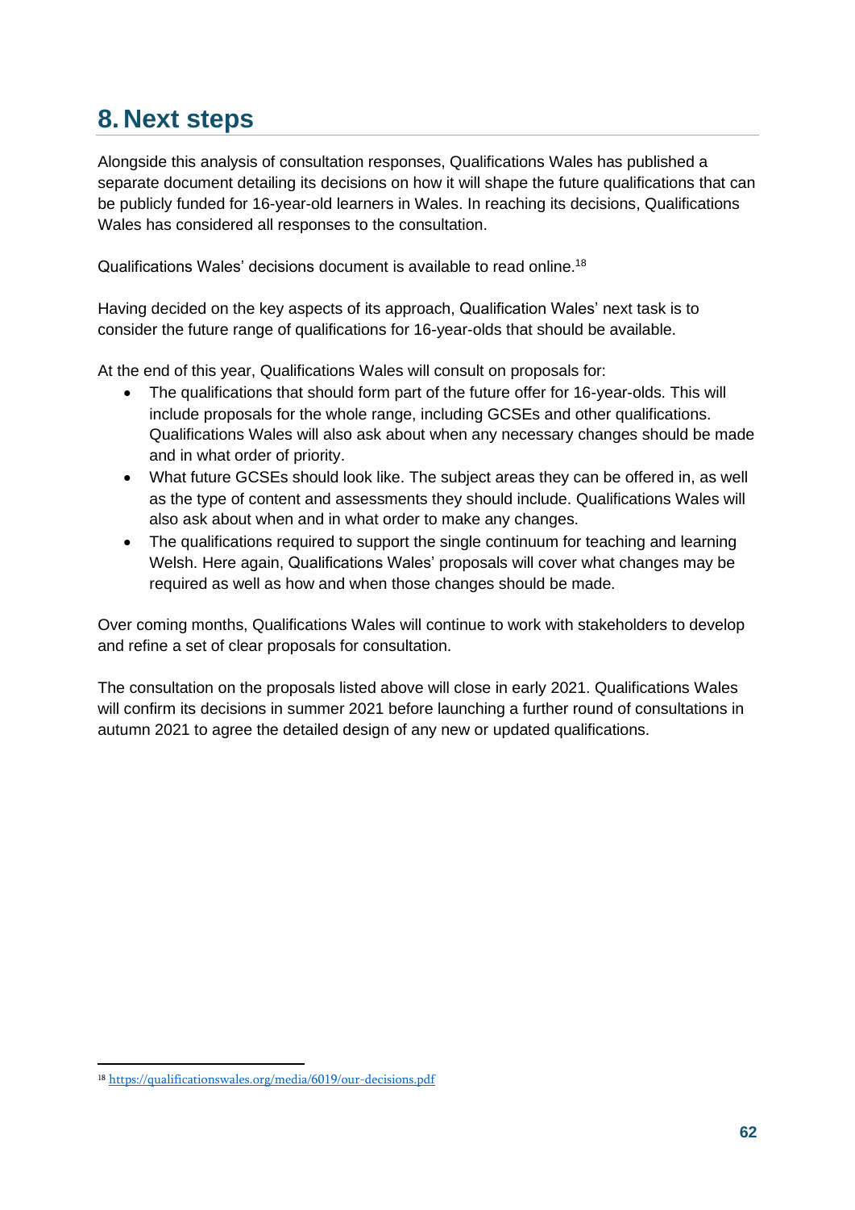# 8. Next steps

Alongside this analysis of consultation responses, Qualifications Wales has published a separate document detailing its decisions on how it will shape the future qualifications that can be publicly funded for 16-year-old learners in Wales. In reaching its decisions, Qualifications Wales has considered all responses to the consultation.

Qualifications Wales' decisions document is available to read online.[18]

Having decided on the key aspects of its approach, Qualification Wales' next task is to consider the future range of qualifications for 16-year-olds that should be available.

At the end of this year, Qualifications Wales will consult on proposals for:

- The qualifications that should form part of the future offer for 16-year-olds. This will include proposals for the whole range, including GCSEs and other qualifications. Qualifications Wales will also ask about when any necessary changes should be made and in what order of priority.
- What future GCSEs should look like. The subject areas they can be offered in, as well as the type of content and assessments they should include. Qualifications Wales will also ask about when and in what order to make any changes.
- The qualifications required to support the single continuum for teaching and learning Welsh. Here again, Qualifications Wales' proposals will cover what changes may be required as well as how and when those changes should be made.

Over coming months, Qualifications Wales will continue to work with stakeholders to develop and refine a set of clear proposals for consultation.

The consultation on the proposals listed above will close in early 2021. Qualifications Wales will confirm its decisions in summer 2021 before launching a further round of consultations in autumn 2021 to agree the detailed design of any new or updated qualifications.

[18] https://qualificationswales.org/media/6019/our-decisions.pdf